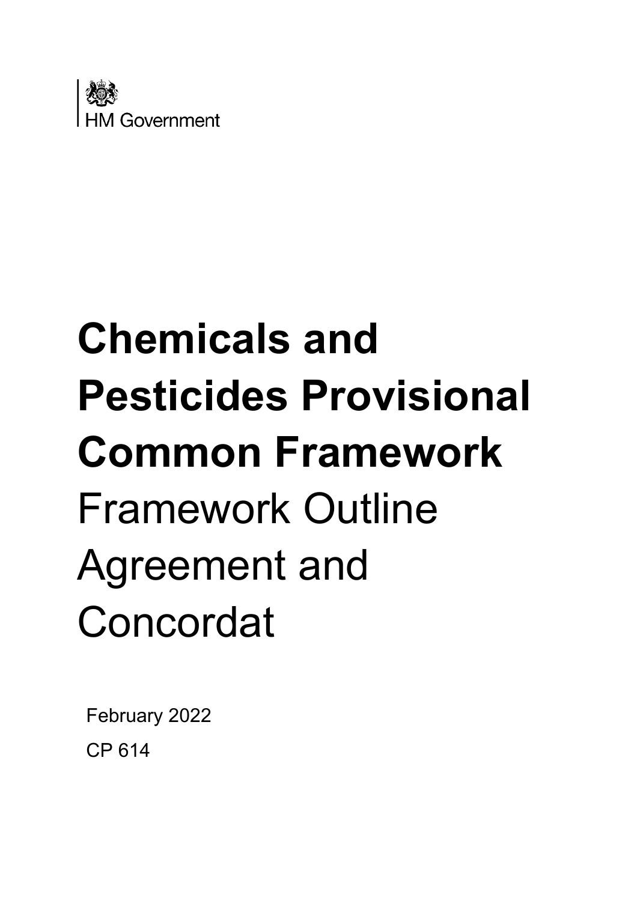HM Government

# Chemicals and Pesticides Provisional Common Framework

Framework Outline Agreement and Concordat

February 2022

CP 614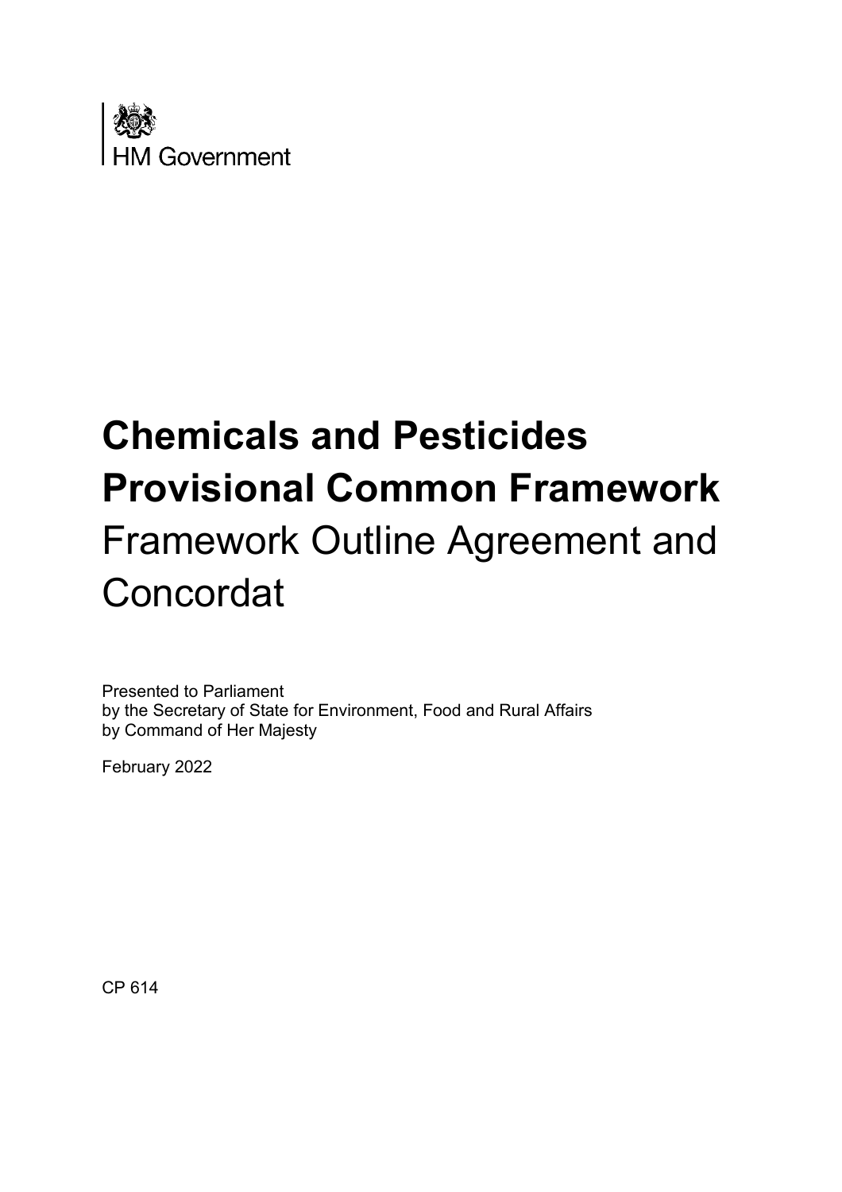HM Government

# Chemicals and Pesticides Provisional Common Framework

## Framework Outline Agreement and Concordat

Presented to Parliament
by the Secretary of State for Environment, Food and Rural Affairs
by Command of Her Majesty

February 2022

CP 614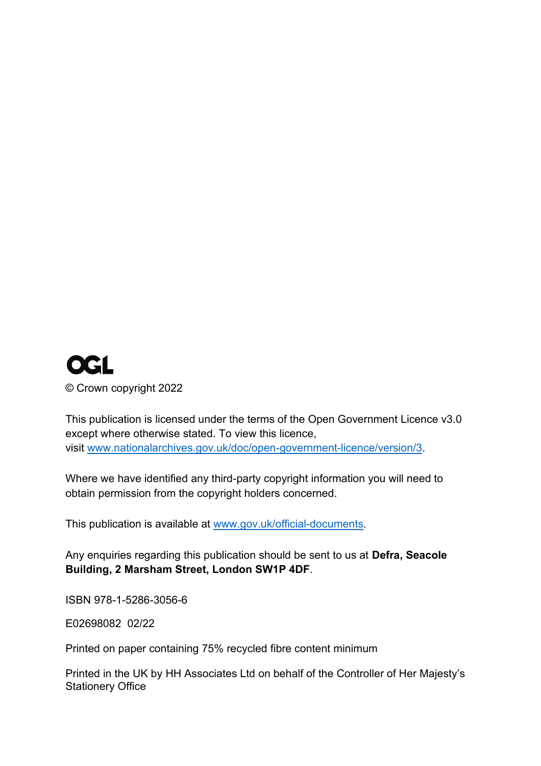OGL

© Crown copyright 2022

This publication is licensed under the terms of the Open Government Licence v3.0 except where otherwise stated. To view this licence, visit [www.nationalarchives.gov.uk/doc/open-government-licence/version/3](http://www.nationalarchives.gov.uk/doc/open-government-licence/version/3).

Where we have identified any third-party copyright information you will need to obtain permission from the copyright holders concerned.

This publication is available at [www.gov.uk/official-documents](http://www.gov.uk/official-documents).

Any enquiries regarding this publication should be sent to us at **Defra, Seacole Building, 2 Marsham Street, London SW1P 4DF**.

ISBN 978-1-5286-3056-6

E02698082 02/22

Printed on paper containing 75% recycled fibre content minimum

Printed in the UK by HH Associates Ltd on behalf of the Controller of Her Majesty's Stationery Office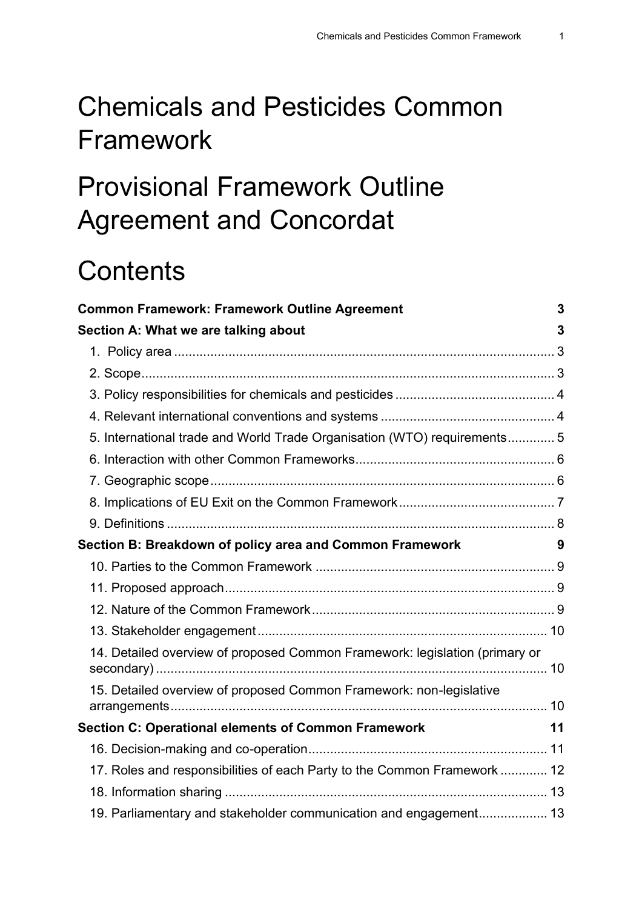# Chemicals and Pesticides Common Framework

# Provisional Framework Outline Agreement and Concordat

# Contents

**Common Framework: Framework Outline Agreement** 3

**Section A: What we are talking about** 3

- 1. Policy area ... 3
- 2. Scope ... 3
- 3. Policy responsibilities for chemicals and pesticides ... 4
- 4. Relevant international conventions and systems ... 4
- 5. International trade and World Trade Organisation (WTO) requirements ... 5
- 6. Interaction with other Common Frameworks ... 6
- 7. Geographic scope ... 6
- 8. Implications of EU Exit on the Common Framework ... 7
- 9. Definitions ... 8

**Section B: Breakdown of policy area and Common Framework** 9

- 10. Parties to the Common Framework ... 9
- 11. Proposed approach ... 9
- 12. Nature of the Common Framework ... 9
- 13. Stakeholder engagement ... 10
- 14. Detailed overview of proposed Common Framework: legislation (primary or secondary) ... 10
- 15. Detailed overview of proposed Common Framework: non-legislative arrangements ... 10

**Section C: Operational elements of Common Framework** 11

- 16. Decision-making and co-operation ... 11
- 17. Roles and responsibilities of each Party to the Common Framework ... 12
- 18. Information sharing ... 13
- 19. Parliamentary and stakeholder communication and engagement ... 13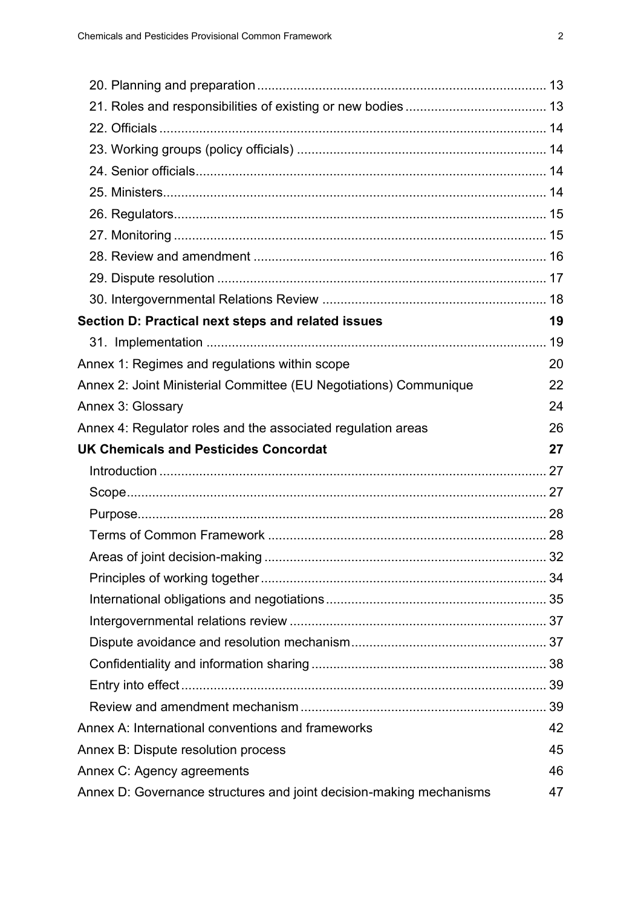20. Planning and preparation ............................................................................. 13
21. Roles and responsibilities of existing or new bodies ...................................... 13
22. Officials ......................................................................................................... 14
23. Working groups (policy officials) ................................................................... 14
24. Senior officials............................................................................................... 14
25. Ministers........................................................................................................ 14
26. Regulators..................................................................................................... 15
27. Monitoring ..................................................................................................... 15
28. Review and amendment ............................................................................... 16
29. Dispute resolution ......................................................................................... 17
30. Intergovernmental Relations Review ............................................................ 18

**Section D: Practical next steps and related issues** **19**

31. Implementation ............................................................................................ 19

Annex 1: Regimes and regulations within scope 20

Annex 2: Joint Ministerial Committee (EU Negotiations) Communique 22

Annex 3: Glossary 24

Annex 4: Regulator roles and the associated regulation areas 26

**UK Chemicals and Pesticides Concordat** **27**

Introduction ......................................................................................................... 27
Scope.................................................................................................................. 27
Purpose............................................................................................................... 28
Terms of Common Framework ........................................................................... 28
Areas of joint decision-making ............................................................................ 32
Principles of working together ............................................................................. 34
International obligations and negotiations ........................................................... 35
Intergovernmental relations review ..................................................................... 37
Dispute avoidance and resolution mechanism..................................................... 37
Confidentiality and information sharing ............................................................... 38
Entry into effect ................................................................................................... 39
Review and amendment mechanism .................................................................. 39

Annex A: International conventions and frameworks 42

Annex B: Dispute resolution process 45

Annex C: Agency agreements 46

Annex D: Governance structures and joint decision-making mechanisms 47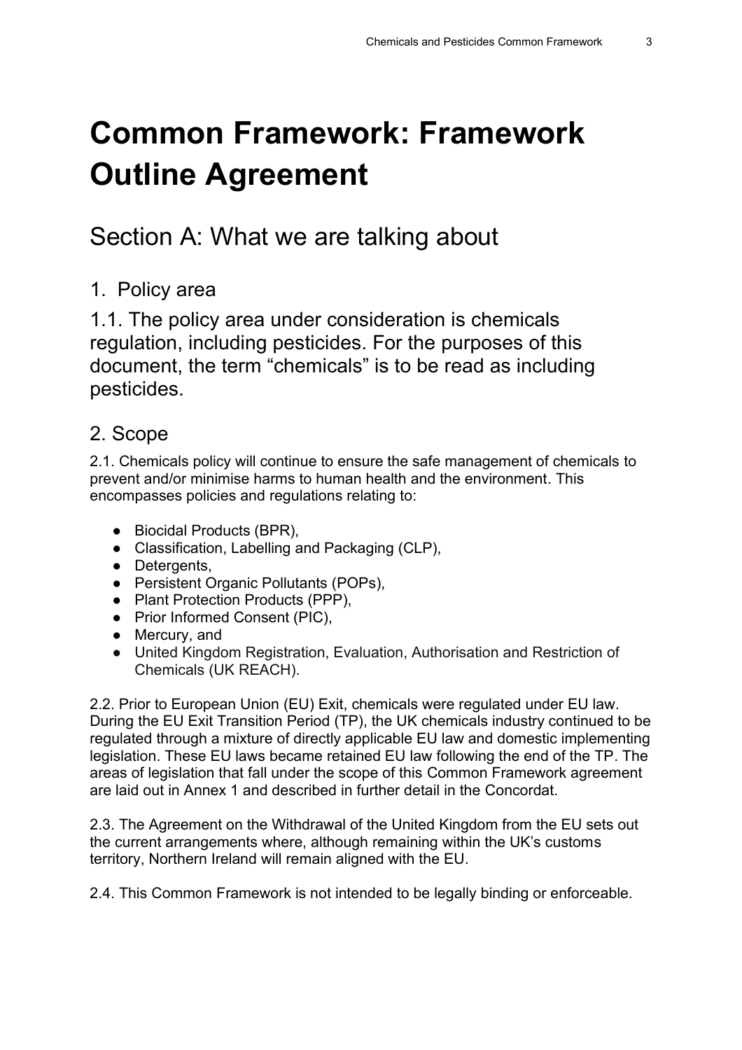# Common Framework: Framework Outline Agreement

## Section A: What we are talking about

### 1. Policy area

1.1. The policy area under consideration is chemicals regulation, including pesticides. For the purposes of this document, the term “chemicals” is to be read as including pesticides.

### 2. Scope

2.1. Chemicals policy will continue to ensure the safe management of chemicals to prevent and/or minimise harms to human health and the environment. This encompasses policies and regulations relating to:

- Biocidal Products (BPR),
- Classification, Labelling and Packaging (CLP),
- Detergents,
- Persistent Organic Pollutants (POPs),
- Plant Protection Products (PPP),
- Prior Informed Consent (PIC),
- Mercury, and
- United Kingdom Registration, Evaluation, Authorisation and Restriction of Chemicals (UK REACH).

2.2. Prior to European Union (EU) Exit, chemicals were regulated under EU law. During the EU Exit Transition Period (TP), the UK chemicals industry continued to be regulated through a mixture of directly applicable EU law and domestic implementing legislation. These EU laws became retained EU law following the end of the TP. The areas of legislation that fall under the scope of this Common Framework agreement are laid out in Annex 1 and described in further detail in the Concordat.

2.3. The Agreement on the Withdrawal of the United Kingdom from the EU sets out the current arrangements where, although remaining within the UK’s customs territory, Northern Ireland will remain aligned with the EU.

2.4. This Common Framework is not intended to be legally binding or enforceable.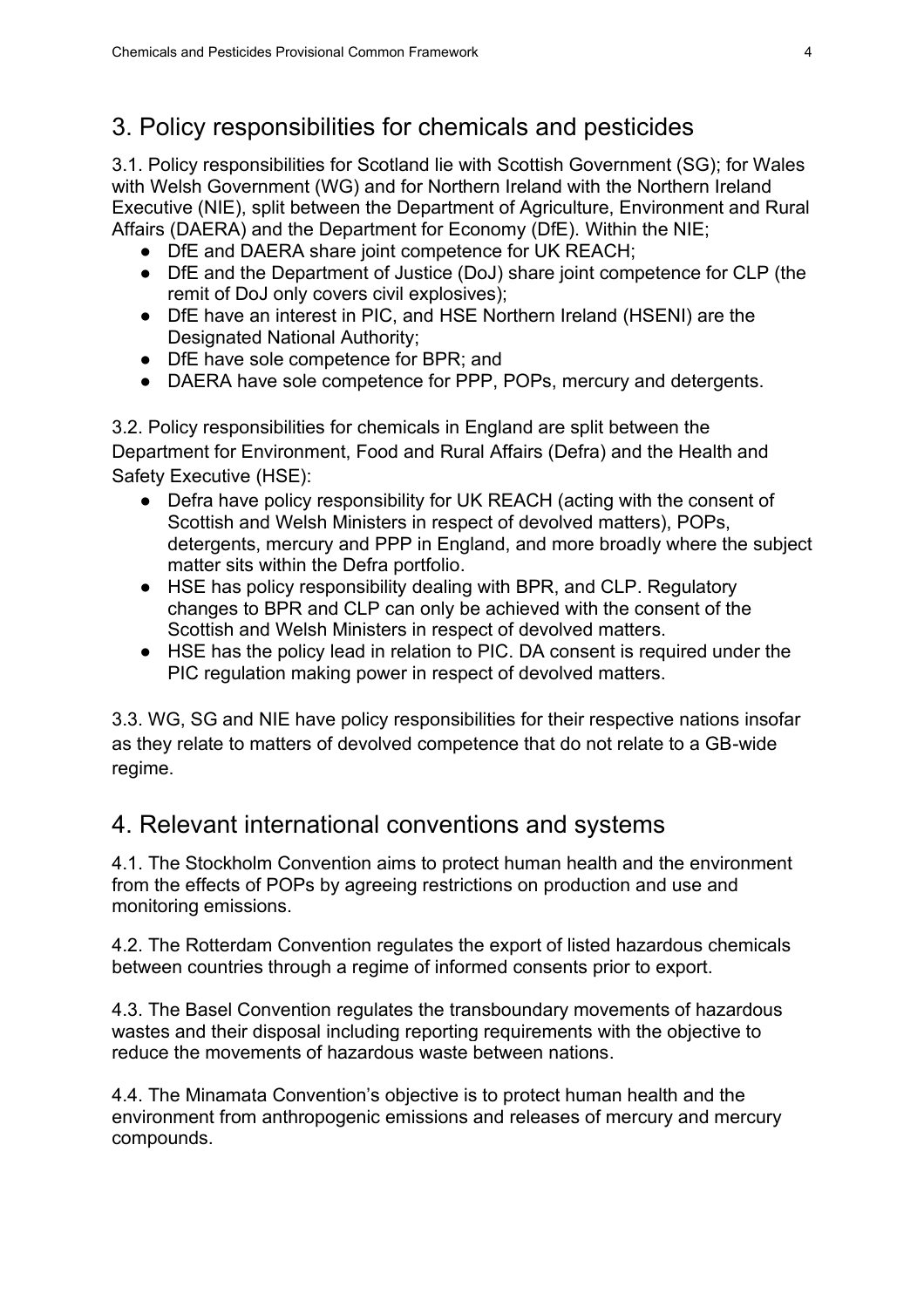## 3. Policy responsibilities for chemicals and pesticides

3.1. Policy responsibilities for Scotland lie with Scottish Government (SG); for Wales with Welsh Government (WG) and for Northern Ireland with the Northern Ireland Executive (NIE), split between the Department of Agriculture, Environment and Rural Affairs (DAERA) and the Department for Economy (DfE). Within the NIE;

- DfE and DAERA share joint competence for UK REACH;
- DfE and the Department of Justice (DoJ) share joint competence for CLP (the remit of DoJ only covers civil explosives);
- DfE have an interest in PIC, and HSE Northern Ireland (HSENI) are the Designated National Authority;
- DfE have sole competence for BPR; and
- DAERA have sole competence for PPP, POPs, mercury and detergents.

3.2. Policy responsibilities for chemicals in England are split between the Department for Environment, Food and Rural Affairs (Defra) and the Health and Safety Executive (HSE):

- Defra have policy responsibility for UK REACH (acting with the consent of Scottish and Welsh Ministers in respect of devolved matters), POPs, detergents, mercury and PPP in England, and more broadly where the subject matter sits within the Defra portfolio.
- HSE has policy responsibility dealing with BPR, and CLP. Regulatory changes to BPR and CLP can only be achieved with the consent of the Scottish and Welsh Ministers in respect of devolved matters.
- HSE has the policy lead in relation to PIC. DA consent is required under the PIC regulation making power in respect of devolved matters.

3.3. WG, SG and NIE have policy responsibilities for their respective nations insofar as they relate to matters of devolved competence that do not relate to a GB-wide regime.

## 4. Relevant international conventions and systems

4.1. The Stockholm Convention aims to protect human health and the environment from the effects of POPs by agreeing restrictions on production and use and monitoring emissions.

4.2. The Rotterdam Convention regulates the export of listed hazardous chemicals between countries through a regime of informed consents prior to export.

4.3. The Basel Convention regulates the transboundary movements of hazardous wastes and their disposal including reporting requirements with the objective to reduce the movements of hazardous waste between nations.

4.4. The Minamata Convention's objective is to protect human health and the environment from anthropogenic emissions and releases of mercury and mercury compounds.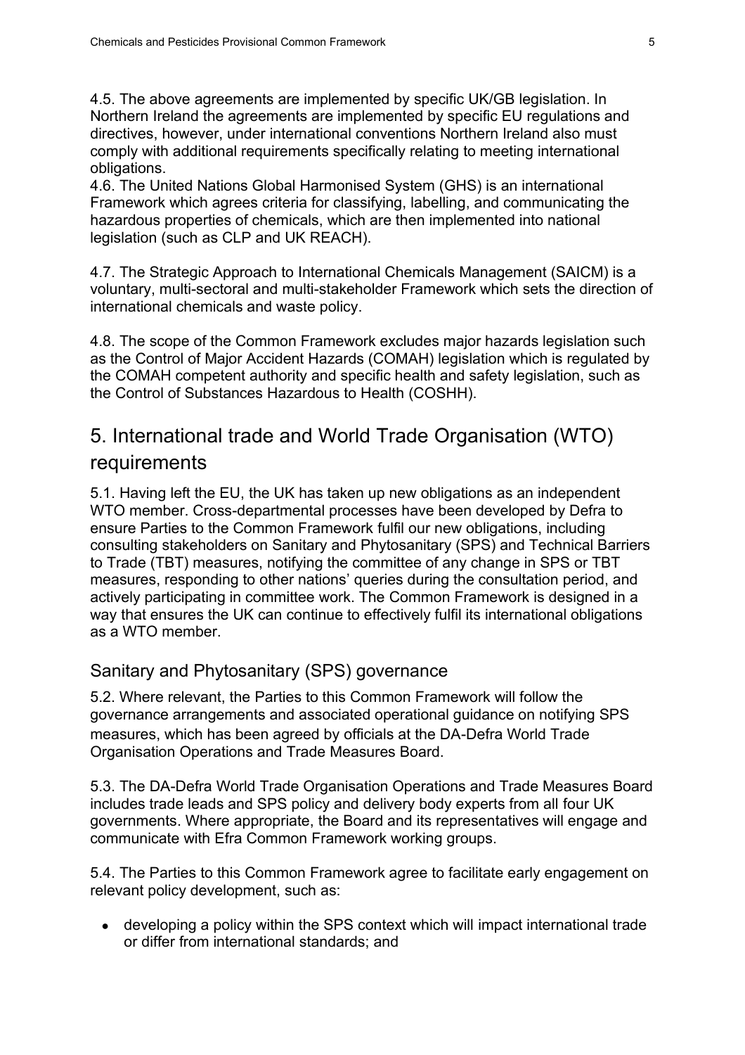4.5. The above agreements are implemented by specific UK/GB legislation. In Northern Ireland the agreements are implemented by specific EU regulations and directives, however, under international conventions Northern Ireland also must comply with additional requirements specifically relating to meeting international obligations.

4.6. The United Nations Global Harmonised System (GHS) is an international Framework which agrees criteria for classifying, labelling, and communicating the hazardous properties of chemicals, which are then implemented into national legislation (such as CLP and UK REACH).

4.7. The Strategic Approach to International Chemicals Management (SAICM) is a voluntary, multi-sectoral and multi-stakeholder Framework which sets the direction of international chemicals and waste policy.

4.8. The scope of the Common Framework excludes major hazards legislation such as the Control of Major Accident Hazards (COMAH) legislation which is regulated by the COMAH competent authority and specific health and safety legislation, such as the Control of Substances Hazardous to Health (COSHH).

# 5. International trade and World Trade Organisation (WTO) requirements

5.1. Having left the EU, the UK has taken up new obligations as an independent WTO member. Cross-departmental processes have been developed by Defra to ensure Parties to the Common Framework fulfil our new obligations, including consulting stakeholders on Sanitary and Phytosanitary (SPS) and Technical Barriers to Trade (TBT) measures, notifying the committee of any change in SPS or TBT measures, responding to other nations' queries during the consultation period, and actively participating in committee work. The Common Framework is designed in a way that ensures the UK can continue to effectively fulfil its international obligations as a WTO member.

## Sanitary and Phytosanitary (SPS) governance

5.2. Where relevant, the Parties to this Common Framework will follow the governance arrangements and associated operational guidance on notifying SPS measures, which has been agreed by officials at the DA-Defra World Trade Organisation Operations and Trade Measures Board.

5.3. The DA-Defra World Trade Organisation Operations and Trade Measures Board includes trade leads and SPS policy and delivery body experts from all four UK governments. Where appropriate, the Board and its representatives will engage and communicate with Efra Common Framework working groups.

5.4. The Parties to this Common Framework agree to facilitate early engagement on relevant policy development, such as:

- developing a policy within the SPS context which will impact international trade or differ from international standards; and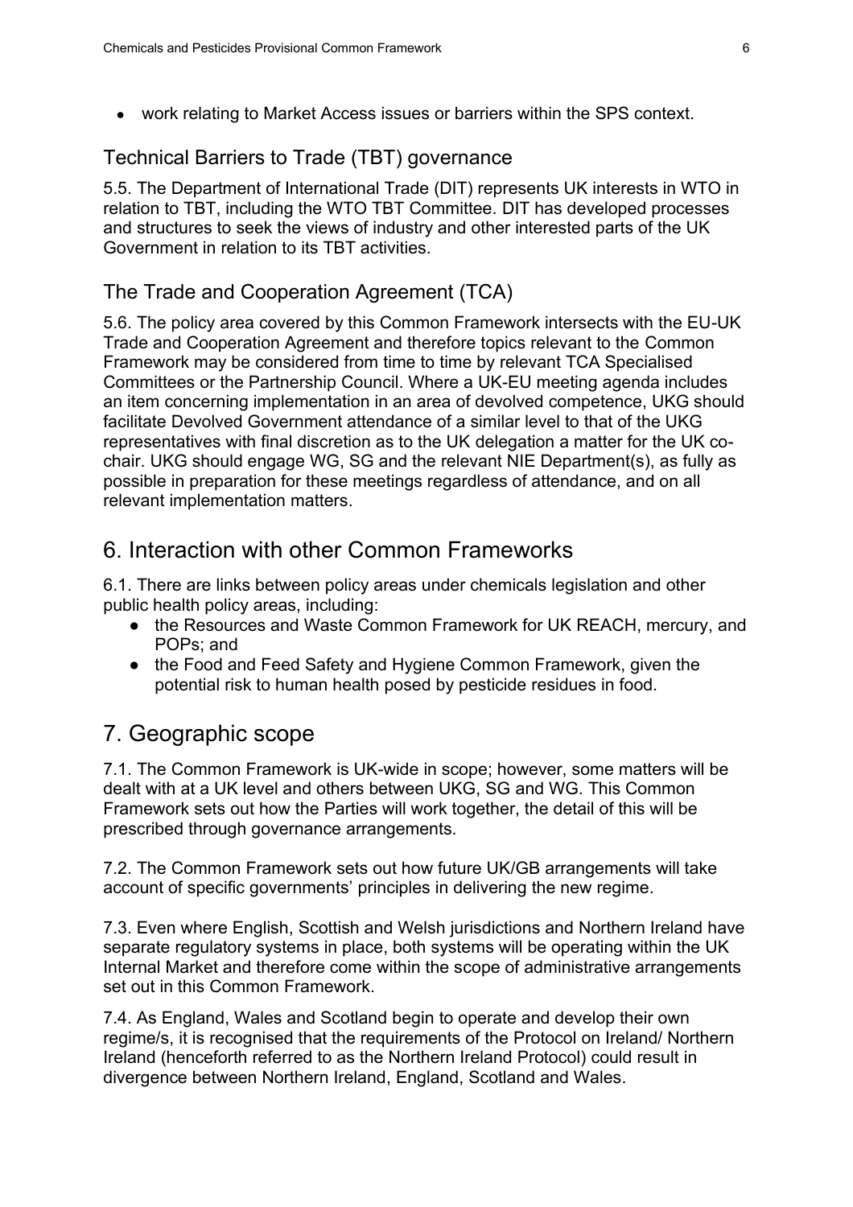- work relating to Market Access issues or barriers within the SPS context.

### Technical Barriers to Trade (TBT) governance

5.5. The Department of International Trade (DIT) represents UK interests in WTO in relation to TBT, including the WTO TBT Committee. DIT has developed processes and structures to seek the views of industry and other interested parts of the UK Government in relation to its TBT activities.

### The Trade and Cooperation Agreement (TCA)

5.6. The policy area covered by this Common Framework intersects with the EU-UK Trade and Cooperation Agreement and therefore topics relevant to the Common Framework may be considered from time to time by relevant TCA Specialised Committees or the Partnership Council. Where a UK-EU meeting agenda includes an item concerning implementation in an area of devolved competence, UKG should facilitate Devolved Government attendance of a similar level to that of the UKG representatives with final discretion as to the UK delegation a matter for the UK co-chair. UKG should engage WG, SG and the relevant NIE Department(s), as fully as possible in preparation for these meetings regardless of attendance, and on all relevant implementation matters.

## 6. Interaction with other Common Frameworks

6.1. There are links between policy areas under chemicals legislation and other public health policy areas, including:

- the Resources and Waste Common Framework for UK REACH, mercury, and POPs; and
- the Food and Feed Safety and Hygiene Common Framework, given the potential risk to human health posed by pesticide residues in food.

## 7. Geographic scope

7.1. The Common Framework is UK-wide in scope; however, some matters will be dealt with at a UK level and others between UKG, SG and WG. This Common Framework sets out how the Parties will work together, the detail of this will be prescribed through governance arrangements.

7.2. The Common Framework sets out how future UK/GB arrangements will take account of specific governments' principles in delivering the new regime.

7.3. Even where English, Scottish and Welsh jurisdictions and Northern Ireland have separate regulatory systems in place, both systems will be operating within the UK Internal Market and therefore come within the scope of administrative arrangements set out in this Common Framework.

7.4. As England, Wales and Scotland begin to operate and develop their own regime/s, it is recognised that the requirements of the Protocol on Ireland/ Northern Ireland (henceforth referred to as the Northern Ireland Protocol) could result in divergence between Northern Ireland, England, Scotland and Wales.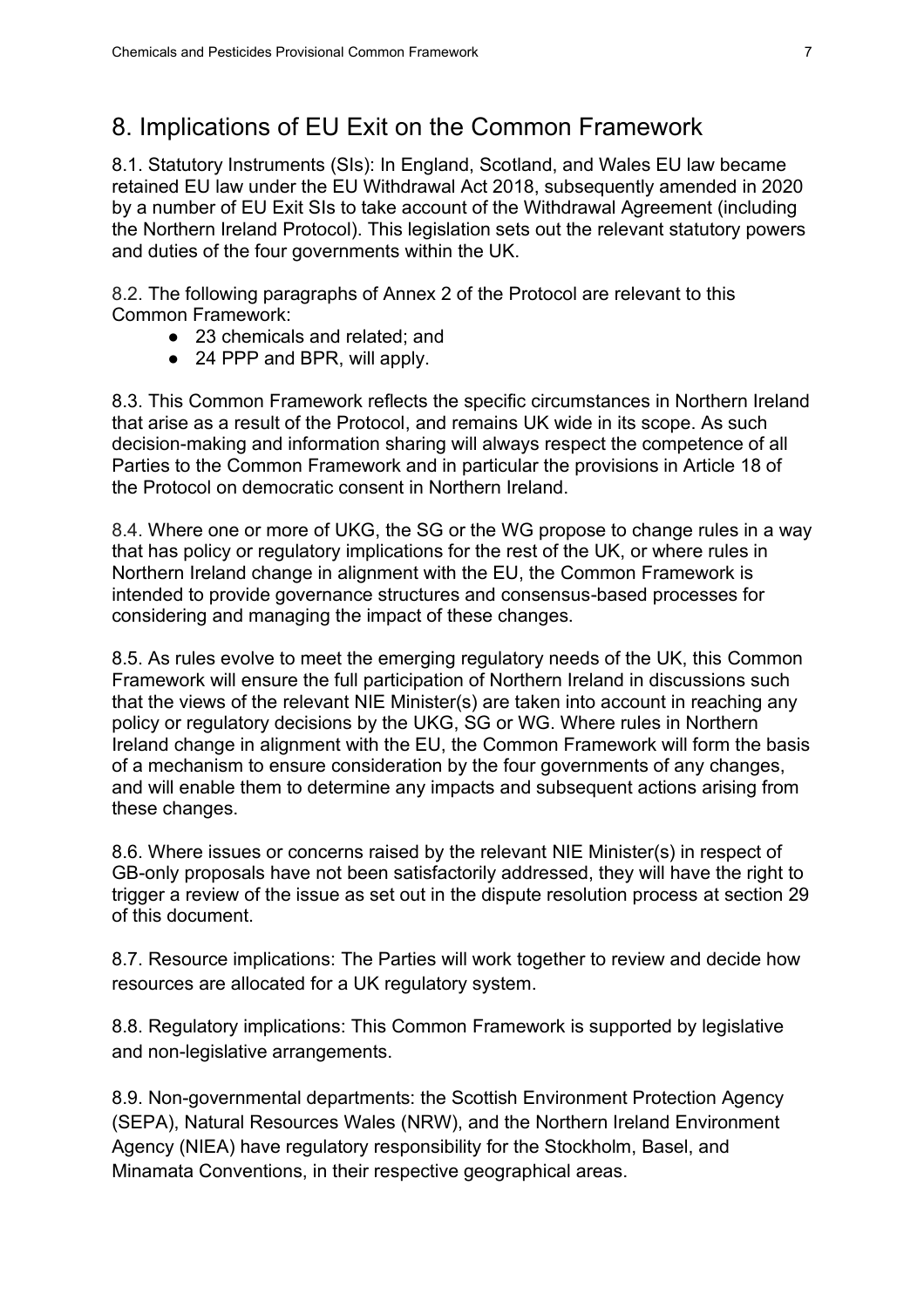# 8. Implications of EU Exit on the Common Framework

8.1. Statutory Instruments (SIs): In England, Scotland, and Wales EU law became retained EU law under the EU Withdrawal Act 2018, subsequently amended in 2020 by a number of EU Exit SIs to take account of the Withdrawal Agreement (including the Northern Ireland Protocol). This legislation sets out the relevant statutory powers and duties of the four governments within the UK.

8.2. The following paragraphs of Annex 2 of the Protocol are relevant to this Common Framework:

- 23 chemicals and related; and
- 24 PPP and BPR, will apply.

8.3. This Common Framework reflects the specific circumstances in Northern Ireland that arise as a result of the Protocol, and remains UK wide in its scope. As such decision-making and information sharing will always respect the competence of all Parties to the Common Framework and in particular the provisions in Article 18 of the Protocol on democratic consent in Northern Ireland.

8.4. Where one or more of UKG, the SG or the WG propose to change rules in a way that has policy or regulatory implications for the rest of the UK, or where rules in Northern Ireland change in alignment with the EU, the Common Framework is intended to provide governance structures and consensus-based processes for considering and managing the impact of these changes.

8.5. As rules evolve to meet the emerging regulatory needs of the UK, this Common Framework will ensure the full participation of Northern Ireland in discussions such that the views of the relevant NIE Minister(s) are taken into account in reaching any policy or regulatory decisions by the UKG, SG or WG. Where rules in Northern Ireland change in alignment with the EU, the Common Framework will form the basis of a mechanism to ensure consideration by the four governments of any changes, and will enable them to determine any impacts and subsequent actions arising from these changes.

8.6. Where issues or concerns raised by the relevant NIE Minister(s) in respect of GB-only proposals have not been satisfactorily addressed, they will have the right to trigger a review of the issue as set out in the dispute resolution process at section 29 of this document.

8.7. Resource implications: The Parties will work together to review and decide how resources are allocated for a UK regulatory system.

8.8. Regulatory implications: This Common Framework is supported by legislative and non-legislative arrangements.

8.9. Non-governmental departments: the Scottish Environment Protection Agency (SEPA), Natural Resources Wales (NRW), and the Northern Ireland Environment Agency (NIEA) have regulatory responsibility for the Stockholm, Basel, and Minamata Conventions, in their respective geographical areas.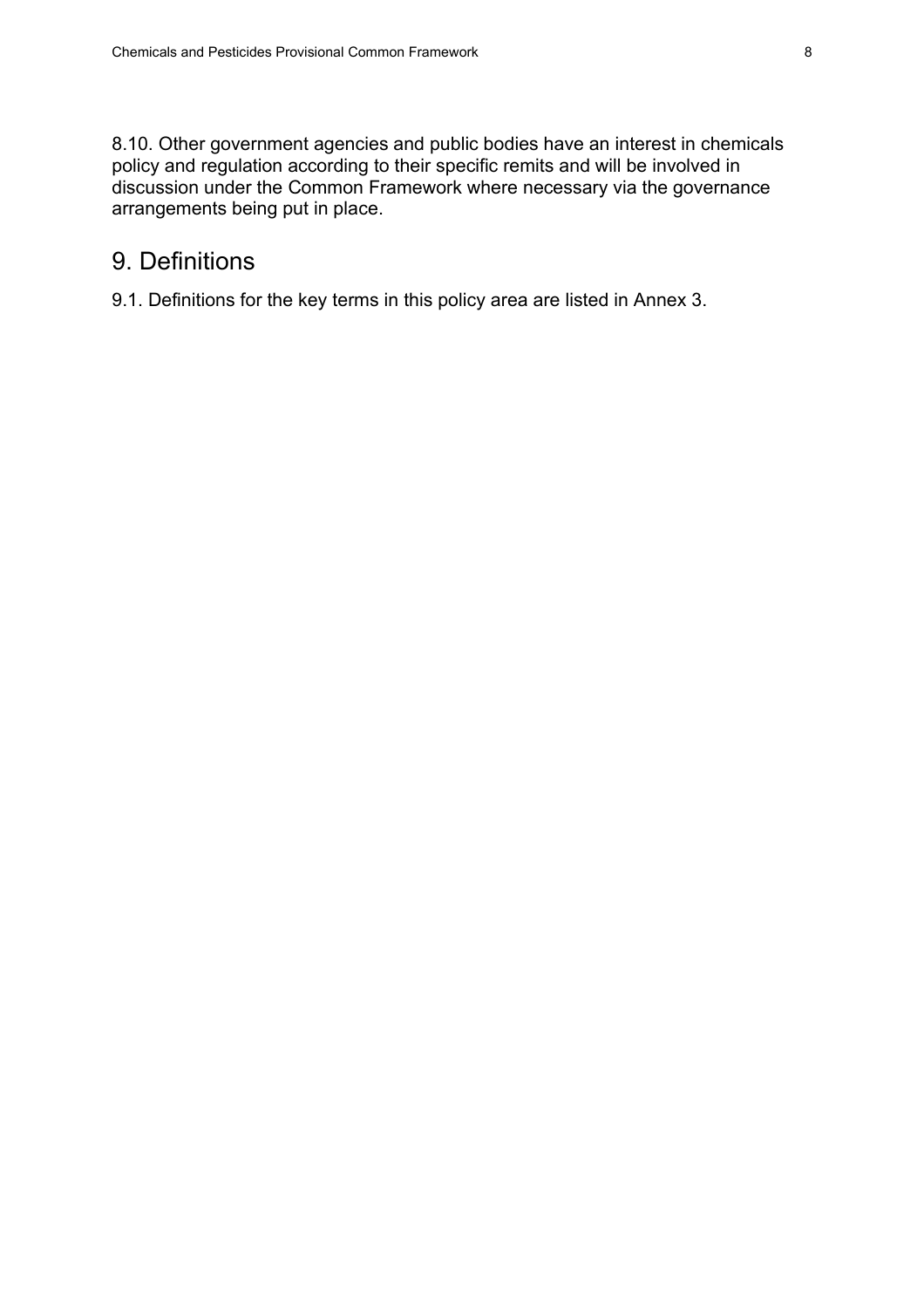8.10. Other government agencies and public bodies have an interest in chemicals policy and regulation according to their specific remits and will be involved in discussion under the Common Framework where necessary via the governance arrangements being put in place.

## 9. Definitions

9.1. Definitions for the key terms in this policy area are listed in Annex 3.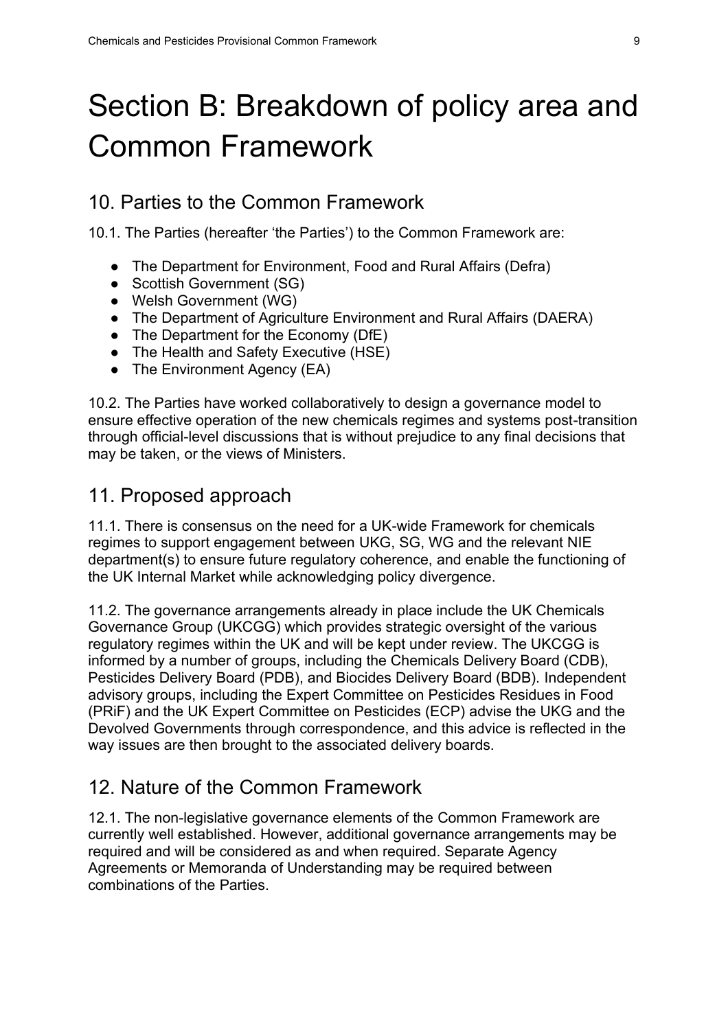# Section B: Breakdown of policy area and Common Framework

## 10. Parties to the Common Framework

10.1. The Parties (hereafter 'the Parties') to the Common Framework are:

- The Department for Environment, Food and Rural Affairs (Defra)
- Scottish Government (SG)
- Welsh Government (WG)
- The Department of Agriculture Environment and Rural Affairs (DAERA)
- The Department for the Economy (DfE)
- The Health and Safety Executive (HSE)
- The Environment Agency (EA)

10.2. The Parties have worked collaboratively to design a governance model to ensure effective operation of the new chemicals regimes and systems post-transition through official-level discussions that is without prejudice to any final decisions that may be taken, or the views of Ministers.

## 11. Proposed approach

11.1. There is consensus on the need for a UK-wide Framework for chemicals regimes to support engagement between UKG, SG, WG and the relevant NIE department(s) to ensure future regulatory coherence, and enable the functioning of the UK Internal Market while acknowledging policy divergence.

11.2. The governance arrangements already in place include the UK Chemicals Governance Group (UKCGG) which provides strategic oversight of the various regulatory regimes within the UK and will be kept under review. The UKCGG is informed by a number of groups, including the Chemicals Delivery Board (CDB), Pesticides Delivery Board (PDB), and Biocides Delivery Board (BDB). Independent advisory groups, including the Expert Committee on Pesticides Residues in Food (PRiF) and the UK Expert Committee on Pesticides (ECP) advise the UKG and the Devolved Governments through correspondence, and this advice is reflected in the way issues are then brought to the associated delivery boards.

## 12. Nature of the Common Framework

12.1. The non-legislative governance elements of the Common Framework are currently well established. However, additional governance arrangements may be required and will be considered as and when required. Separate Agency Agreements or Memoranda of Understanding may be required between combinations of the Parties.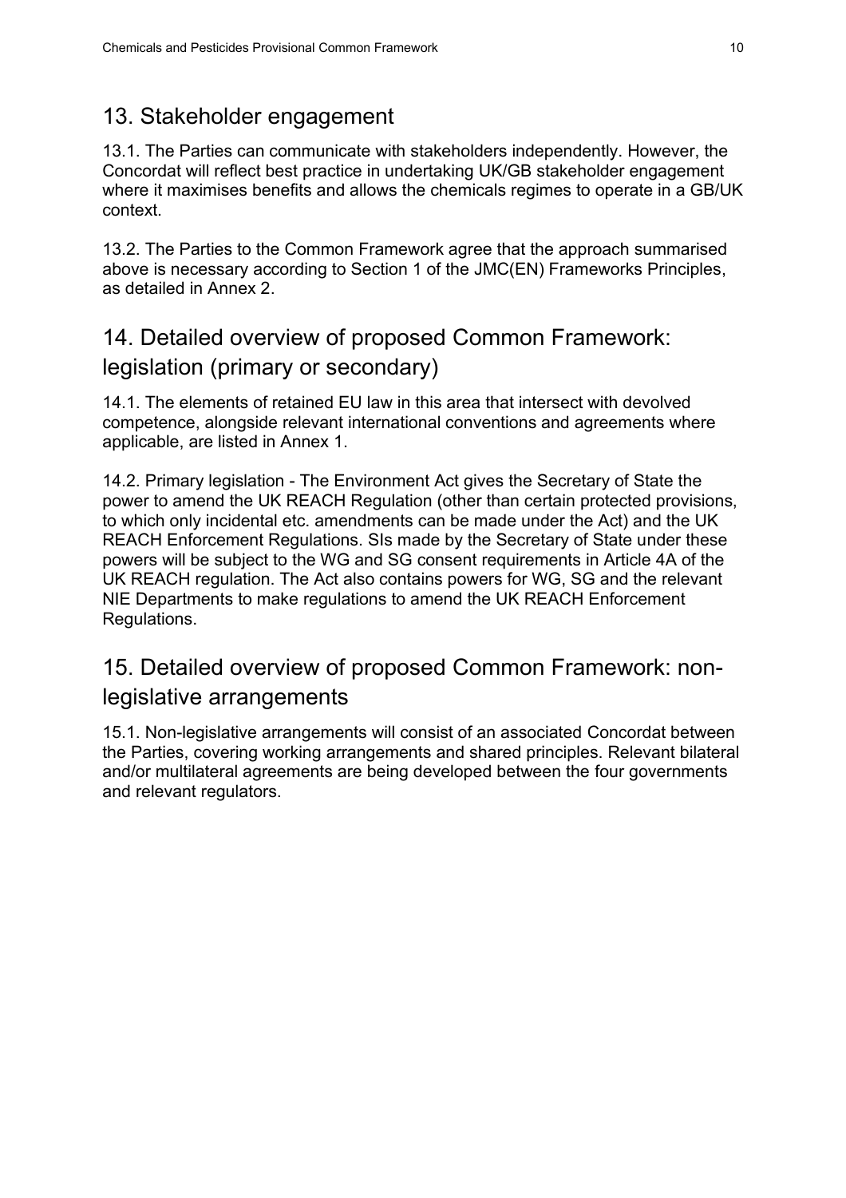## 13. Stakeholder engagement

13.1. The Parties can communicate with stakeholders independently. However, the Concordat will reflect best practice in undertaking UK/GB stakeholder engagement where it maximises benefits and allows the chemicals regimes to operate in a GB/UK context.

13.2. The Parties to the Common Framework agree that the approach summarised above is necessary according to Section 1 of the JMC(EN) Frameworks Principles, as detailed in Annex 2.

## 14. Detailed overview of proposed Common Framework: legislation (primary or secondary)

14.1. The elements of retained EU law in this area that intersect with devolved competence, alongside relevant international conventions and agreements where applicable, are listed in Annex 1.

14.2. Primary legislation - The Environment Act gives the Secretary of State the power to amend the UK REACH Regulation (other than certain protected provisions, to which only incidental etc. amendments can be made under the Act) and the UK REACH Enforcement Regulations. SIs made by the Secretary of State under these powers will be subject to the WG and SG consent requirements in Article 4A of the UK REACH regulation. The Act also contains powers for WG, SG and the relevant NIE Departments to make regulations to amend the UK REACH Enforcement Regulations.

## 15. Detailed overview of proposed Common Framework: non-legislative arrangements

15.1. Non-legislative arrangements will consist of an associated Concordat between the Parties, covering working arrangements and shared principles. Relevant bilateral and/or multilateral agreements are being developed between the four governments and relevant regulators.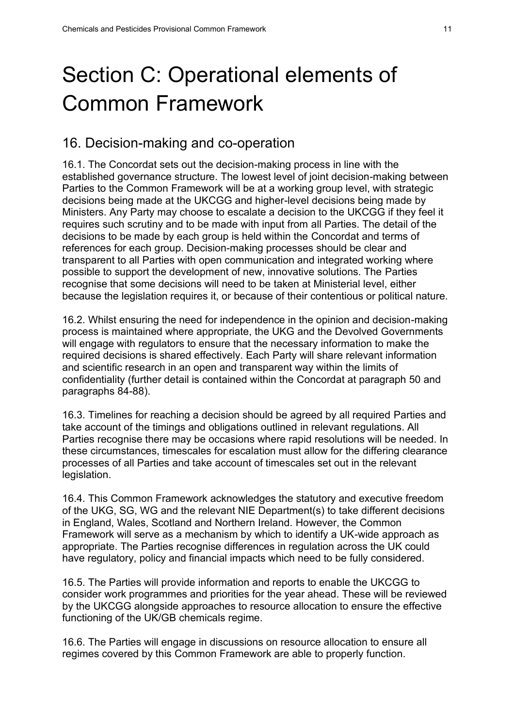# Section C: Operational elements of Common Framework

## 16. Decision-making and co-operation

16.1. The Concordat sets out the decision-making process in line with the established governance structure. The lowest level of joint decision-making between Parties to the Common Framework will be at a working group level, with strategic decisions being made at the UKCGG and higher-level decisions being made by Ministers. Any Party may choose to escalate a decision to the UKCGG if they feel it requires such scrutiny and to be made with input from all Parties. The detail of the decisions to be made by each group is held within the Concordat and terms of references for each group. Decision-making processes should be clear and transparent to all Parties with open communication and integrated working where possible to support the development of new, innovative solutions. The Parties recognise that some decisions will need to be taken at Ministerial level, either because the legislation requires it, or because of their contentious or political nature.

16.2. Whilst ensuring the need for independence in the opinion and decision-making process is maintained where appropriate, the UKG and the Devolved Governments will engage with regulators to ensure that the necessary information to make the required decisions is shared effectively. Each Party will share relevant information and scientific research in an open and transparent way within the limits of confidentiality (further detail is contained within the Concordat at paragraph 50 and paragraphs 84-88).

16.3. Timelines for reaching a decision should be agreed by all required Parties and take account of the timings and obligations outlined in relevant regulations. All Parties recognise there may be occasions where rapid resolutions will be needed. In these circumstances, timescales for escalation must allow for the differing clearance processes of all Parties and take account of timescales set out in the relevant legislation.

16.4. This Common Framework acknowledges the statutory and executive freedom of the UKG, SG, WG and the relevant NIE Department(s) to take different decisions in England, Wales, Scotland and Northern Ireland. However, the Common Framework will serve as a mechanism by which to identify a UK-wide approach as appropriate. The Parties recognise differences in regulation across the UK could have regulatory, policy and financial impacts which need to be fully considered.

16.5. The Parties will provide information and reports to enable the UKCGG to consider work programmes and priorities for the year ahead. These will be reviewed by the UKCGG alongside approaches to resource allocation to ensure the effective functioning of the UK/GB chemicals regime.

16.6. The Parties will engage in discussions on resource allocation to ensure all regimes covered by this Common Framework are able to properly function.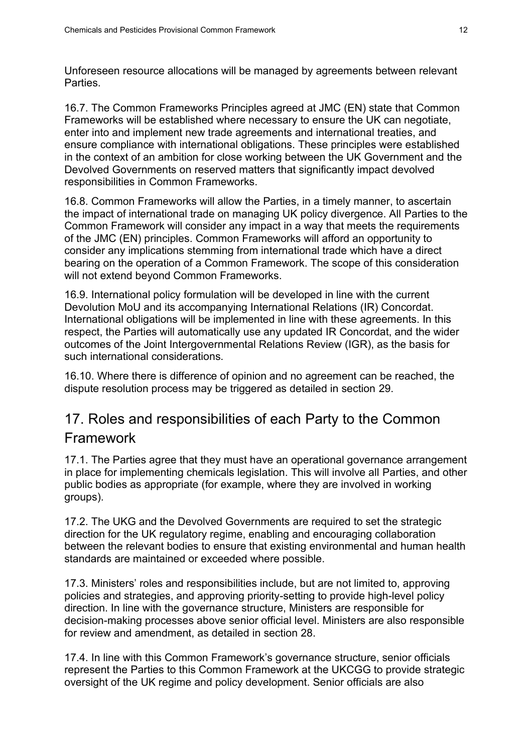Unforeseen resource allocations will be managed by agreements between relevant Parties.

16.7. The Common Frameworks Principles agreed at JMC (EN) state that Common Frameworks will be established where necessary to ensure the UK can negotiate, enter into and implement new trade agreements and international treaties, and ensure compliance with international obligations. These principles were established in the context of an ambition for close working between the UK Government and the Devolved Governments on reserved matters that significantly impact devolved responsibilities in Common Frameworks.

16.8. Common Frameworks will allow the Parties, in a timely manner, to ascertain the impact of international trade on managing UK policy divergence. All Parties to the Common Framework will consider any impact in a way that meets the requirements of the JMC (EN) principles. Common Frameworks will afford an opportunity to consider any implications stemming from international trade which have a direct bearing on the operation of a Common Framework. The scope of this consideration will not extend beyond Common Frameworks.

16.9. International policy formulation will be developed in line with the current Devolution MoU and its accompanying International Relations (IR) Concordat. International obligations will be implemented in line with these agreements. In this respect, the Parties will automatically use any updated IR Concordat, and the wider outcomes of the Joint Intergovernmental Relations Review (IGR), as the basis for such international considerations.

16.10. Where there is difference of opinion and no agreement can be reached, the dispute resolution process may be triggered as detailed in section 29.

## 17. Roles and responsibilities of each Party to the Common Framework

17.1. The Parties agree that they must have an operational governance arrangement in place for implementing chemicals legislation. This will involve all Parties, and other public bodies as appropriate (for example, where they are involved in working groups).

17.2. The UKG and the Devolved Governments are required to set the strategic direction for the UK regulatory regime, enabling and encouraging collaboration between the relevant bodies to ensure that existing environmental and human health standards are maintained or exceeded where possible.

17.3. Ministers' roles and responsibilities include, but are not limited to, approving policies and strategies, and approving priority-setting to provide high-level policy direction. In line with the governance structure, Ministers are responsible for decision-making processes above senior official level. Ministers are also responsible for review and amendment, as detailed in section 28.

17.4. In line with this Common Framework's governance structure, senior officials represent the Parties to this Common Framework at the UKCGG to provide strategic oversight of the UK regime and policy development. Senior officials are also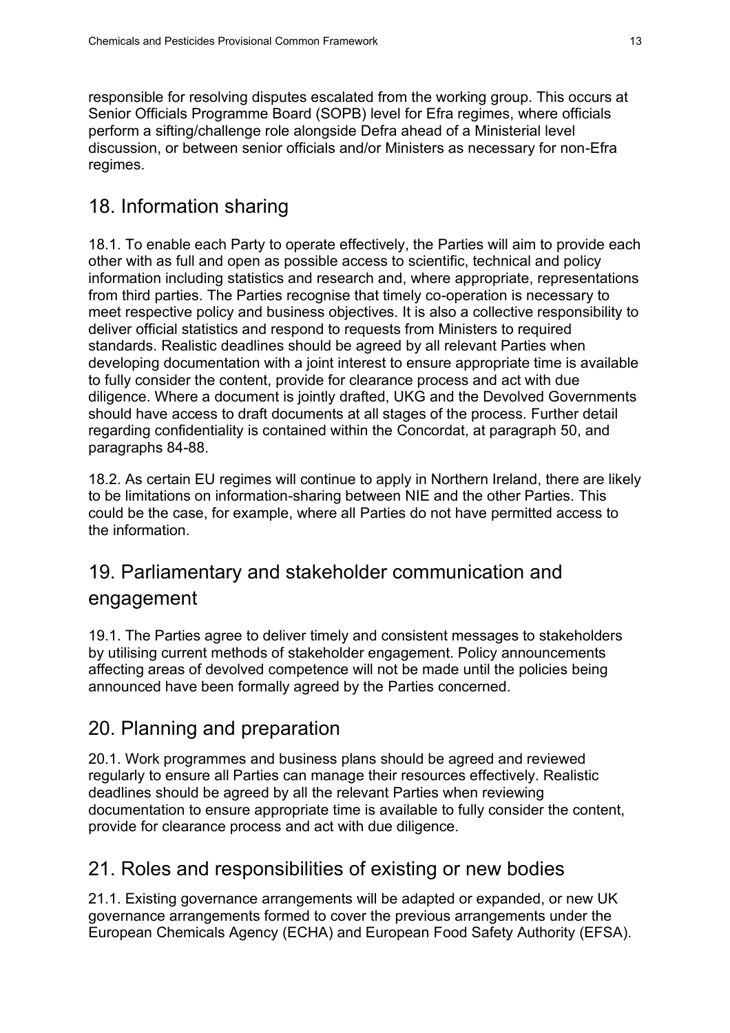responsible for resolving disputes escalated from the working group. This occurs at Senior Officials Programme Board (SOPB) level for Efra regimes, where officials perform a sifting/challenge role alongside Defra ahead of a Ministerial level discussion, or between senior officials and/or Ministers as necessary for non-Efra regimes.

## 18. Information sharing

18.1. To enable each Party to operate effectively, the Parties will aim to provide each other with as full and open as possible access to scientific, technical and policy information including statistics and research and, where appropriate, representations from third parties. The Parties recognise that timely co-operation is necessary to meet respective policy and business objectives. It is also a collective responsibility to deliver official statistics and respond to requests from Ministers to required standards. Realistic deadlines should be agreed by all relevant Parties when developing documentation with a joint interest to ensure appropriate time is available to fully consider the content, provide for clearance process and act with due diligence. Where a document is jointly drafted, UKG and the Devolved Governments should have access to draft documents at all stages of the process. Further detail regarding confidentiality is contained within the Concordat, at paragraph 50, and paragraphs 84-88.

18.2. As certain EU regimes will continue to apply in Northern Ireland, there are likely to be limitations on information-sharing between NIE and the other Parties. This could be the case, for example, where all Parties do not have permitted access to the information.

## 19. Parliamentary and stakeholder communication and engagement

19.1. The Parties agree to deliver timely and consistent messages to stakeholders by utilising current methods of stakeholder engagement. Policy announcements affecting areas of devolved competence will not be made until the policies being announced have been formally agreed by the Parties concerned.

## 20. Planning and preparation

20.1. Work programmes and business plans should be agreed and reviewed regularly to ensure all Parties can manage their resources effectively. Realistic deadlines should be agreed by all the relevant Parties when reviewing documentation to ensure appropriate time is available to fully consider the content, provide for clearance process and act with due diligence.

## 21. Roles and responsibilities of existing or new bodies

21.1. Existing governance arrangements will be adapted or expanded, or new UK governance arrangements formed to cover the previous arrangements under the European Chemicals Agency (ECHA) and European Food Safety Authority (EFSA).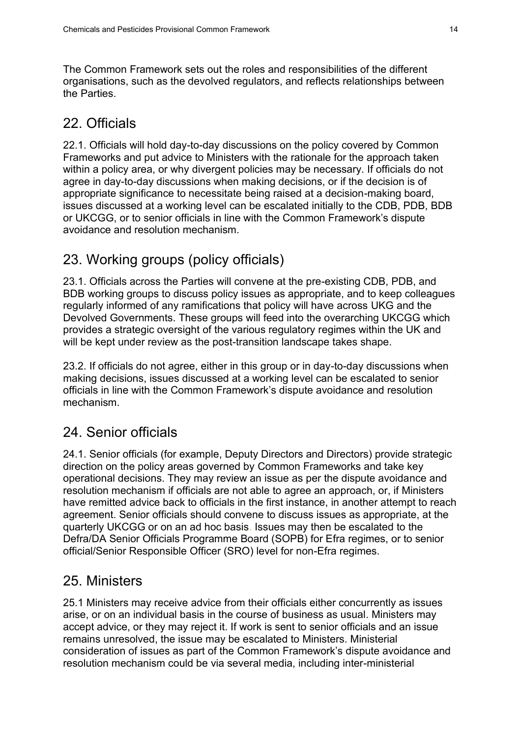The Common Framework sets out the roles and responsibilities of the different organisations, such as the devolved regulators, and reflects relationships between the Parties.

## 22. Officials

22.1. Officials will hold day-to-day discussions on the policy covered by Common Frameworks and put advice to Ministers with the rationale for the approach taken within a policy area, or why divergent policies may be necessary. If officials do not agree in day-to-day discussions when making decisions, or if the decision is of appropriate significance to necessitate being raised at a decision-making board, issues discussed at a working level can be escalated initially to the CDB, PDB, BDB or UKCGG, or to senior officials in line with the Common Framework's dispute avoidance and resolution mechanism.

## 23. Working groups (policy officials)

23.1. Officials across the Parties will convene at the pre-existing CDB, PDB, and BDB working groups to discuss policy issues as appropriate, and to keep colleagues regularly informed of any ramifications that policy will have across UKG and the Devolved Governments. These groups will feed into the overarching UKCGG which provides a strategic oversight of the various regulatory regimes within the UK and will be kept under review as the post-transition landscape takes shape.

23.2. If officials do not agree, either in this group or in day-to-day discussions when making decisions, issues discussed at a working level can be escalated to senior officials in line with the Common Framework's dispute avoidance and resolution mechanism.

## 24. Senior officials

24.1. Senior officials (for example, Deputy Directors and Directors) provide strategic direction on the policy areas governed by Common Frameworks and take key operational decisions. They may review an issue as per the dispute avoidance and resolution mechanism if officials are not able to agree an approach, or, if Ministers have remitted advice back to officials in the first instance, in another attempt to reach agreement. Senior officials should convene to discuss issues as appropriate, at the quarterly UKCGG or on an ad hoc basis. Issues may then be escalated to the Defra/DA Senior Officials Programme Board (SOPB) for Efra regimes, or to senior official/Senior Responsible Officer (SRO) level for non-Efra regimes.

## 25. Ministers

25.1 Ministers may receive advice from their officials either concurrently as issues arise, or on an individual basis in the course of business as usual. Ministers may accept advice, or they may reject it. If work is sent to senior officials and an issue remains unresolved, the issue may be escalated to Ministers. Ministerial consideration of issues as part of the Common Framework's dispute avoidance and resolution mechanism could be via several media, including inter-ministerial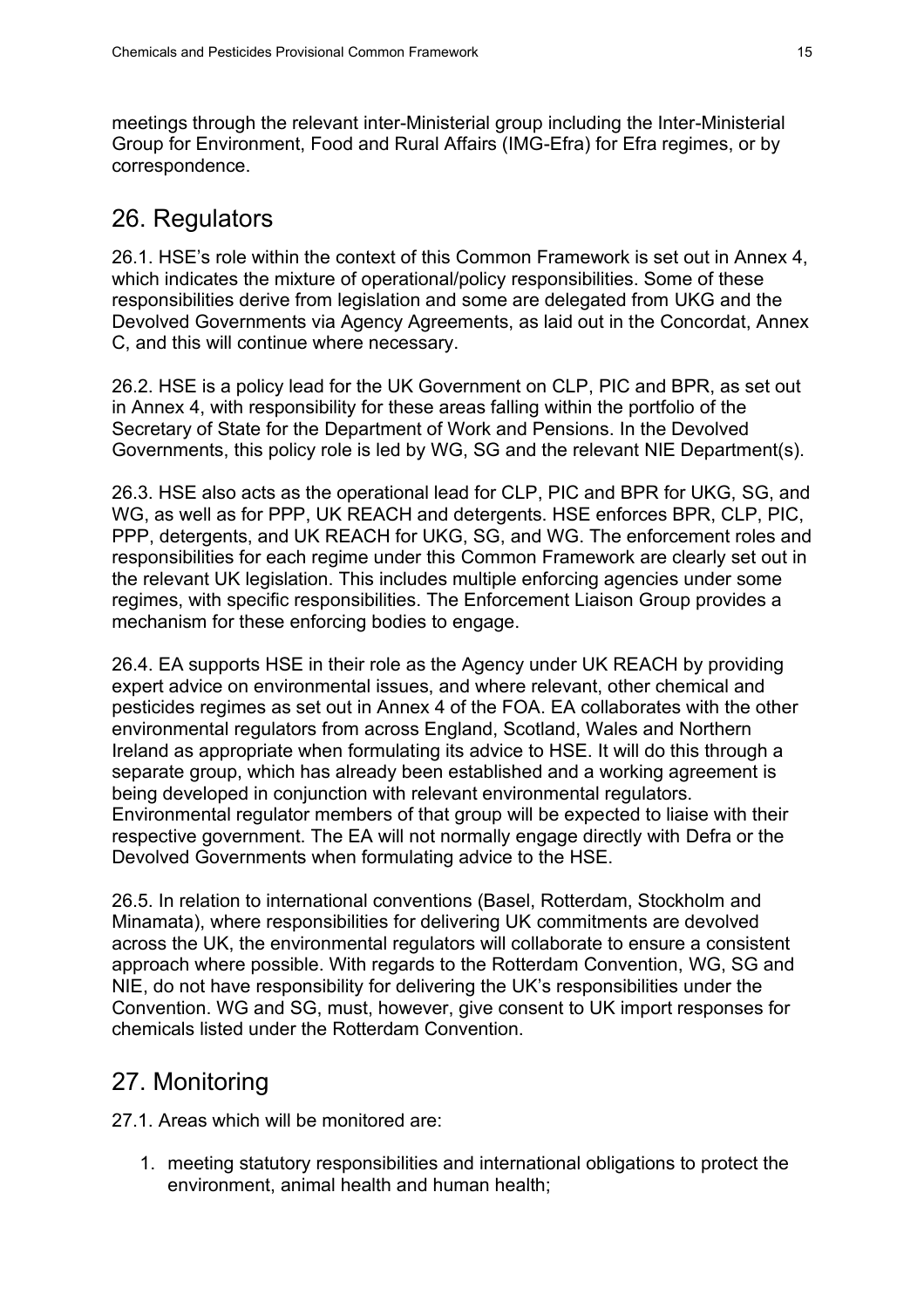meetings through the relevant inter-Ministerial group including the Inter-Ministerial Group for Environment, Food and Rural Affairs (IMG-Efra) for Efra regimes, or by correspondence.

## 26. Regulators

26.1. HSE's role within the context of this Common Framework is set out in Annex 4, which indicates the mixture of operational/policy responsibilities. Some of these responsibilities derive from legislation and some are delegated from UKG and the Devolved Governments via Agency Agreements, as laid out in the Concordat, Annex C, and this will continue where necessary.

26.2. HSE is a policy lead for the UK Government on CLP, PIC and BPR, as set out in Annex 4, with responsibility for these areas falling within the portfolio of the Secretary of State for the Department of Work and Pensions. In the Devolved Governments, this policy role is led by WG, SG and the relevant NIE Department(s).

26.3. HSE also acts as the operational lead for CLP, PIC and BPR for UKG, SG, and WG, as well as for PPP, UK REACH and detergents. HSE enforces BPR, CLP, PIC, PPP, detergents, and UK REACH for UKG, SG, and WG. The enforcement roles and responsibilities for each regime under this Common Framework are clearly set out in the relevant UK legislation. This includes multiple enforcing agencies under some regimes, with specific responsibilities. The Enforcement Liaison Group provides a mechanism for these enforcing bodies to engage.

26.4. EA supports HSE in their role as the Agency under UK REACH by providing expert advice on environmental issues, and where relevant, other chemical and pesticides regimes as set out in Annex 4 of the FOA. EA collaborates with the other environmental regulators from across England, Scotland, Wales and Northern Ireland as appropriate when formulating its advice to HSE. It will do this through a separate group, which has already been established and a working agreement is being developed in conjunction with relevant environmental regulators. Environmental regulator members of that group will be expected to liaise with their respective government. The EA will not normally engage directly with Defra or the Devolved Governments when formulating advice to the HSE.

26.5. In relation to international conventions (Basel, Rotterdam, Stockholm and Minamata), where responsibilities for delivering UK commitments are devolved across the UK, the environmental regulators will collaborate to ensure a consistent approach where possible. With regards to the Rotterdam Convention, WG, SG and NIE, do not have responsibility for delivering the UK's responsibilities under the Convention. WG and SG, must, however, give consent to UK import responses for chemicals listed under the Rotterdam Convention.

## 27. Monitoring

27.1. Areas which will be monitored are:

1. meeting statutory responsibilities and international obligations to protect the environment, animal health and human health;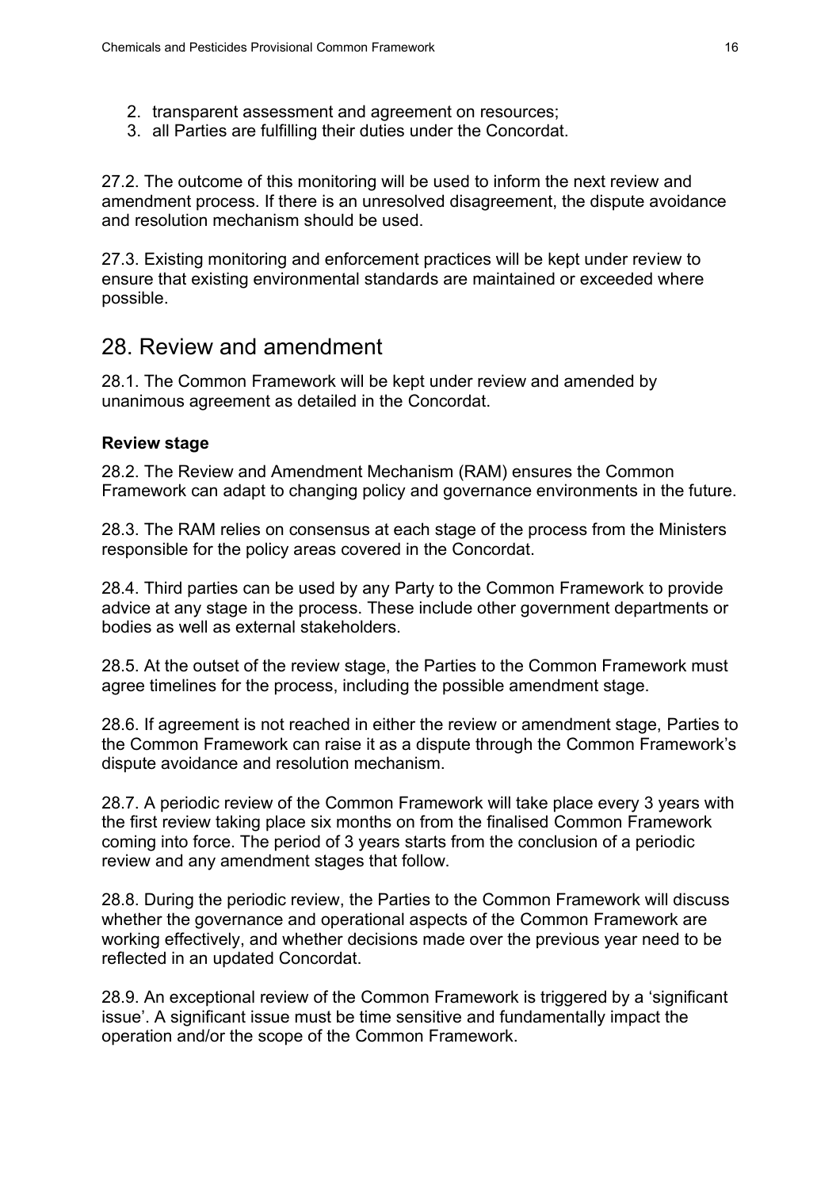2. transparent assessment and agreement on resources;
3. all Parties are fulfilling their duties under the Concordat.

27.2. The outcome of this monitoring will be used to inform the next review and amendment process. If there is an unresolved disagreement, the dispute avoidance and resolution mechanism should be used.

27.3. Existing monitoring and enforcement practices will be kept under review to ensure that existing environmental standards are maintained or exceeded where possible.

## 28. Review and amendment

28.1. The Common Framework will be kept under review and amended by unanimous agreement as detailed in the Concordat.

**Review stage**

28.2. The Review and Amendment Mechanism (RAM) ensures the Common Framework can adapt to changing policy and governance environments in the future.

28.3. The RAM relies on consensus at each stage of the process from the Ministers responsible for the policy areas covered in the Concordat.

28.4. Third parties can be used by any Party to the Common Framework to provide advice at any stage in the process. These include other government departments or bodies as well as external stakeholders.

28.5. At the outset of the review stage, the Parties to the Common Framework must agree timelines for the process, including the possible amendment stage.

28.6. If agreement is not reached in either the review or amendment stage, Parties to the Common Framework can raise it as a dispute through the Common Framework's dispute avoidance and resolution mechanism.

28.7. A periodic review of the Common Framework will take place every 3 years with the first review taking place six months on from the finalised Common Framework coming into force. The period of 3 years starts from the conclusion of a periodic review and any amendment stages that follow.

28.8. During the periodic review, the Parties to the Common Framework will discuss whether the governance and operational aspects of the Common Framework are working effectively, and whether decisions made over the previous year need to be reflected in an updated Concordat.

28.9. An exceptional review of the Common Framework is triggered by a 'significant issue'. A significant issue must be time sensitive and fundamentally impact the operation and/or the scope of the Common Framework.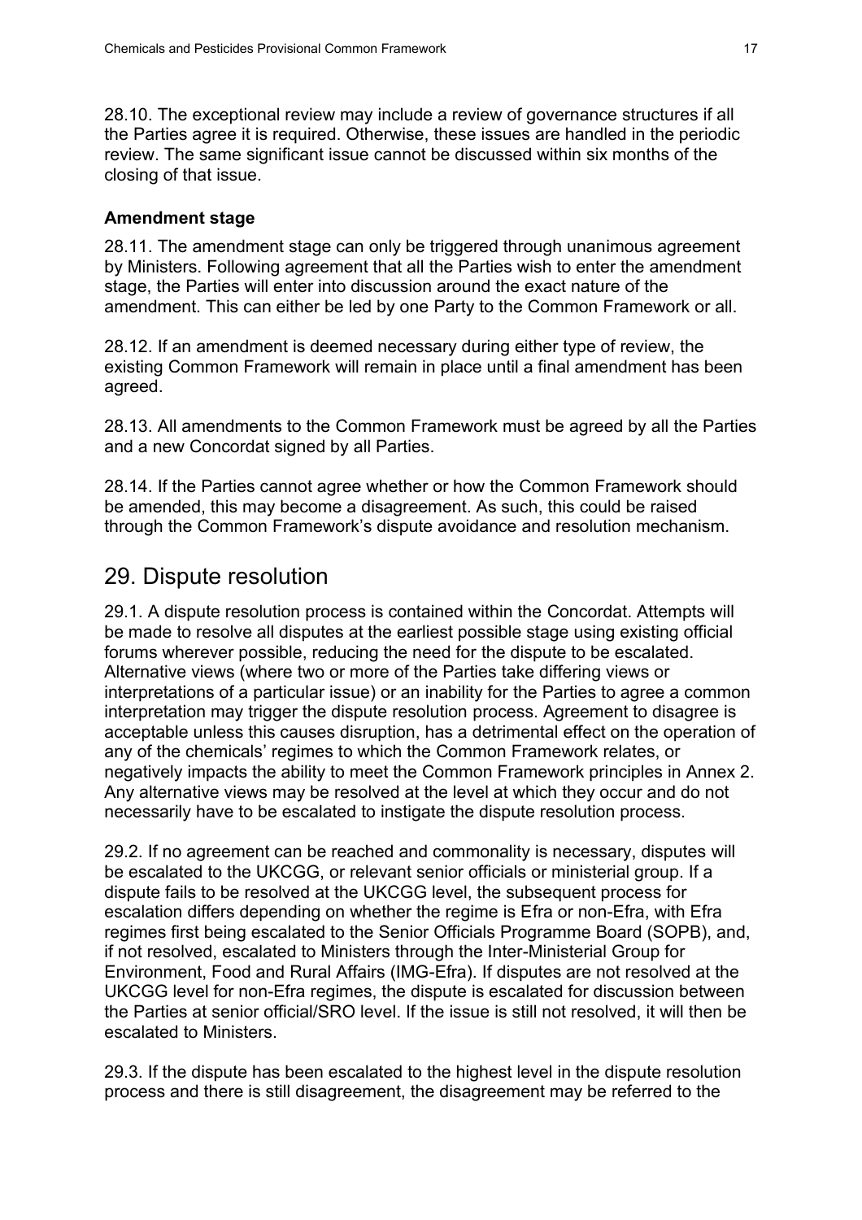28.10. The exceptional review may include a review of governance structures if all the Parties agree it is required. Otherwise, these issues are handled in the periodic review. The same significant issue cannot be discussed within six months of the closing of that issue.

### Amendment stage

28.11. The amendment stage can only be triggered through unanimous agreement by Ministers. Following agreement that all the Parties wish to enter the amendment stage, the Parties will enter into discussion around the exact nature of the amendment. This can either be led by one Party to the Common Framework or all.

28.12. If an amendment is deemed necessary during either type of review, the existing Common Framework will remain in place until a final amendment has been agreed.

28.13. All amendments to the Common Framework must be agreed by all the Parties and a new Concordat signed by all Parties.

28.14. If the Parties cannot agree whether or how the Common Framework should be amended, this may become a disagreement. As such, this could be raised through the Common Framework's dispute avoidance and resolution mechanism.

## 29. Dispute resolution

29.1. A dispute resolution process is contained within the Concordat. Attempts will be made to resolve all disputes at the earliest possible stage using existing official forums wherever possible, reducing the need for the dispute to be escalated. Alternative views (where two or more of the Parties take differing views or interpretations of a particular issue) or an inability for the Parties to agree a common interpretation may trigger the dispute resolution process. Agreement to disagree is acceptable unless this causes disruption, has a detrimental effect on the operation of any of the chemicals' regimes to which the Common Framework relates, or negatively impacts the ability to meet the Common Framework principles in Annex 2. Any alternative views may be resolved at the level at which they occur and do not necessarily have to be escalated to instigate the dispute resolution process.

29.2. If no agreement can be reached and commonality is necessary, disputes will be escalated to the UKCGG, or relevant senior officials or ministerial group. If a dispute fails to be resolved at the UKCGG level, the subsequent process for escalation differs depending on whether the regime is Efra or non-Efra, with Efra regimes first being escalated to the Senior Officials Programme Board (SOPB), and, if not resolved, escalated to Ministers through the Inter-Ministerial Group for Environment, Food and Rural Affairs (IMG-Efra). If disputes are not resolved at the UKCGG level for non-Efra regimes, the dispute is escalated for discussion between the Parties at senior official/SRO level. If the issue is still not resolved, it will then be escalated to Ministers.

29.3. If the dispute has been escalated to the highest level in the dispute resolution process and there is still disagreement, the disagreement may be referred to the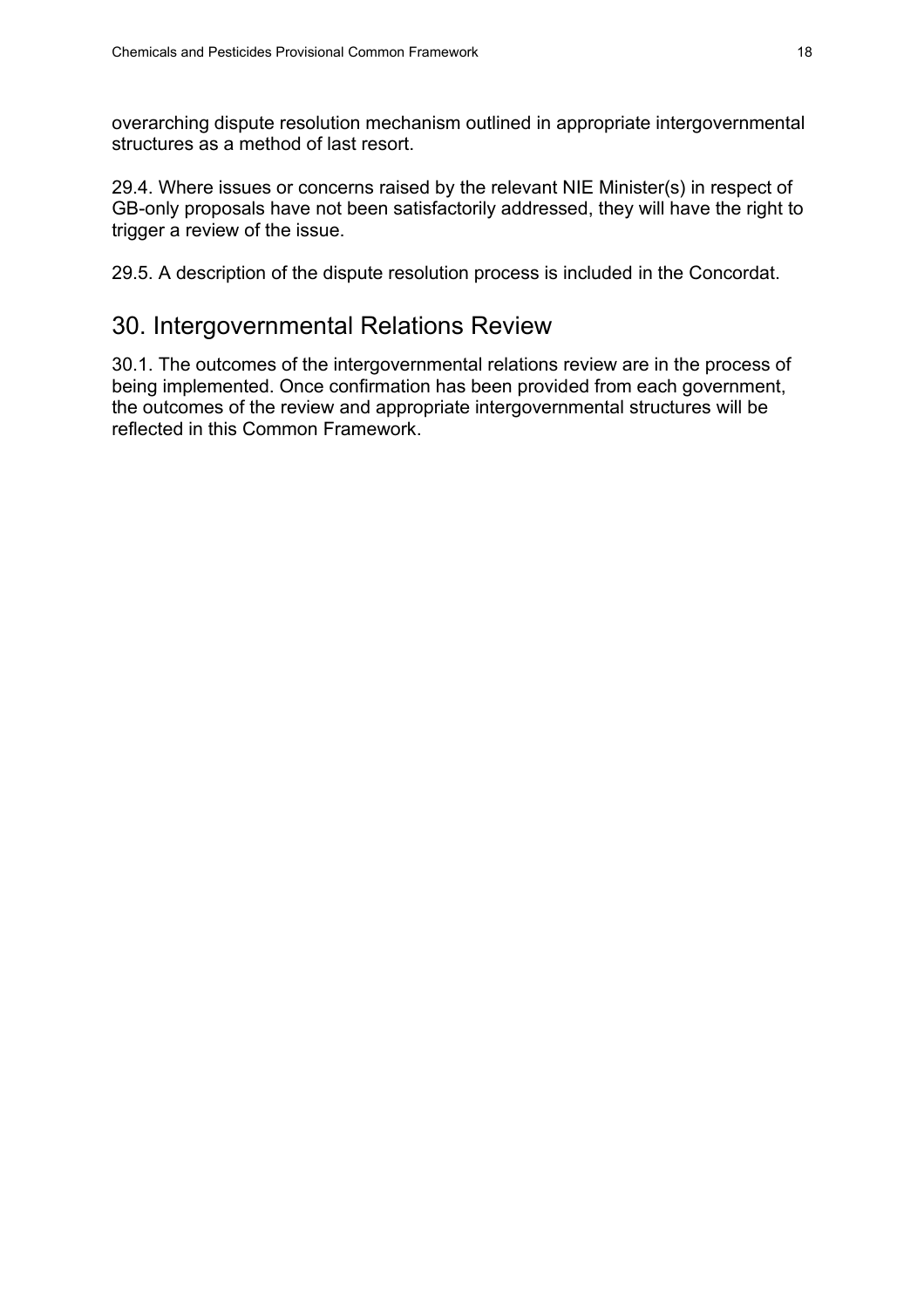overarching dispute resolution mechanism outlined in appropriate intergovernmental structures as a method of last resort.

29.4. Where issues or concerns raised by the relevant NIE Minister(s) in respect of GB-only proposals have not been satisfactorily addressed, they will have the right to trigger a review of the issue.

29.5. A description of the dispute resolution process is included in the Concordat.

## 30. Intergovernmental Relations Review

30.1. The outcomes of the intergovernmental relations review are in the process of being implemented. Once confirmation has been provided from each government, the outcomes of the review and appropriate intergovernmental structures will be reflected in this Common Framework.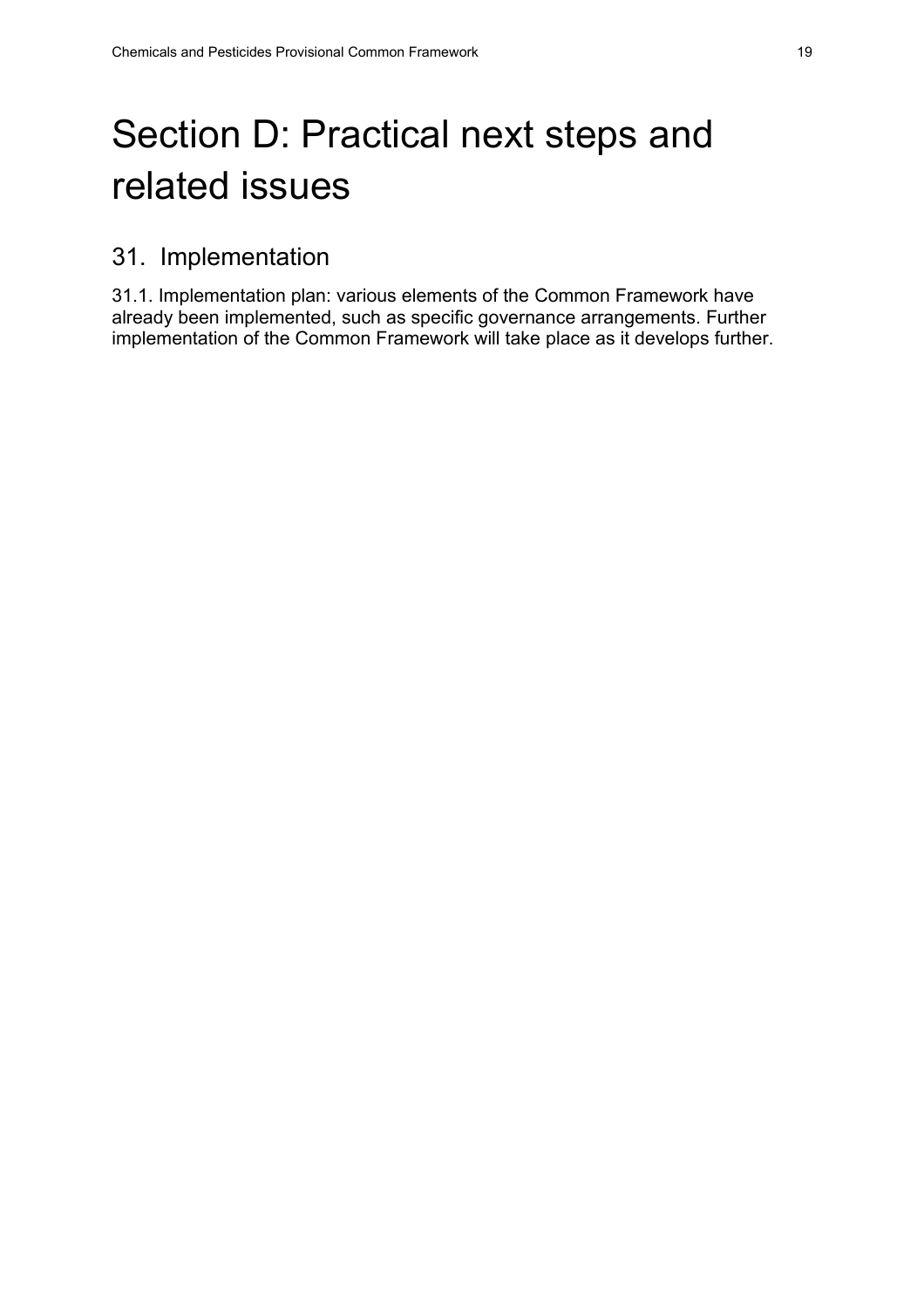# Section D: Practical next steps and related issues

## 31. Implementation

31.1. Implementation plan: various elements of the Common Framework have already been implemented, such as specific governance arrangements. Further implementation of the Common Framework will take place as it develops further.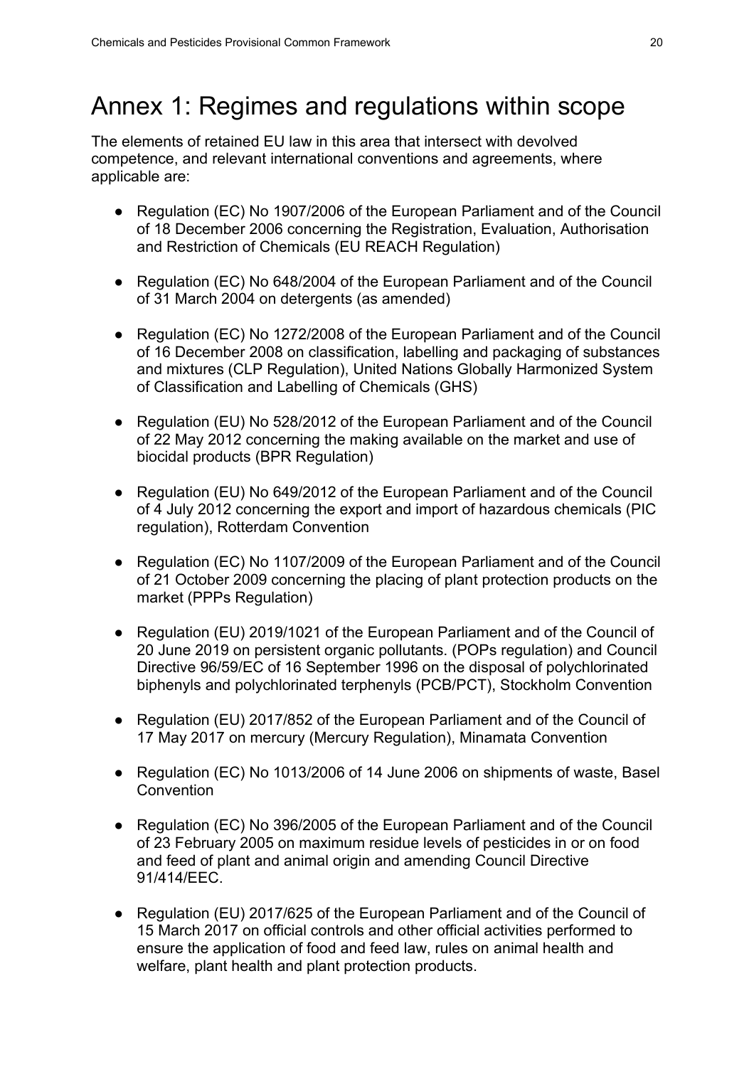# Annex 1: Regimes and regulations within scope

The elements of retained EU law in this area that intersect with devolved competence, and relevant international conventions and agreements, where applicable are:

- Regulation (EC) No 1907/2006 of the European Parliament and of the Council of 18 December 2006 concerning the Registration, Evaluation, Authorisation and Restriction of Chemicals (EU REACH Regulation)
- Regulation (EC) No 648/2004 of the European Parliament and of the Council of 31 March 2004 on detergents (as amended)
- Regulation (EC) No 1272/2008 of the European Parliament and of the Council of 16 December 2008 on classification, labelling and packaging of substances and mixtures (CLP Regulation), United Nations Globally Harmonized System of Classification and Labelling of Chemicals (GHS)
- Regulation (EU) No 528/2012 of the European Parliament and of the Council of 22 May 2012 concerning the making available on the market and use of biocidal products (BPR Regulation)
- Regulation (EU) No 649/2012 of the European Parliament and of the Council of 4 July 2012 concerning the export and import of hazardous chemicals (PIC regulation), Rotterdam Convention
- Regulation (EC) No 1107/2009 of the European Parliament and of the Council of 21 October 2009 concerning the placing of plant protection products on the market (PPPs Regulation)
- Regulation (EU) 2019/1021 of the European Parliament and of the Council of 20 June 2019 on persistent organic pollutants. (POPs regulation) and Council Directive 96/59/EC of 16 September 1996 on the disposal of polychlorinated biphenyls and polychlorinated terphenyls (PCB/PCT), Stockholm Convention
- Regulation (EU) 2017/852 of the European Parliament and of the Council of 17 May 2017 on mercury (Mercury Regulation), Minamata Convention
- Regulation (EC) No 1013/2006 of 14 June 2006 on shipments of waste, Basel Convention
- Regulation (EC) No 396/2005 of the European Parliament and of the Council of 23 February 2005 on maximum residue levels of pesticides in or on food and feed of plant and animal origin and amending Council Directive 91/414/EEC.
- Regulation (EU) 2017/625 of the European Parliament and of the Council of 15 March 2017 on official controls and other official activities performed to ensure the application of food and feed law, rules on animal health and welfare, plant health and plant protection products.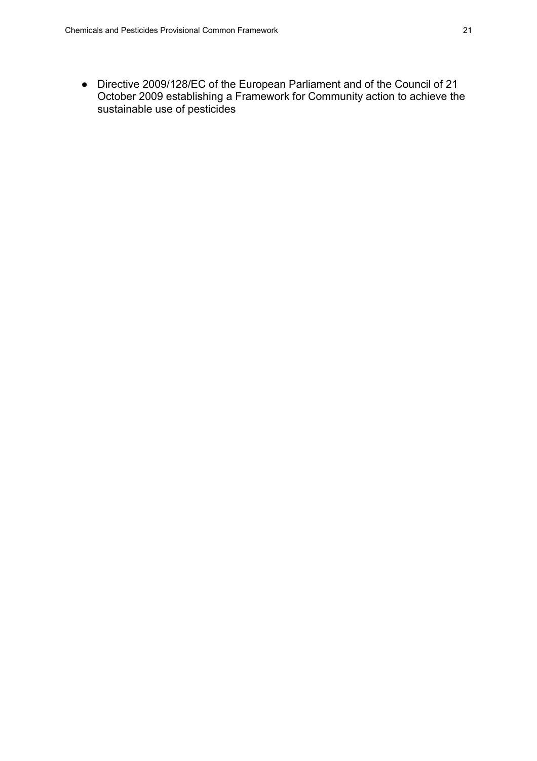- Directive 2009/128/EC of the European Parliament and of the Council of 21 October 2009 establishing a Framework for Community action to achieve the sustainable use of pesticides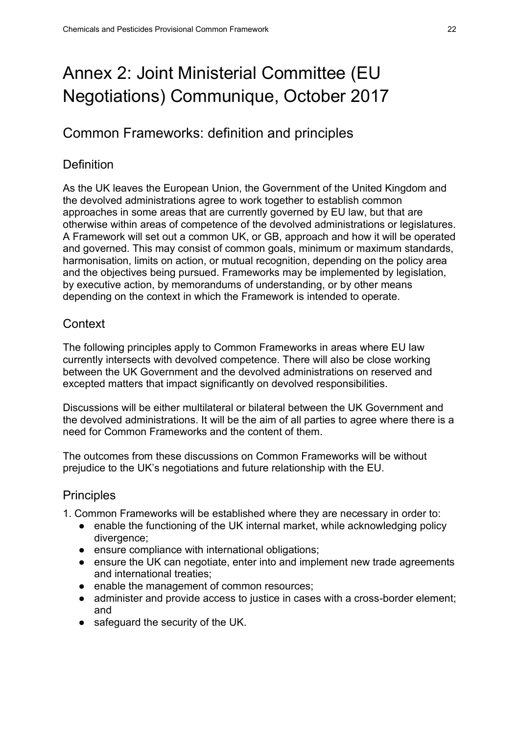# Annex 2: Joint Ministerial Committee (EU Negotiations) Communique, October 2017

## Common Frameworks: definition and principles

### Definition

As the UK leaves the European Union, the Government of the United Kingdom and the devolved administrations agree to work together to establish common approaches in some areas that are currently governed by EU law, but that are otherwise within areas of competence of the devolved administrations or legislatures. A Framework will set out a common UK, or GB, approach and how it will be operated and governed. This may consist of common goals, minimum or maximum standards, harmonisation, limits on action, or mutual recognition, depending on the policy area and the objectives being pursued. Frameworks may be implemented by legislation, by executive action, by memorandums of understanding, or by other means depending on the context in which the Framework is intended to operate.

### Context

The following principles apply to Common Frameworks in areas where EU law currently intersects with devolved competence. There will also be close working between the UK Government and the devolved administrations on reserved and excepted matters that impact significantly on devolved responsibilities.

Discussions will be either multilateral or bilateral between the UK Government and the devolved administrations. It will be the aim of all parties to agree where there is a need for Common Frameworks and the content of them.

The outcomes from these discussions on Common Frameworks will be without prejudice to the UK's negotiations and future relationship with the EU.

### Principles

1. Common Frameworks will be established where they are necessary in order to:
   - enable the functioning of the UK internal market, while acknowledging policy divergence;
   - ensure compliance with international obligations;
   - ensure the UK can negotiate, enter into and implement new trade agreements and international treaties;
   - enable the management of common resources;
   - administer and provide access to justice in cases with a cross-border element; and
   - safeguard the security of the UK.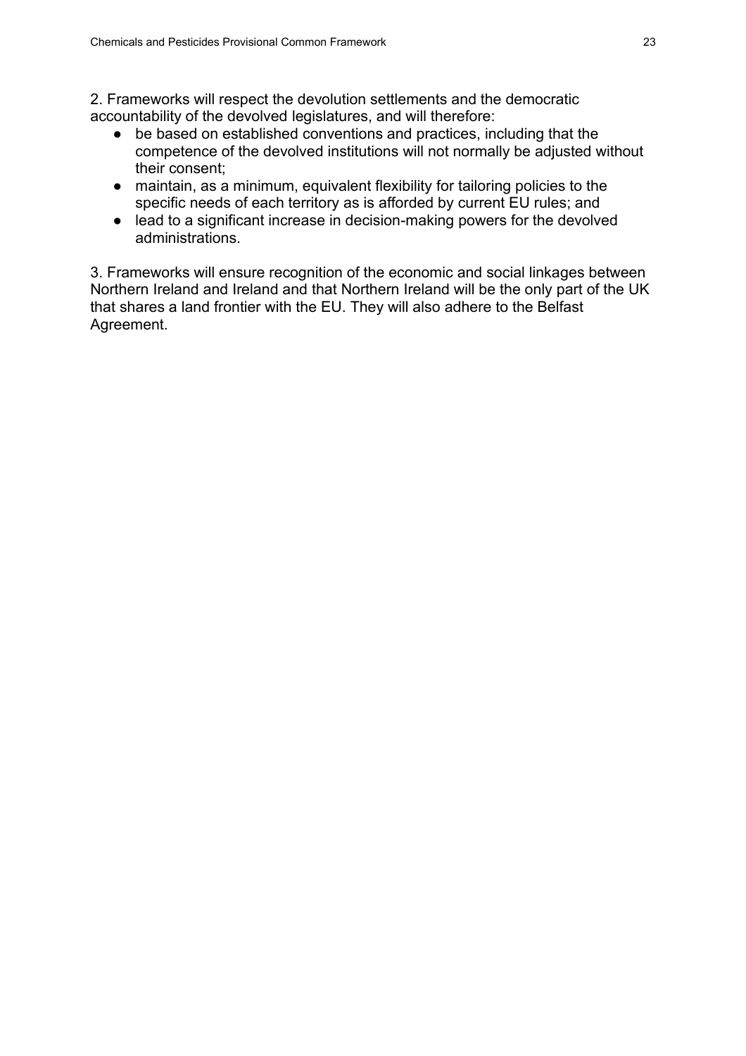2. Frameworks will respect the devolution settlements and the democratic accountability of the devolved legislatures, and will therefore:

- be based on established conventions and practices, including that the competence of the devolved institutions will not normally be adjusted without their consent;
- maintain, as a minimum, equivalent flexibility for tailoring policies to the specific needs of each territory as is afforded by current EU rules; and
- lead to a significant increase in decision-making powers for the devolved administrations.

3. Frameworks will ensure recognition of the economic and social linkages between Northern Ireland and Ireland and that Northern Ireland will be the only part of the UK that shares a land frontier with the EU. They will also adhere to the Belfast Agreement.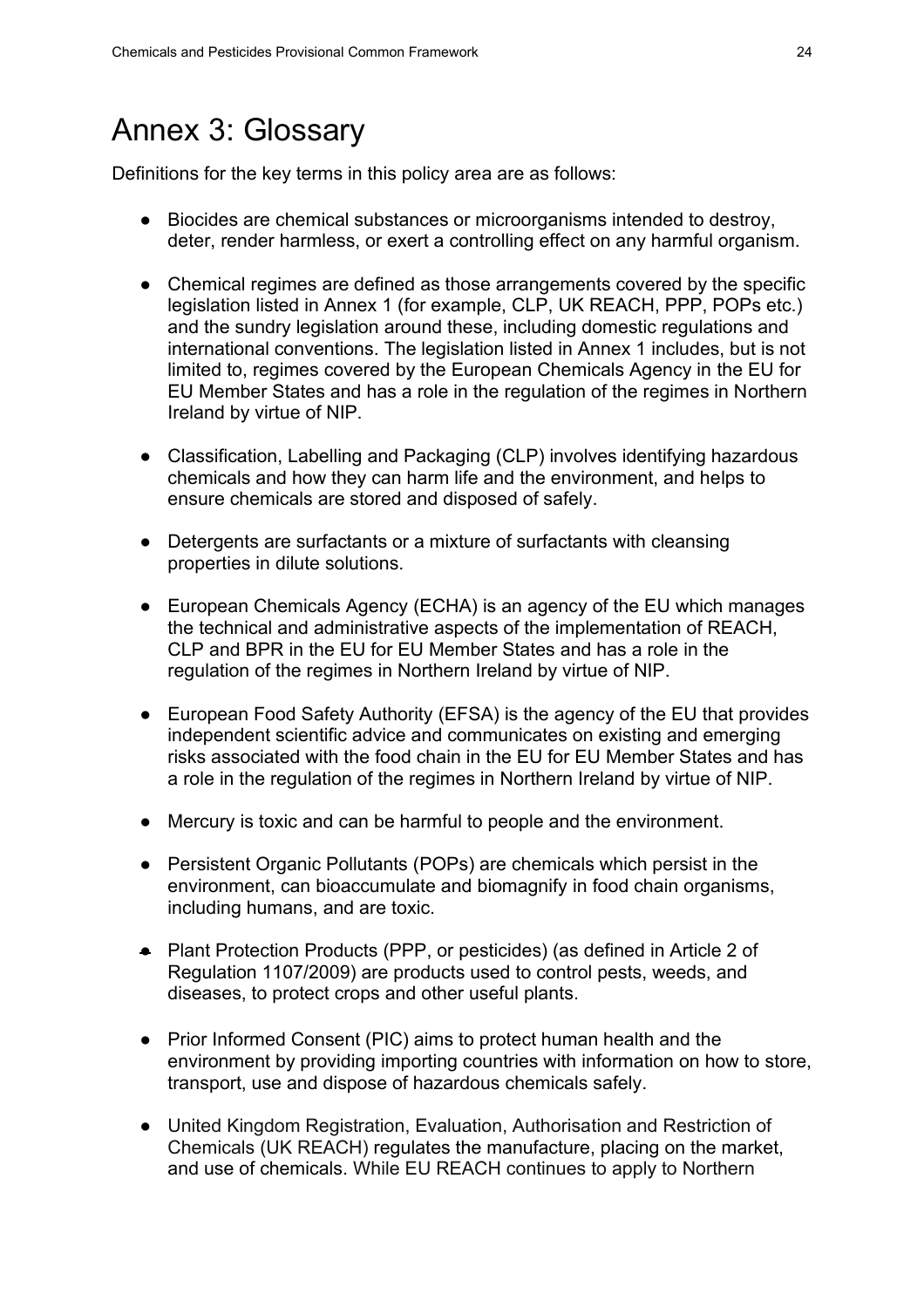# Annex 3: Glossary

Definitions for the key terms in this policy area are as follows:

- Biocides are chemical substances or microorganisms intended to destroy, deter, render harmless, or exert a controlling effect on any harmful organism.

- Chemical regimes are defined as those arrangements covered by the specific legislation listed in Annex 1 (for example, CLP, UK REACH, PPP, POPs etc.) and the sundry legislation around these, including domestic regulations and international conventions. The legislation listed in Annex 1 includes, but is not limited to, regimes covered by the European Chemicals Agency in the EU for EU Member States and has a role in the regulation of the regimes in Northern Ireland by virtue of NIP.

- Classification, Labelling and Packaging (CLP) involves identifying hazardous chemicals and how they can harm life and the environment, and helps to ensure chemicals are stored and disposed of safely.

- Detergents are surfactants or a mixture of surfactants with cleansing properties in dilute solutions.

- European Chemicals Agency (ECHA) is an agency of the EU which manages the technical and administrative aspects of the implementation of REACH, CLP and BPR in the EU for EU Member States and has a role in the regulation of the regimes in Northern Ireland by virtue of NIP.

- European Food Safety Authority (EFSA) is the agency of the EU that provides independent scientific advice and communicates on existing and emerging risks associated with the food chain in the EU for EU Member States and has a role in the regulation of the regimes in Northern Ireland by virtue of NIP.

- Mercury is toxic and can be harmful to people and the environment.

- Persistent Organic Pollutants (POPs) are chemicals which persist in the environment, can bioaccumulate and biomagnify in food chain organisms, including humans, and are toxic.

- Plant Protection Products (PPP, or pesticides) (as defined in Article 2 of Regulation 1107/2009) are products used to control pests, weeds, and diseases, to protect crops and other useful plants.

- Prior Informed Consent (PIC) aims to protect human health and the environment by providing importing countries with information on how to store, transport, use and dispose of hazardous chemicals safely.

- United Kingdom Registration, Evaluation, Authorisation and Restriction of Chemicals (UK REACH) regulates the manufacture, placing on the market, and use of chemicals. While EU REACH continues to apply to Northern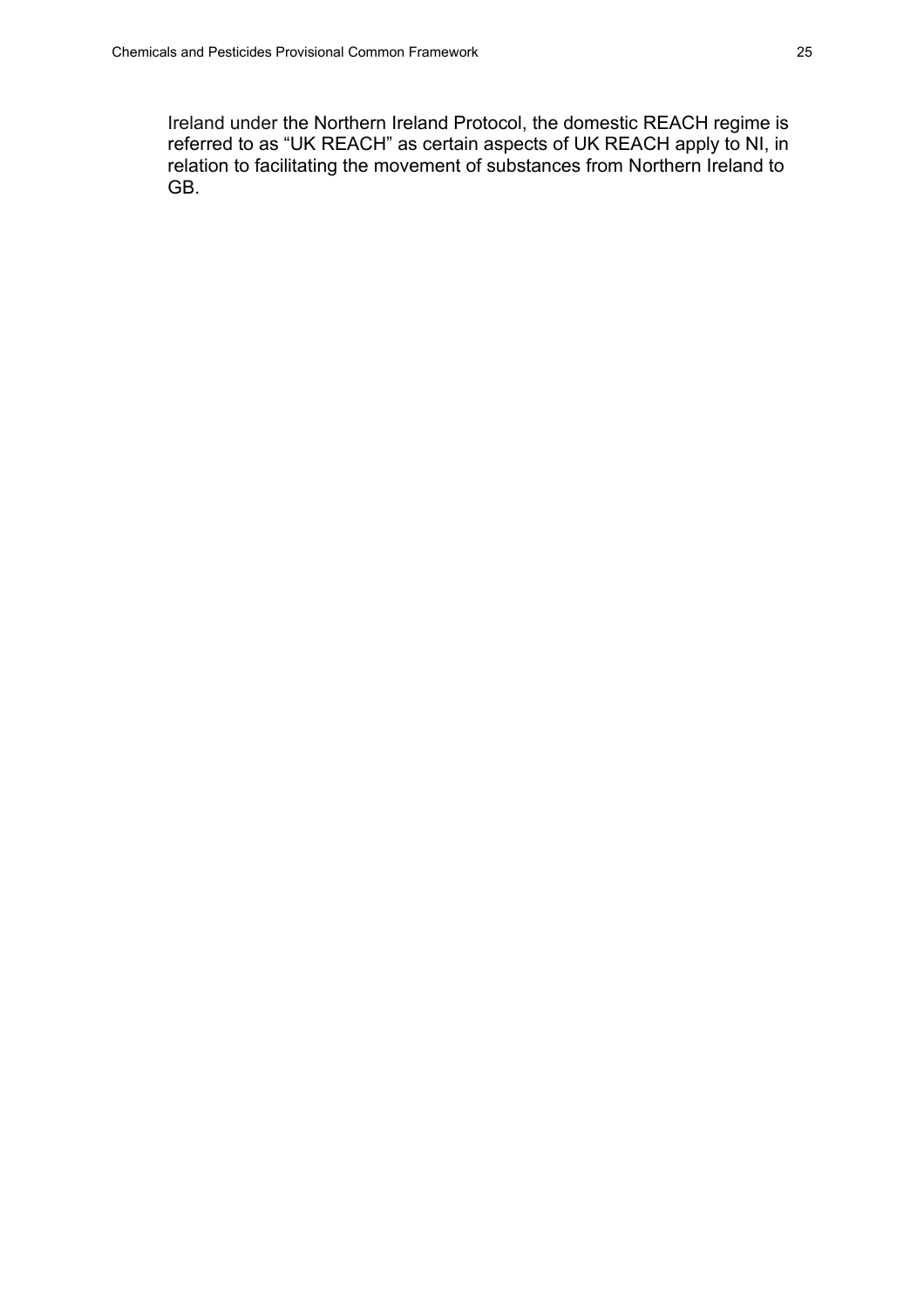Ireland under the Northern Ireland Protocol, the domestic REACH regime is referred to as “UK REACH” as certain aspects of UK REACH apply to NI, in relation to facilitating the movement of substances from Northern Ireland to GB.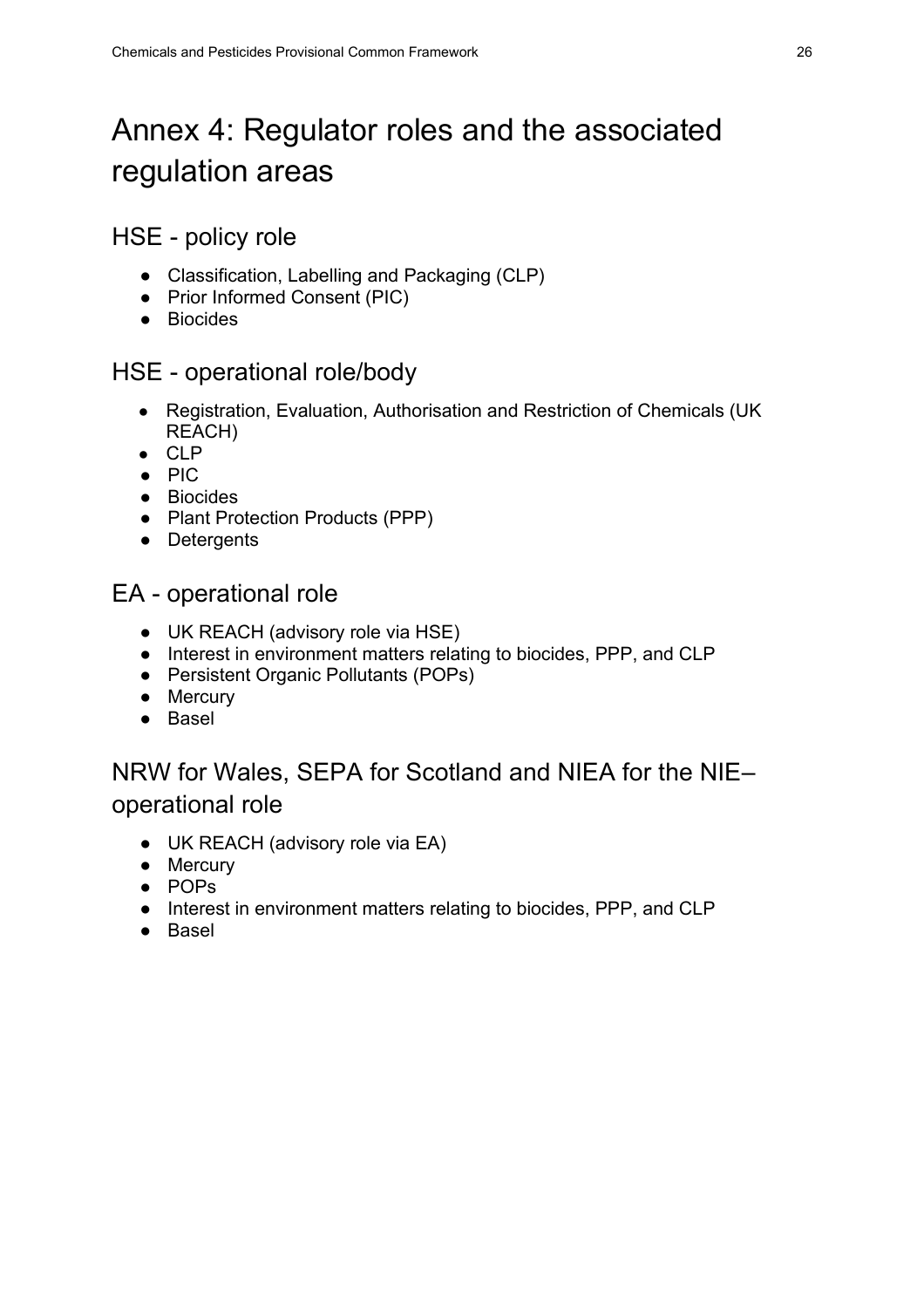# Annex 4: Regulator roles and the associated regulation areas

## HSE - policy role

- Classification, Labelling and Packaging (CLP)
- Prior Informed Consent (PIC)
- Biocides

## HSE - operational role/body

- Registration, Evaluation, Authorisation and Restriction of Chemicals (UK REACH)
- CLP
- PIC
- Biocides
- Plant Protection Products (PPP)
- Detergents

## EA - operational role

- UK REACH (advisory role via HSE)
- Interest in environment matters relating to biocides, PPP, and CLP
- Persistent Organic Pollutants (POPs)
- Mercury
- Basel

## NRW for Wales, SEPA for Scotland and NIEA for the NIE– operational role

- UK REACH (advisory role via EA)
- Mercury
- POPs
- Interest in environment matters relating to biocides, PPP, and CLP
- Basel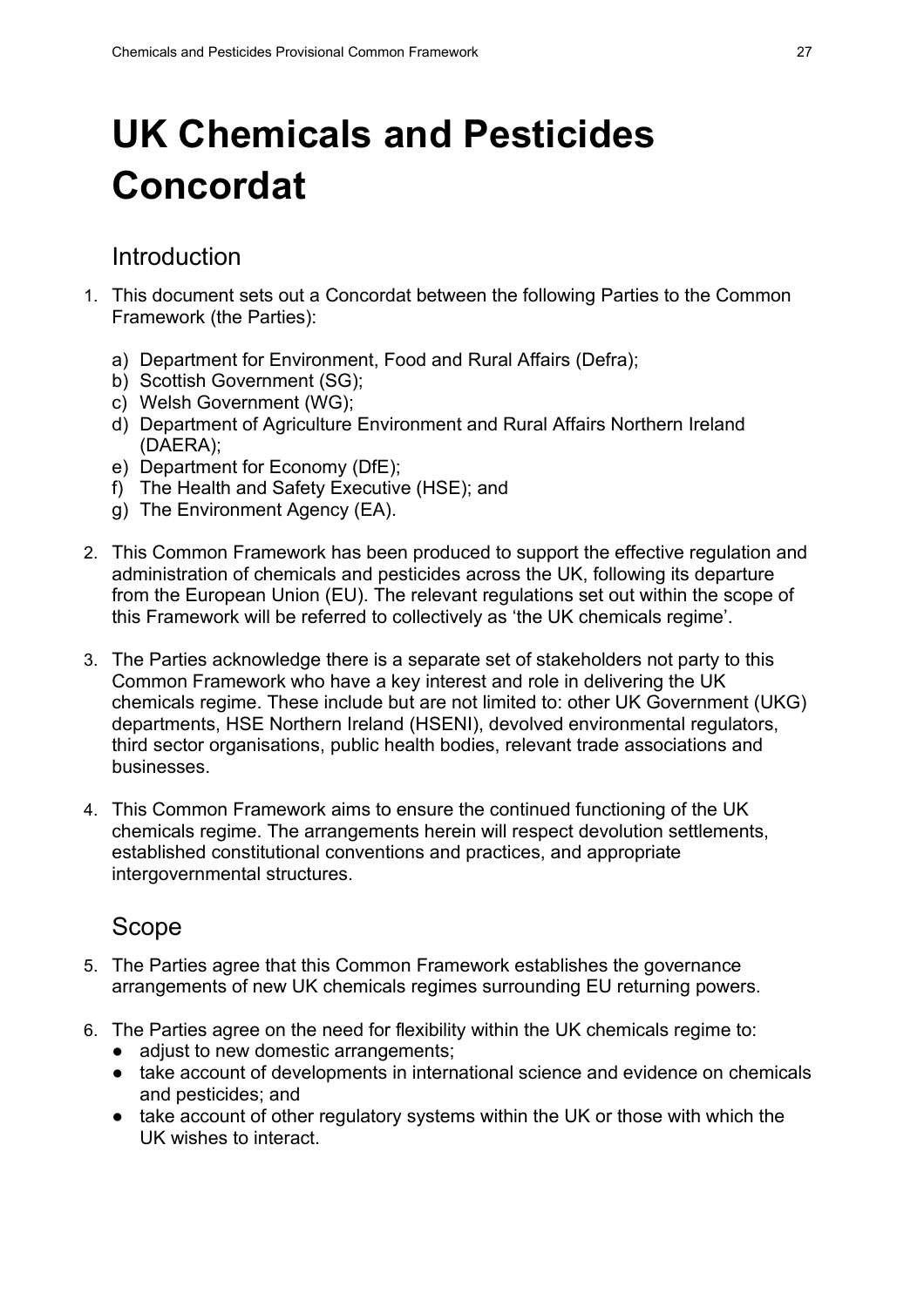# UK Chemicals and Pesticides Concordat

## Introduction

1. This document sets out a Concordat between the following Parties to the Common Framework (the Parties):

   a) Department for Environment, Food and Rural Affairs (Defra);
   b) Scottish Government (SG);
   c) Welsh Government (WG);
   d) Department of Agriculture Environment and Rural Affairs Northern Ireland (DAERA);
   e) Department for Economy (DfE);
   f) The Health and Safety Executive (HSE); and
   g) The Environment Agency (EA).

2. This Common Framework has been produced to support the effective regulation and administration of chemicals and pesticides across the UK, following its departure from the European Union (EU). The relevant regulations set out within the scope of this Framework will be referred to collectively as 'the UK chemicals regime'.

3. The Parties acknowledge there is a separate set of stakeholders not party to this Common Framework who have a key interest and role in delivering the UK chemicals regime. These include but are not limited to: other UK Government (UKG) departments, HSE Northern Ireland (HSENI), devolved environmental regulators, third sector organisations, public health bodies, relevant trade associations and businesses.

4. This Common Framework aims to ensure the continued functioning of the UK chemicals regime. The arrangements herein will respect devolution settlements, established constitutional conventions and practices, and appropriate intergovernmental structures.

## Scope

5. The Parties agree that this Common Framework establishes the governance arrangements of new UK chemicals regimes surrounding EU returning powers.

6. The Parties agree on the need for flexibility within the UK chemicals regime to:
   - adjust to new domestic arrangements;
   - take account of developments in international science and evidence on chemicals and pesticides; and
   - take account of other regulatory systems within the UK or those with which the UK wishes to interact.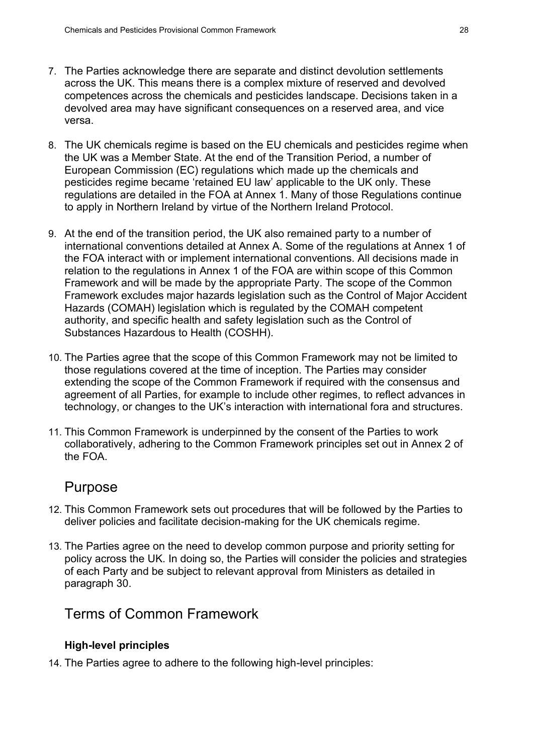7. The Parties acknowledge there are separate and distinct devolution settlements across the UK. This means there is a complex mixture of reserved and devolved competences across the chemicals and pesticides landscape. Decisions taken in a devolved area may have significant consequences on a reserved area, and vice versa.

8. The UK chemicals regime is based on the EU chemicals and pesticides regime when the UK was a Member State. At the end of the Transition Period, a number of European Commission (EC) regulations which made up the chemicals and pesticides regime became 'retained EU law' applicable to the UK only. These regulations are detailed in the FOA at Annex 1. Many of those Regulations continue to apply in Northern Ireland by virtue of the Northern Ireland Protocol.

9. At the end of the transition period, the UK also remained party to a number of international conventions detailed at Annex A. Some of the regulations at Annex 1 of the FOA interact with or implement international conventions. All decisions made in relation to the regulations in Annex 1 of the FOA are within scope of this Common Framework and will be made by the appropriate Party. The scope of the Common Framework excludes major hazards legislation such as the Control of Major Accident Hazards (COMAH) legislation which is regulated by the COMAH competent authority, and specific health and safety legislation such as the Control of Substances Hazardous to Health (COSHH).

10. The Parties agree that the scope of this Common Framework may not be limited to those regulations covered at the time of inception. The Parties may consider extending the scope of the Common Framework if required with the consensus and agreement of all Parties, for example to include other regimes, to reflect advances in technology, or changes to the UK's interaction with international fora and structures.

11. This Common Framework is underpinned by the consent of the Parties to work collaboratively, adhering to the Common Framework principles set out in Annex 2 of the FOA.

## Purpose

12. This Common Framework sets out procedures that will be followed by the Parties to deliver policies and facilitate decision-making for the UK chemicals regime.

13. The Parties agree on the need to develop common purpose and priority setting for policy across the UK. In doing so, the Parties will consider the policies and strategies of each Party and be subject to relevant approval from Ministers as detailed in paragraph 30.

## Terms of Common Framework

### High-level principles

14. The Parties agree to adhere to the following high-level principles: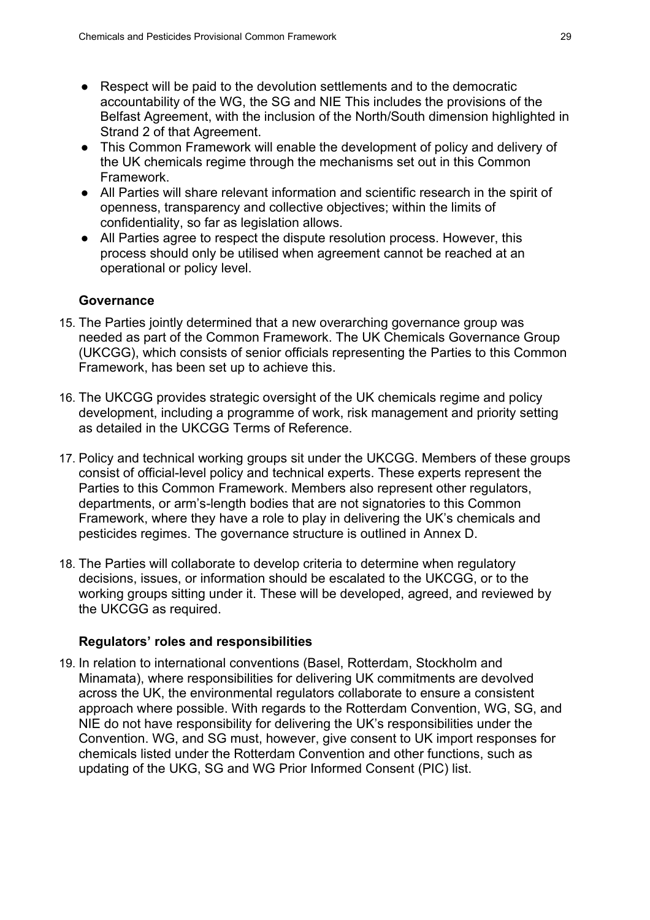- Respect will be paid to the devolution settlements and to the democratic accountability of the WG, the SG and NIE This includes the provisions of the Belfast Agreement, with the inclusion of the North/South dimension highlighted in Strand 2 of that Agreement.
- This Common Framework will enable the development of policy and delivery of the UK chemicals regime through the mechanisms set out in this Common Framework.
- All Parties will share relevant information and scientific research in the spirit of openness, transparency and collective objectives; within the limits of confidentiality, so far as legislation allows.
- All Parties agree to respect the dispute resolution process. However, this process should only be utilised when agreement cannot be reached at an operational or policy level.

### Governance

15. The Parties jointly determined that a new overarching governance group was needed as part of the Common Framework. The UK Chemicals Governance Group (UKCGG), which consists of senior officials representing the Parties to this Common Framework, has been set up to achieve this.

16. The UKCGG provides strategic oversight of the UK chemicals regime and policy development, including a programme of work, risk management and priority setting as detailed in the UKCGG Terms of Reference.

17. Policy and technical working groups sit under the UKCGG. Members of these groups consist of official-level policy and technical experts. These experts represent the Parties to this Common Framework. Members also represent other regulators, departments, or arm's-length bodies that are not signatories to this Common Framework, where they have a role to play in delivering the UK's chemicals and pesticides regimes. The governance structure is outlined in Annex D.

18. The Parties will collaborate to develop criteria to determine when regulatory decisions, issues, or information should be escalated to the UKCGG, or to the working groups sitting under it. These will be developed, agreed, and reviewed by the UKCGG as required.

### Regulators' roles and responsibilities

19. In relation to international conventions (Basel, Rotterdam, Stockholm and Minamata), where responsibilities for delivering UK commitments are devolved across the UK, the environmental regulators collaborate to ensure a consistent approach where possible. With regards to the Rotterdam Convention, WG, SG, and NIE do not have responsibility for delivering the UK's responsibilities under the Convention. WG, and SG must, however, give consent to UK import responses for chemicals listed under the Rotterdam Convention and other functions, such as updating of the UKG, SG and WG Prior Informed Consent (PIC) list.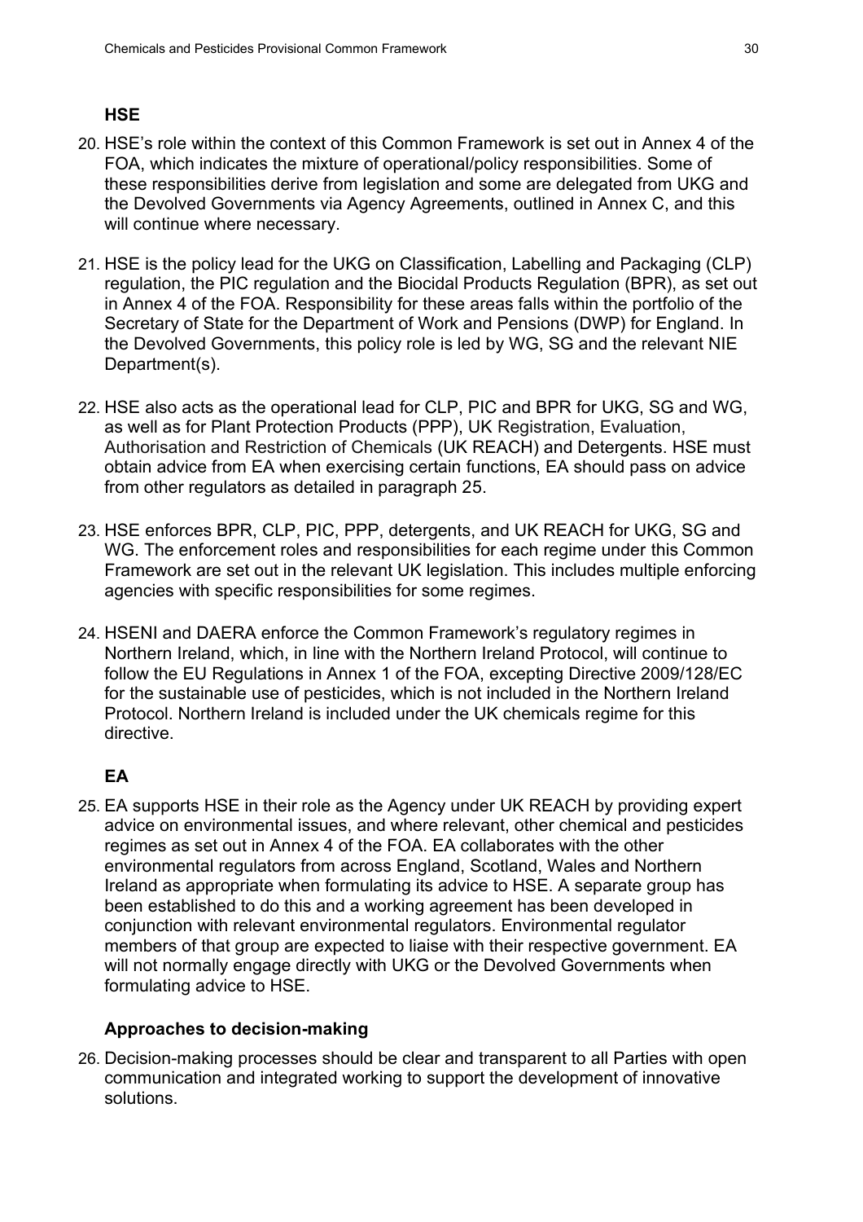### HSE

20. HSE's role within the context of this Common Framework is set out in Annex 4 of the FOA, which indicates the mixture of operational/policy responsibilities. Some of these responsibilities derive from legislation and some are delegated from UKG and the Devolved Governments via Agency Agreements, outlined in Annex C, and this will continue where necessary.

21. HSE is the policy lead for the UKG on Classification, Labelling and Packaging (CLP) regulation, the PIC regulation and the Biocidal Products Regulation (BPR), as set out in Annex 4 of the FOA. Responsibility for these areas falls within the portfolio of the Secretary of State for the Department of Work and Pensions (DWP) for England. In the Devolved Governments, this policy role is led by WG, SG and the relevant NIE Department(s).

22. HSE also acts as the operational lead for CLP, PIC and BPR for UKG, SG and WG, as well as for Plant Protection Products (PPP), UK Registration, Evaluation, Authorisation and Restriction of Chemicals (UK REACH) and Detergents. HSE must obtain advice from EA when exercising certain functions, EA should pass on advice from other regulators as detailed in paragraph 25.

23. HSE enforces BPR, CLP, PIC, PPP, detergents, and UK REACH for UKG, SG and WG. The enforcement roles and responsibilities for each regime under this Common Framework are set out in the relevant UK legislation. This includes multiple enforcing agencies with specific responsibilities for some regimes.

24. HSENI and DAERA enforce the Common Framework's regulatory regimes in Northern Ireland, which, in line with the Northern Ireland Protocol, will continue to follow the EU Regulations in Annex 1 of the FOA, excepting Directive 2009/128/EC for the sustainable use of pesticides, which is not included in the Northern Ireland Protocol. Northern Ireland is included under the UK chemicals regime for this directive.

### EA

25. EA supports HSE in their role as the Agency under UK REACH by providing expert advice on environmental issues, and where relevant, other chemical and pesticides regimes as set out in Annex 4 of the FOA. EA collaborates with the other environmental regulators from across England, Scotland, Wales and Northern Ireland as appropriate when formulating its advice to HSE. A separate group has been established to do this and a working agreement has been developed in conjunction with relevant environmental regulators. Environmental regulator members of that group are expected to liaise with their respective government. EA will not normally engage directly with UKG or the Devolved Governments when formulating advice to HSE.

### Approaches to decision-making

26. Decision-making processes should be clear and transparent to all Parties with open communication and integrated working to support the development of innovative solutions.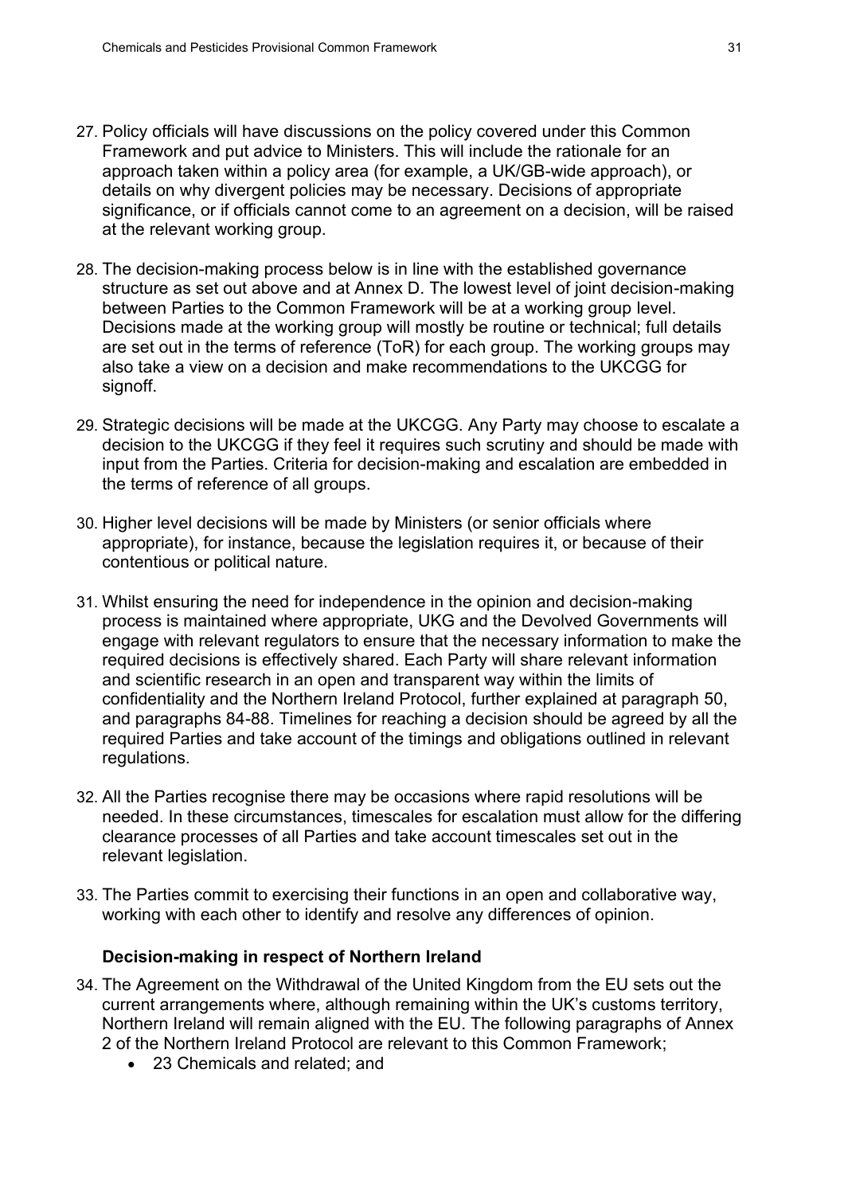27. Policy officials will have discussions on the policy covered under this Common Framework and put advice to Ministers. This will include the rationale for an approach taken within a policy area (for example, a UK/GB-wide approach), or details on why divergent policies may be necessary. Decisions of appropriate significance, or if officials cannot come to an agreement on a decision, will be raised at the relevant working group.

28. The decision-making process below is in line with the established governance structure as set out above and at Annex D. The lowest level of joint decision-making between Parties to the Common Framework will be at a working group level. Decisions made at the working group will mostly be routine or technical; full details are set out in the terms of reference (ToR) for each group. The working groups may also take a view on a decision and make recommendations to the UKCGG for signoff.

29. Strategic decisions will be made at the UKCGG. Any Party may choose to escalate a decision to the UKCGG if they feel it requires such scrutiny and should be made with input from the Parties. Criteria for decision-making and escalation are embedded in the terms of reference of all groups.

30. Higher level decisions will be made by Ministers (or senior officials where appropriate), for instance, because the legislation requires it, or because of their contentious or political nature.

31. Whilst ensuring the need for independence in the opinion and decision-making process is maintained where appropriate, UKG and the Devolved Governments will engage with relevant regulators to ensure that the necessary information to make the required decisions is effectively shared. Each Party will share relevant information and scientific research in an open and transparent way within the limits of confidentiality and the Northern Ireland Protocol, further explained at paragraph 50, and paragraphs 84-88. Timelines for reaching a decision should be agreed by all the required Parties and take account of the timings and obligations outlined in relevant regulations.

32. All the Parties recognise there may be occasions where rapid resolutions will be needed. In these circumstances, timescales for escalation must allow for the differing clearance processes of all Parties and take account timescales set out in the relevant legislation.

33. The Parties commit to exercising their functions in an open and collaborative way, working with each other to identify and resolve any differences of opinion.

### Decision-making in respect of Northern Ireland

34. The Agreement on the Withdrawal of the United Kingdom from the EU sets out the current arrangements where, although remaining within the UK's customs territory, Northern Ireland will remain aligned with the EU. The following paragraphs of Annex 2 of the Northern Ireland Protocol are relevant to this Common Framework;
    - 23 Chemicals and related; and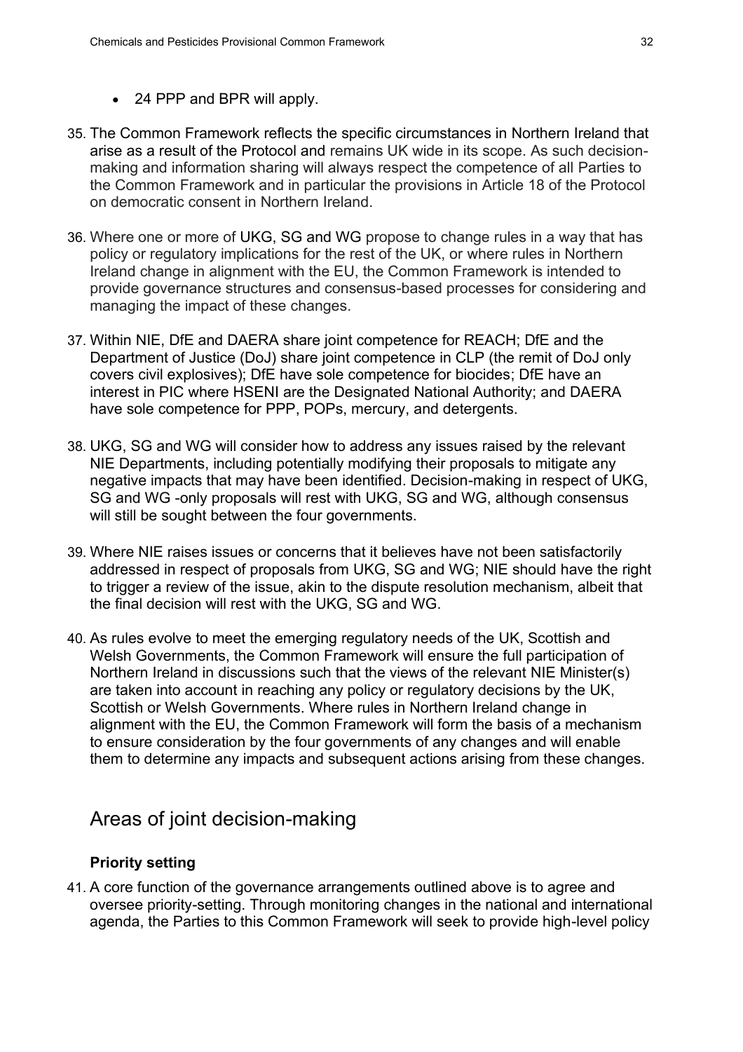- 24 PPP and BPR will apply.

35. The Common Framework reflects the specific circumstances in Northern Ireland that arise as a result of the Protocol and remains UK wide in its scope. As such decision-making and information sharing will always respect the competence of all Parties to the Common Framework and in particular the provisions in Article 18 of the Protocol on democratic consent in Northern Ireland.

36. Where one or more of UKG, SG and WG propose to change rules in a way that has policy or regulatory implications for the rest of the UK, or where rules in Northern Ireland change in alignment with the EU, the Common Framework is intended to provide governance structures and consensus-based processes for considering and managing the impact of these changes.

37. Within NIE, DfE and DAERA share joint competence for REACH; DfE and the Department of Justice (DoJ) share joint competence in CLP (the remit of DoJ only covers civil explosives); DfE have sole competence for biocides; DfE have an interest in PIC where HSENI are the Designated National Authority; and DAERA have sole competence for PPP, POPs, mercury, and detergents.

38. UKG, SG and WG will consider how to address any issues raised by the relevant NIE Departments, including potentially modifying their proposals to mitigate any negative impacts that may have been identified. Decision-making in respect of UKG, SG and WG -only proposals will rest with UKG, SG and WG, although consensus will still be sought between the four governments.

39. Where NIE raises issues or concerns that it believes have not been satisfactorily addressed in respect of proposals from UKG, SG and WG; NIE should have the right to trigger a review of the issue, akin to the dispute resolution mechanism, albeit that the final decision will rest with the UKG, SG and WG.

40. As rules evolve to meet the emerging regulatory needs of the UK, Scottish and Welsh Governments, the Common Framework will ensure the full participation of Northern Ireland in discussions such that the views of the relevant NIE Minister(s) are taken into account in reaching any policy or regulatory decisions by the UK, Scottish or Welsh Governments. Where rules in Northern Ireland change in alignment with the EU, the Common Framework will form the basis of a mechanism to ensure consideration by the four governments of any changes and will enable them to determine any impacts and subsequent actions arising from these changes.

## Areas of joint decision-making

### Priority setting

41. A core function of the governance arrangements outlined above is to agree and oversee priority-setting. Through monitoring changes in the national and international agenda, the Parties to this Common Framework will seek to provide high-level policy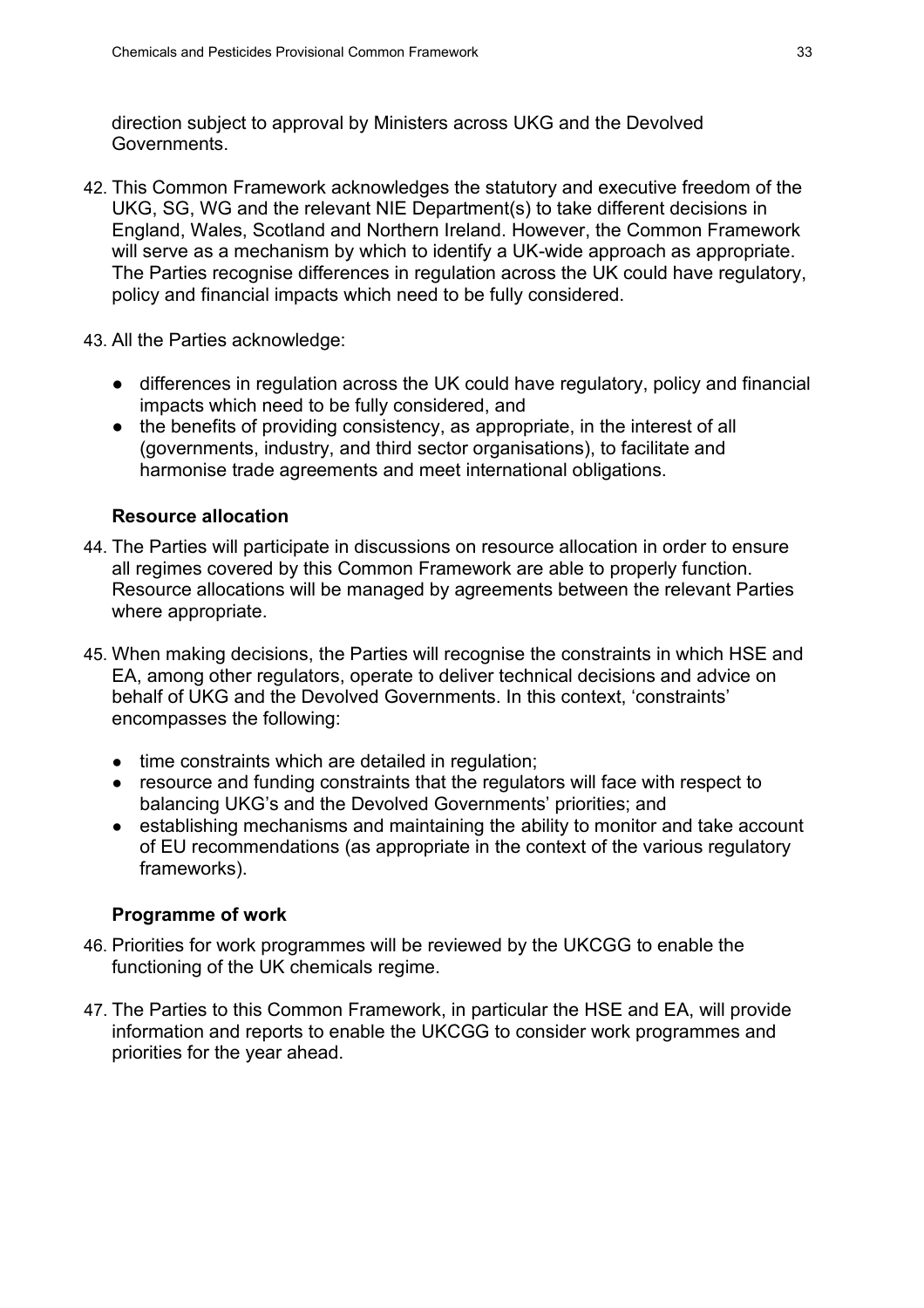direction subject to approval by Ministers across UKG and the Devolved Governments.

42. This Common Framework acknowledges the statutory and executive freedom of the UKG, SG, WG and the relevant NIE Department(s) to take different decisions in England, Wales, Scotland and Northern Ireland. However, the Common Framework will serve as a mechanism by which to identify a UK-wide approach as appropriate. The Parties recognise differences in regulation across the UK could have regulatory, policy and financial impacts which need to be fully considered.

43. All the Parties acknowledge:

- differences in regulation across the UK could have regulatory, policy and financial impacts which need to be fully considered, and
- the benefits of providing consistency, as appropriate, in the interest of all (governments, industry, and third sector organisations), to facilitate and harmonise trade agreements and meet international obligations.

### Resource allocation

44. The Parties will participate in discussions on resource allocation in order to ensure all regimes covered by this Common Framework are able to properly function. Resource allocations will be managed by agreements between the relevant Parties where appropriate.

45. When making decisions, the Parties will recognise the constraints in which HSE and EA, among other regulators, operate to deliver technical decisions and advice on behalf of UKG and the Devolved Governments. In this context, 'constraints' encompasses the following:

- time constraints which are detailed in regulation;
- resource and funding constraints that the regulators will face with respect to balancing UKG's and the Devolved Governments' priorities; and
- establishing mechanisms and maintaining the ability to monitor and take account of EU recommendations (as appropriate in the context of the various regulatory frameworks).

### Programme of work

46. Priorities for work programmes will be reviewed by the UKCGG to enable the functioning of the UK chemicals regime.

47. The Parties to this Common Framework, in particular the HSE and EA, will provide information and reports to enable the UKCGG to consider work programmes and priorities for the year ahead.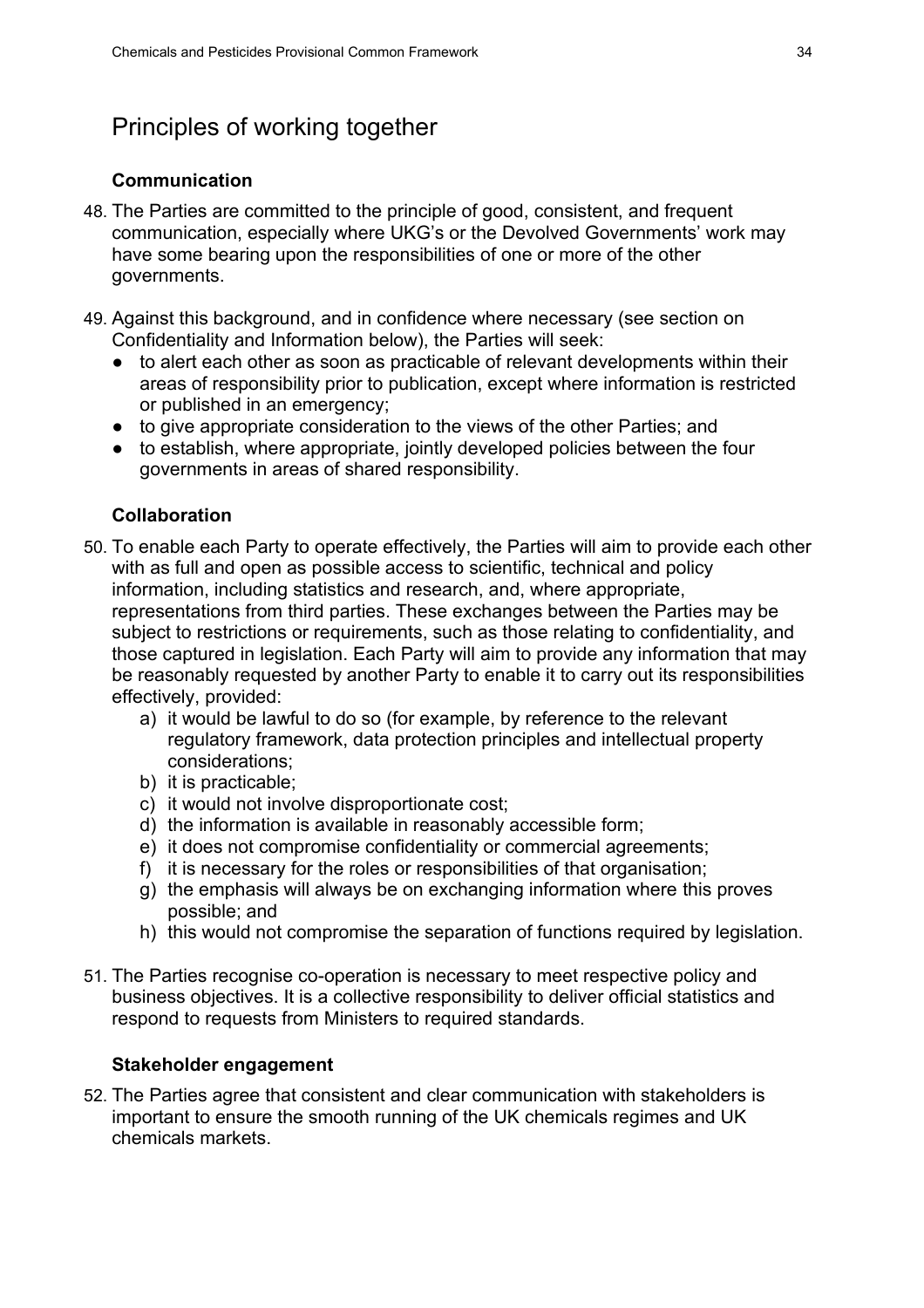## Principles of working together

### Communication

48. The Parties are committed to the principle of good, consistent, and frequent communication, especially where UKG's or the Devolved Governments' work may have some bearing upon the responsibilities of one or more of the other governments.

49. Against this background, and in confidence where necessary (see section on Confidentiality and Information below), the Parties will seek:
    - to alert each other as soon as practicable of relevant developments within their areas of responsibility prior to publication, except where information is restricted or published in an emergency;
    - to give appropriate consideration to the views of the other Parties; and
    - to establish, where appropriate, jointly developed policies between the four governments in areas of shared responsibility.

### Collaboration

50. To enable each Party to operate effectively, the Parties will aim to provide each other with as full and open as possible access to scientific, technical and policy information, including statistics and research, and, where appropriate, representations from third parties. These exchanges between the Parties may be subject to restrictions or requirements, such as those relating to confidentiality, and those captured in legislation. Each Party will aim to provide any information that may be reasonably requested by another Party to enable it to carry out its responsibilities effectively, provided:
    a) it would be lawful to do so (for example, by reference to the relevant regulatory framework, data protection principles and intellectual property considerations;
    b) it is practicable;
    c) it would not involve disproportionate cost;
    d) the information is available in reasonably accessible form;
    e) it does not compromise confidentiality or commercial agreements;
    f) it is necessary for the roles or responsibilities of that organisation;
    g) the emphasis will always be on exchanging information where this proves possible; and
    h) this would not compromise the separation of functions required by legislation.

51. The Parties recognise co-operation is necessary to meet respective policy and business objectives. It is a collective responsibility to deliver official statistics and respond to requests from Ministers to required standards.

### Stakeholder engagement

52. The Parties agree that consistent and clear communication with stakeholders is important to ensure the smooth running of the UK chemicals regimes and UK chemicals markets.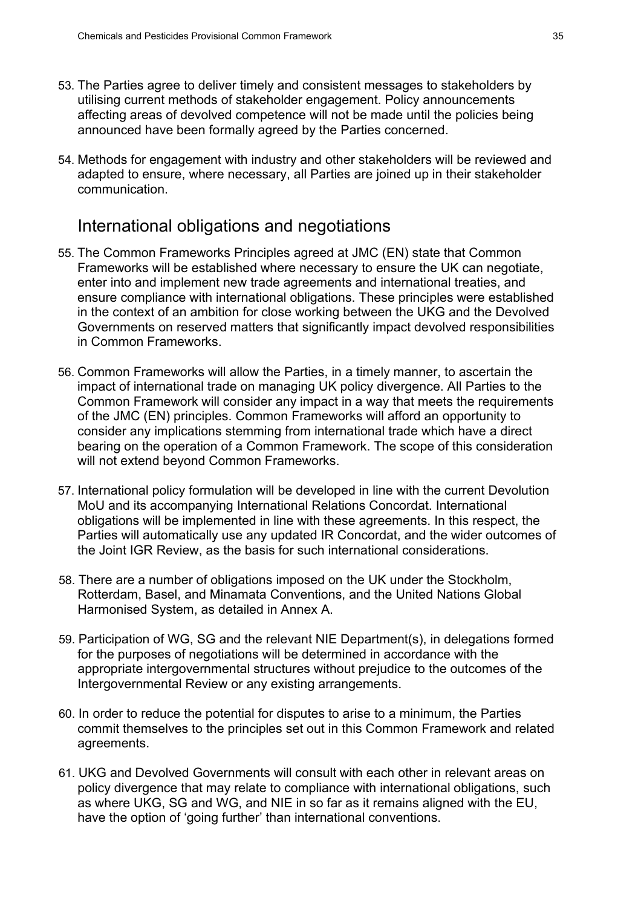53. The Parties agree to deliver timely and consistent messages to stakeholders by utilising current methods of stakeholder engagement. Policy announcements affecting areas of devolved competence will not be made until the policies being announced have been formally agreed by the Parties concerned.

54. Methods for engagement with industry and other stakeholders will be reviewed and adapted to ensure, where necessary, all Parties are joined up in their stakeholder communication.

## International obligations and negotiations

55. The Common Frameworks Principles agreed at JMC (EN) state that Common Frameworks will be established where necessary to ensure the UK can negotiate, enter into and implement new trade agreements and international treaties, and ensure compliance with international obligations. These principles were established in the context of an ambition for close working between the UKG and the Devolved Governments on reserved matters that significantly impact devolved responsibilities in Common Frameworks.

56. Common Frameworks will allow the Parties, in a timely manner, to ascertain the impact of international trade on managing UK policy divergence. All Parties to the Common Framework will consider any impact in a way that meets the requirements of the JMC (EN) principles. Common Frameworks will afford an opportunity to consider any implications stemming from international trade which have a direct bearing on the operation of a Common Framework. The scope of this consideration will not extend beyond Common Frameworks.

57. International policy formulation will be developed in line with the current Devolution MoU and its accompanying International Relations Concordat. International obligations will be implemented in line with these agreements. In this respect, the Parties will automatically use any updated IR Concordat, and the wider outcomes of the Joint IGR Review, as the basis for such international considerations.

58. There are a number of obligations imposed on the UK under the Stockholm, Rotterdam, Basel, and Minamata Conventions, and the United Nations Global Harmonised System, as detailed in Annex A.

59. Participation of WG, SG and the relevant NIE Department(s), in delegations formed for the purposes of negotiations will be determined in accordance with the appropriate intergovernmental structures without prejudice to the outcomes of the Intergovernmental Review or any existing arrangements.

60. In order to reduce the potential for disputes to arise to a minimum, the Parties commit themselves to the principles set out in this Common Framework and related agreements.

61. UKG and Devolved Governments will consult with each other in relevant areas on policy divergence that may relate to compliance with international obligations, such as where UKG, SG and WG, and NIE in so far as it remains aligned with the EU, have the option of 'going further' than international conventions.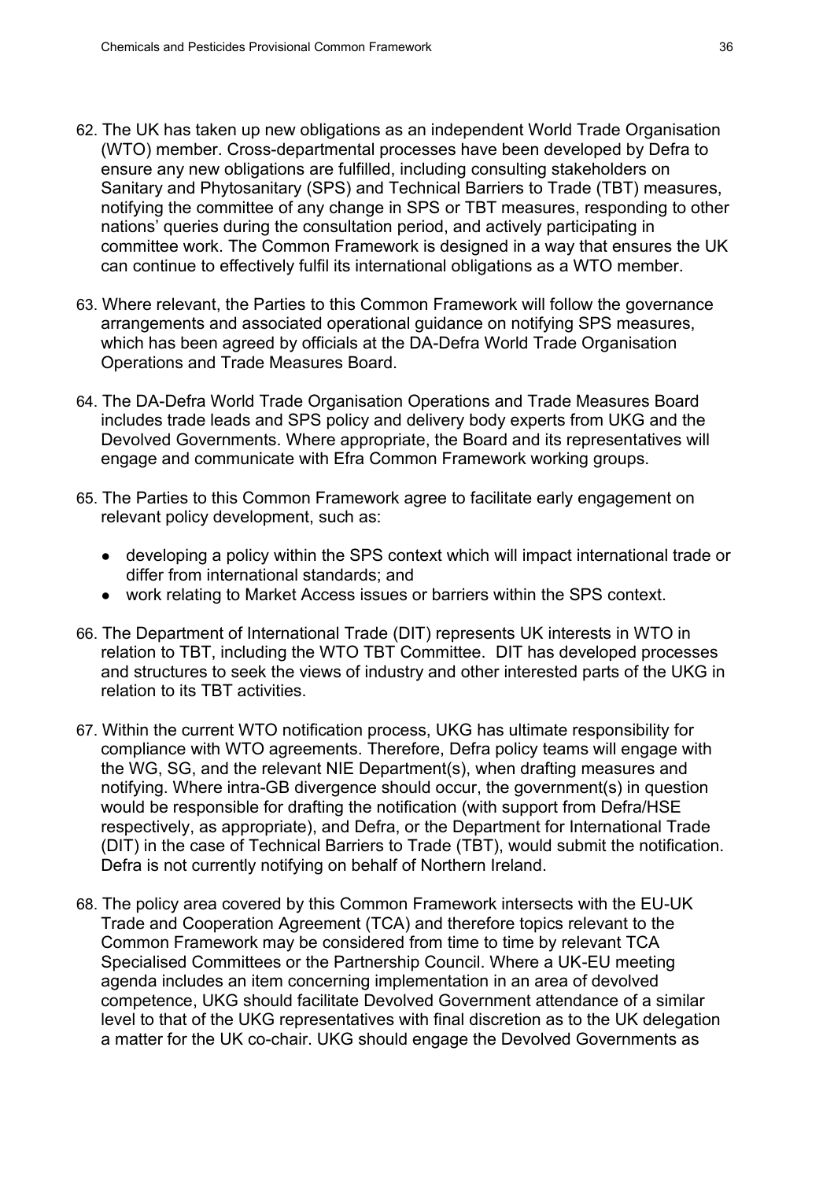62. The UK has taken up new obligations as an independent World Trade Organisation (WTO) member. Cross-departmental processes have been developed by Defra to ensure any new obligations are fulfilled, including consulting stakeholders on Sanitary and Phytosanitary (SPS) and Technical Barriers to Trade (TBT) measures, notifying the committee of any change in SPS or TBT measures, responding to other nations' queries during the consultation period, and actively participating in committee work. The Common Framework is designed in a way that ensures the UK can continue to effectively fulfil its international obligations as a WTO member.

63. Where relevant, the Parties to this Common Framework will follow the governance arrangements and associated operational guidance on notifying SPS measures, which has been agreed by officials at the DA-Defra World Trade Organisation Operations and Trade Measures Board.

64. The DA-Defra World Trade Organisation Operations and Trade Measures Board includes trade leads and SPS policy and delivery body experts from UKG and the Devolved Governments. Where appropriate, the Board and its representatives will engage and communicate with Efra Common Framework working groups.

65. The Parties to this Common Framework agree to facilitate early engagement on relevant policy development, such as:

    - developing a policy within the SPS context which will impact international trade or differ from international standards; and
    - work relating to Market Access issues or barriers within the SPS context.

66. The Department of International Trade (DIT) represents UK interests in WTO in relation to TBT, including the WTO TBT Committee. DIT has developed processes and structures to seek the views of industry and other interested parts of the UKG in relation to its TBT activities.

67. Within the current WTO notification process, UKG has ultimate responsibility for compliance with WTO agreements. Therefore, Defra policy teams will engage with the WG, SG, and the relevant NIE Department(s), when drafting measures and notifying. Where intra-GB divergence should occur, the government(s) in question would be responsible for drafting the notification (with support from Defra/HSE respectively, as appropriate), and Defra, or the Department for International Trade (DIT) in the case of Technical Barriers to Trade (TBT), would submit the notification. Defra is not currently notifying on behalf of Northern Ireland.

68. The policy area covered by this Common Framework intersects with the EU-UK Trade and Cooperation Agreement (TCA) and therefore topics relevant to the Common Framework may be considered from time to time by relevant TCA Specialised Committees or the Partnership Council. Where a UK-EU meeting agenda includes an item concerning implementation in an area of devolved competence, UKG should facilitate Devolved Government attendance of a similar level to that of the UKG representatives with final discretion as to the UK delegation a matter for the UK co-chair. UKG should engage the Devolved Governments as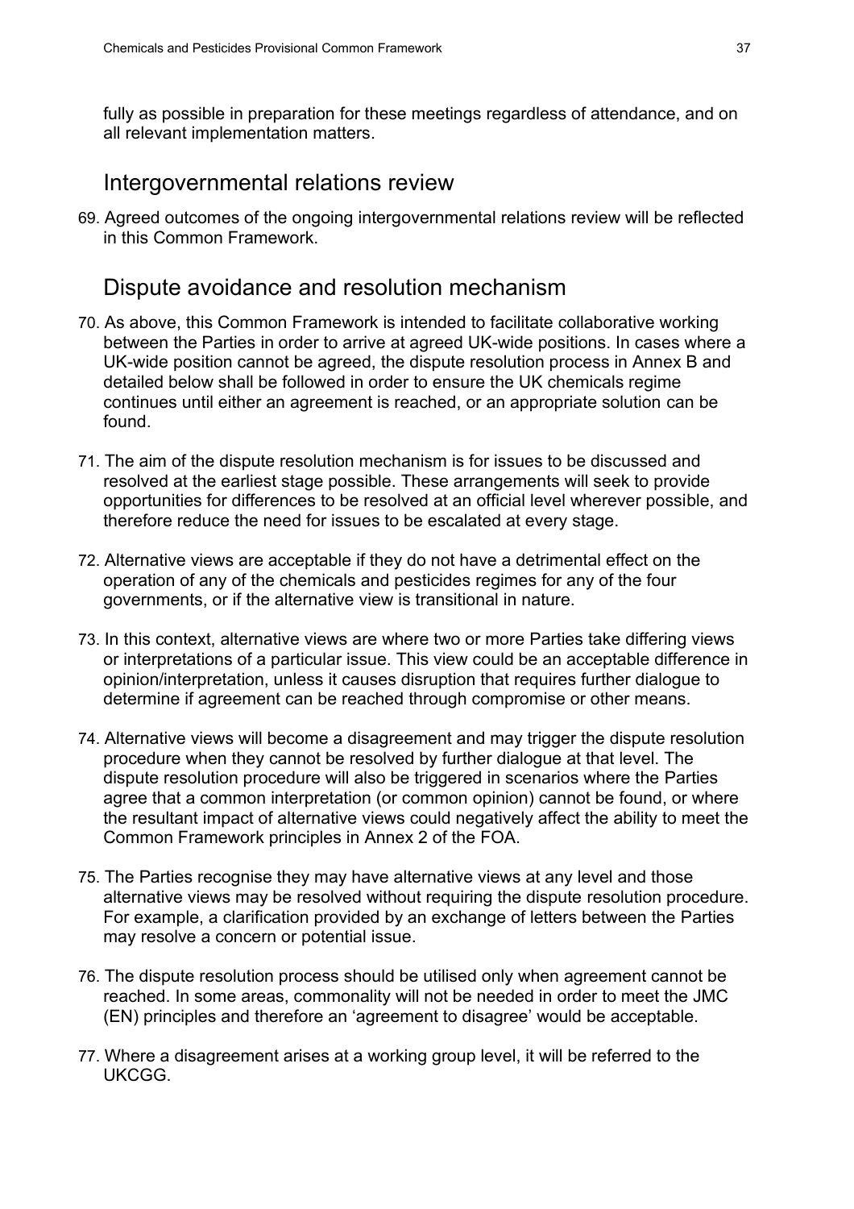fully as possible in preparation for these meetings regardless of attendance, and on all relevant implementation matters.

## Intergovernmental relations review

69. Agreed outcomes of the ongoing intergovernmental relations review will be reflected in this Common Framework.

## Dispute avoidance and resolution mechanism

70. As above, this Common Framework is intended to facilitate collaborative working between the Parties in order to arrive at agreed UK-wide positions. In cases where a UK-wide position cannot be agreed, the dispute resolution process in Annex B and detailed below shall be followed in order to ensure the UK chemicals regime continues until either an agreement is reached, or an appropriate solution can be found.

71. The aim of the dispute resolution mechanism is for issues to be discussed and resolved at the earliest stage possible. These arrangements will seek to provide opportunities for differences to be resolved at an official level wherever possible, and therefore reduce the need for issues to be escalated at every stage.

72. Alternative views are acceptable if they do not have a detrimental effect on the operation of any of the chemicals and pesticides regimes for any of the four governments, or if the alternative view is transitional in nature.

73. In this context, alternative views are where two or more Parties take differing views or interpretations of a particular issue. This view could be an acceptable difference in opinion/interpretation, unless it causes disruption that requires further dialogue to determine if agreement can be reached through compromise or other means.

74. Alternative views will become a disagreement and may trigger the dispute resolution procedure when they cannot be resolved by further dialogue at that level. The dispute resolution procedure will also be triggered in scenarios where the Parties agree that a common interpretation (or common opinion) cannot be found, or where the resultant impact of alternative views could negatively affect the ability to meet the Common Framework principles in Annex 2 of the FOA.

75. The Parties recognise they may have alternative views at any level and those alternative views may be resolved without requiring the dispute resolution procedure. For example, a clarification provided by an exchange of letters between the Parties may resolve a concern or potential issue.

76. The dispute resolution process should be utilised only when agreement cannot be reached. In some areas, commonality will not be needed in order to meet the JMC (EN) principles and therefore an 'agreement to disagree' would be acceptable.

77. Where a disagreement arises at a working group level, it will be referred to the UKCGG.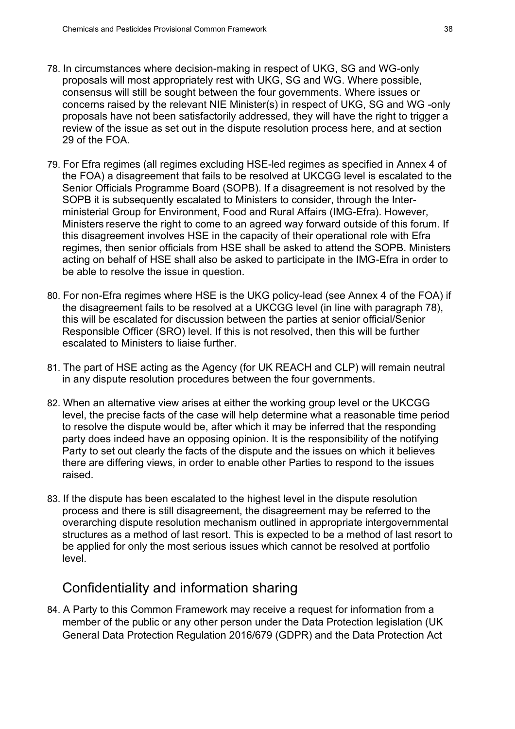78. In circumstances where decision-making in respect of UKG, SG and WG-only proposals will most appropriately rest with UKG, SG and WG. Where possible, consensus will still be sought between the four governments. Where issues or concerns raised by the relevant NIE Minister(s) in respect of UKG, SG and WG -only proposals have not been satisfactorily addressed, they will have the right to trigger a review of the issue as set out in the dispute resolution process here, and at section 29 of the FOA.

79. For Efra regimes (all regimes excluding HSE-led regimes as specified in Annex 4 of the FOA) a disagreement that fails to be resolved at UKCGG level is escalated to the Senior Officials Programme Board (SOPB). If a disagreement is not resolved by the SOPB it is subsequently escalated to Ministers to consider, through the Inter-ministerial Group for Environment, Food and Rural Affairs (IMG-Efra). However, Ministers reserve the right to come to an agreed way forward outside of this forum. If this disagreement involves HSE in the capacity of their operational role with Efra regimes, then senior officials from HSE shall be asked to attend the SOPB. Ministers acting on behalf of HSE shall also be asked to participate in the IMG-Efra in order to be able to resolve the issue in question.

80. For non-Efra regimes where HSE is the UKG policy-lead (see Annex 4 of the FOA) if the disagreement fails to be resolved at a UKCGG level (in line with paragraph 78), this will be escalated for discussion between the parties at senior official/Senior Responsible Officer (SRO) level. If this is not resolved, then this will be further escalated to Ministers to liaise further.

81. The part of HSE acting as the Agency (for UK REACH and CLP) will remain neutral in any dispute resolution procedures between the four governments.

82. When an alternative view arises at either the working group level or the UKCGG level, the precise facts of the case will help determine what a reasonable time period to resolve the dispute would be, after which it may be inferred that the responding party does indeed have an opposing opinion. It is the responsibility of the notifying Party to set out clearly the facts of the dispute and the issues on which it believes there are differing views, in order to enable other Parties to respond to the issues raised.

83. If the dispute has been escalated to the highest level in the dispute resolution process and there is still disagreement, the disagreement may be referred to the overarching dispute resolution mechanism outlined in appropriate intergovernmental structures as a method of last resort. This is expected to be a method of last resort to be applied for only the most serious issues which cannot be resolved at portfolio level.

## Confidentiality and information sharing

84. A Party to this Common Framework may receive a request for information from a member of the public or any other person under the Data Protection legislation (UK General Data Protection Regulation 2016/679 (GDPR) and the Data Protection Act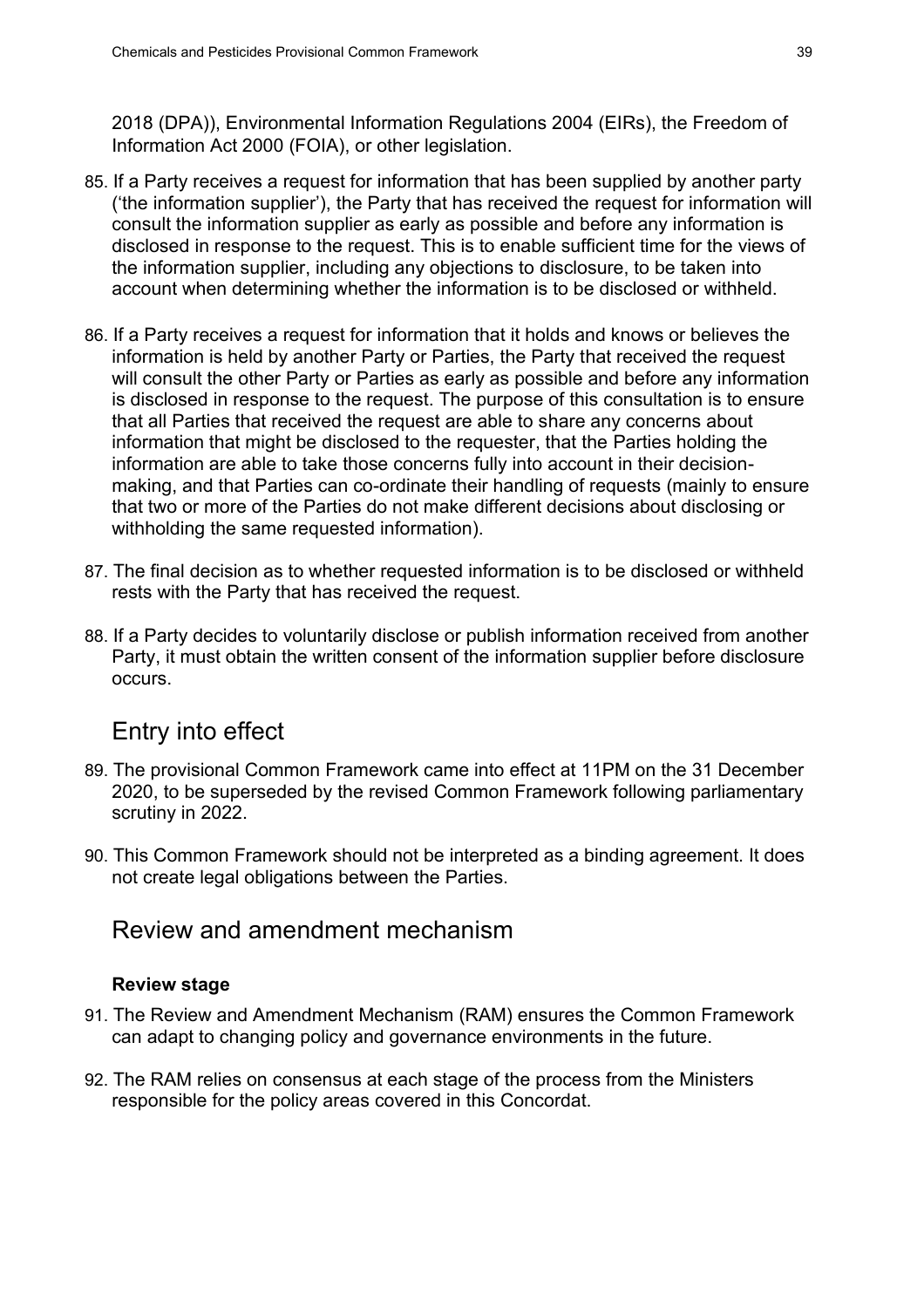2018 (DPA)), Environmental Information Regulations 2004 (EIRs), the Freedom of Information Act 2000 (FOIA), or other legislation.

85. If a Party receives a request for information that has been supplied by another party ('the information supplier'), the Party that has received the request for information will consult the information supplier as early as possible and before any information is disclosed in response to the request. This is to enable sufficient time for the views of the information supplier, including any objections to disclosure, to be taken into account when determining whether the information is to be disclosed or withheld.

86. If a Party receives a request for information that it holds and knows or believes the information is held by another Party or Parties, the Party that received the request will consult the other Party or Parties as early as possible and before any information is disclosed in response to the request. The purpose of this consultation is to ensure that all Parties that received the request are able to share any concerns about information that might be disclosed to the requester, that the Parties holding the information are able to take those concerns fully into account in their decision-making, and that Parties can co-ordinate their handling of requests (mainly to ensure that two or more of the Parties do not make different decisions about disclosing or withholding the same requested information).

87. The final decision as to whether requested information is to be disclosed or withheld rests with the Party that has received the request.

88. If a Party decides to voluntarily disclose or publish information received from another Party, it must obtain the written consent of the information supplier before disclosure occurs.

## Entry into effect

89. The provisional Common Framework came into effect at 11PM on the 31 December 2020, to be superseded by the revised Common Framework following parliamentary scrutiny in 2022.

90. This Common Framework should not be interpreted as a binding agreement. It does not create legal obligations between the Parties.

## Review and amendment mechanism

### Review stage

91. The Review and Amendment Mechanism (RAM) ensures the Common Framework can adapt to changing policy and governance environments in the future.

92. The RAM relies on consensus at each stage of the process from the Ministers responsible for the policy areas covered in this Concordat.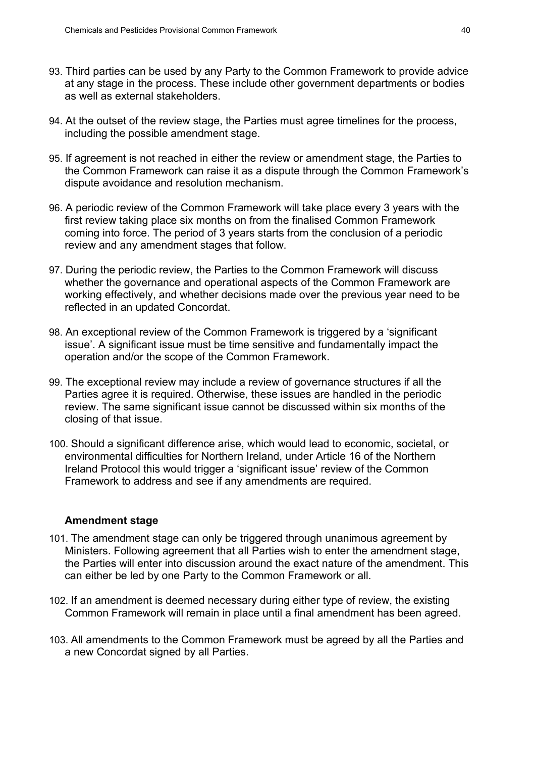93. Third parties can be used by any Party to the Common Framework to provide advice at any stage in the process. These include other government departments or bodies as well as external stakeholders.

94. At the outset of the review stage, the Parties must agree timelines for the process, including the possible amendment stage.

95. If agreement is not reached in either the review or amendment stage, the Parties to the Common Framework can raise it as a dispute through the Common Framework's dispute avoidance and resolution mechanism.

96. A periodic review of the Common Framework will take place every 3 years with the first review taking place six months on from the finalised Common Framework coming into force. The period of 3 years starts from the conclusion of a periodic review and any amendment stages that follow.

97. During the periodic review, the Parties to the Common Framework will discuss whether the governance and operational aspects of the Common Framework are working effectively, and whether decisions made over the previous year need to be reflected in an updated Concordat.

98. An exceptional review of the Common Framework is triggered by a 'significant issue'. A significant issue must be time sensitive and fundamentally impact the operation and/or the scope of the Common Framework.

99. The exceptional review may include a review of governance structures if all the Parties agree it is required. Otherwise, these issues are handled in the periodic review. The same significant issue cannot be discussed within six months of the closing of that issue.

100. Should a significant difference arise, which would lead to economic, societal, or environmental difficulties for Northern Ireland, under Article 16 of the Northern Ireland Protocol this would trigger a 'significant issue' review of the Common Framework to address and see if any amendments are required.

#### Amendment stage

101. The amendment stage can only be triggered through unanimous agreement by Ministers. Following agreement that all Parties wish to enter the amendment stage, the Parties will enter into discussion around the exact nature of the amendment. This can either be led by one Party to the Common Framework or all.

102. If an amendment is deemed necessary during either type of review, the existing Common Framework will remain in place until a final amendment has been agreed.

103. All amendments to the Common Framework must be agreed by all the Parties and a new Concordat signed by all Parties.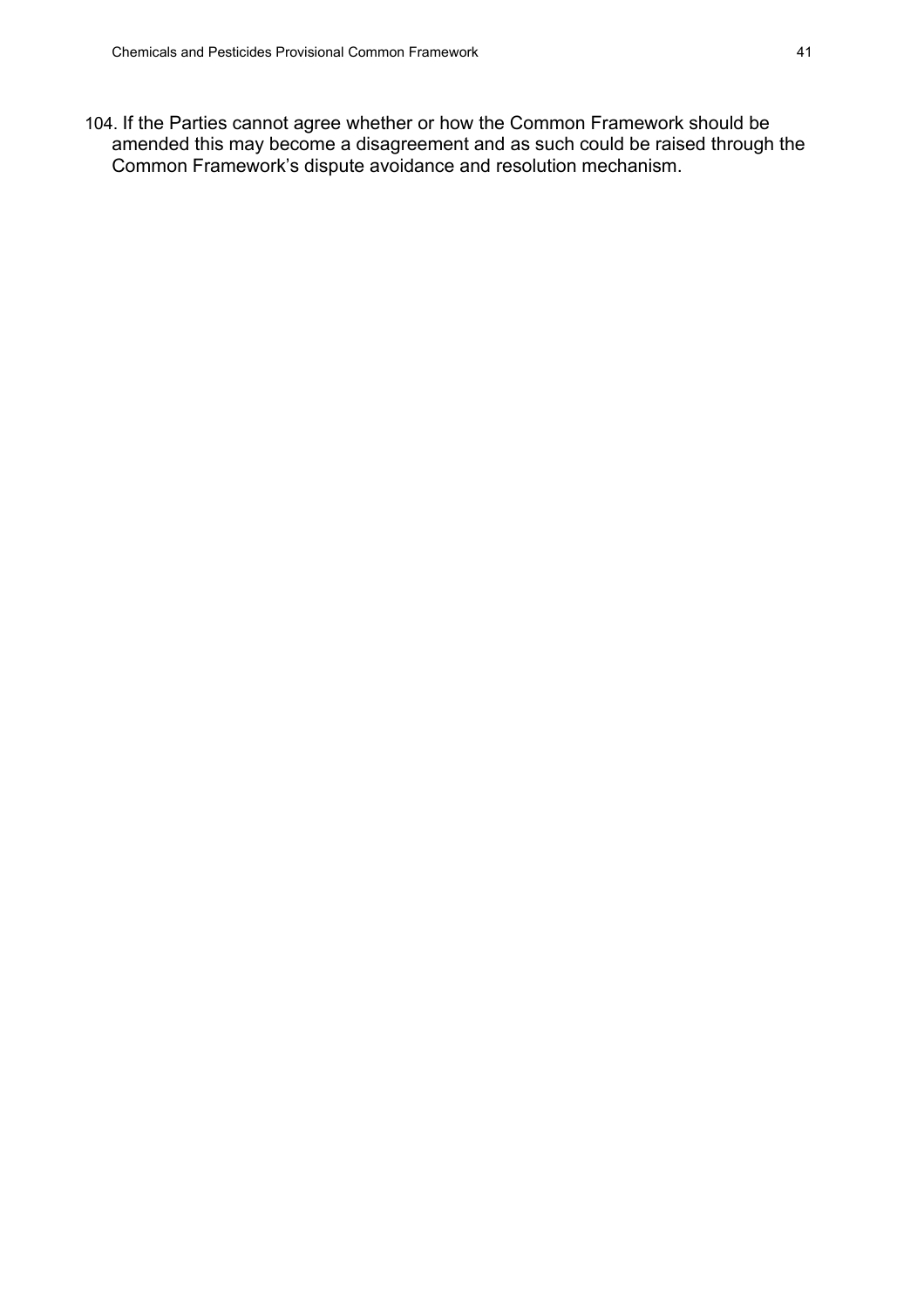104. If the Parties cannot agree whether or how the Common Framework should be amended this may become a disagreement and as such could be raised through the Common Framework’s dispute avoidance and resolution mechanism.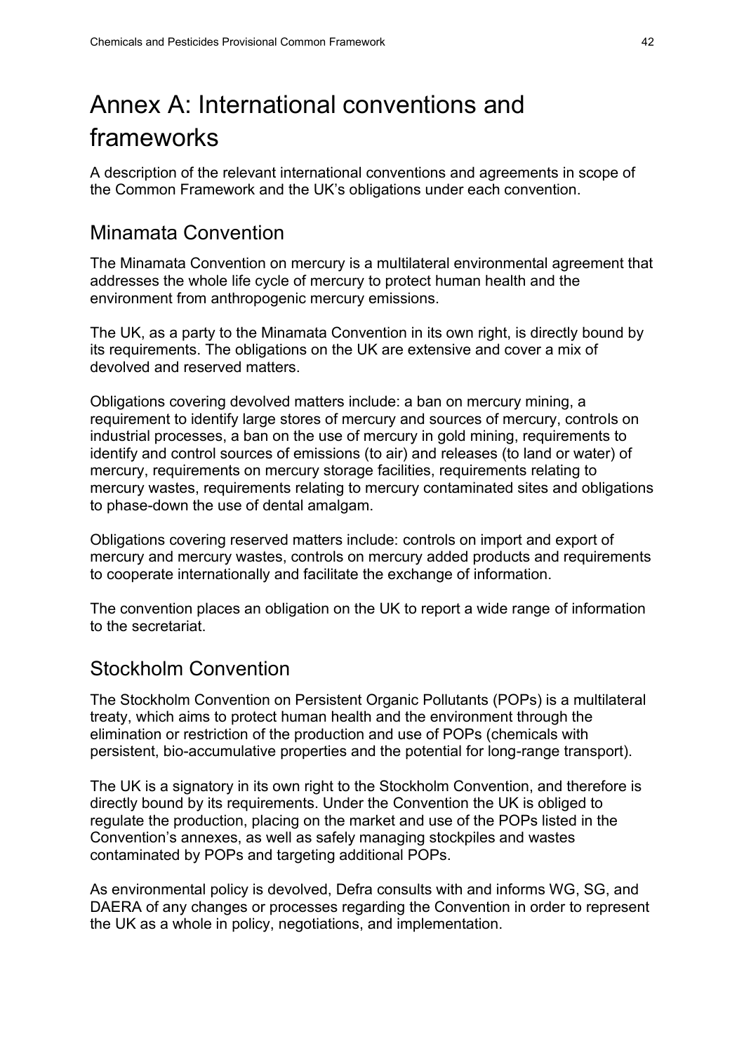# Annex A: International conventions and frameworks

A description of the relevant international conventions and agreements in scope of the Common Framework and the UK's obligations under each convention.

## Minamata Convention

The Minamata Convention on mercury is a multilateral environmental agreement that addresses the whole life cycle of mercury to protect human health and the environment from anthropogenic mercury emissions.

The UK, as a party to the Minamata Convention in its own right, is directly bound by its requirements. The obligations on the UK are extensive and cover a mix of devolved and reserved matters.

Obligations covering devolved matters include: a ban on mercury mining, a requirement to identify large stores of mercury and sources of mercury, controls on industrial processes, a ban on the use of mercury in gold mining, requirements to identify and control sources of emissions (to air) and releases (to land or water) of mercury, requirements on mercury storage facilities, requirements relating to mercury wastes, requirements relating to mercury contaminated sites and obligations to phase-down the use of dental amalgam.

Obligations covering reserved matters include: controls on import and export of mercury and mercury wastes, controls on mercury added products and requirements to cooperate internationally and facilitate the exchange of information.

The convention places an obligation on the UK to report a wide range of information to the secretariat.

## Stockholm Convention

The Stockholm Convention on Persistent Organic Pollutants (POPs) is a multilateral treaty, which aims to protect human health and the environment through the elimination or restriction of the production and use of POPs (chemicals with persistent, bio-accumulative properties and the potential for long-range transport).

The UK is a signatory in its own right to the Stockholm Convention, and therefore is directly bound by its requirements. Under the Convention the UK is obliged to regulate the production, placing on the market and use of the POPs listed in the Convention's annexes, as well as safely managing stockpiles and wastes contaminated by POPs and targeting additional POPs.

As environmental policy is devolved, Defra consults with and informs WG, SG, and DAERA of any changes or processes regarding the Convention in order to represent the UK as a whole in policy, negotiations, and implementation.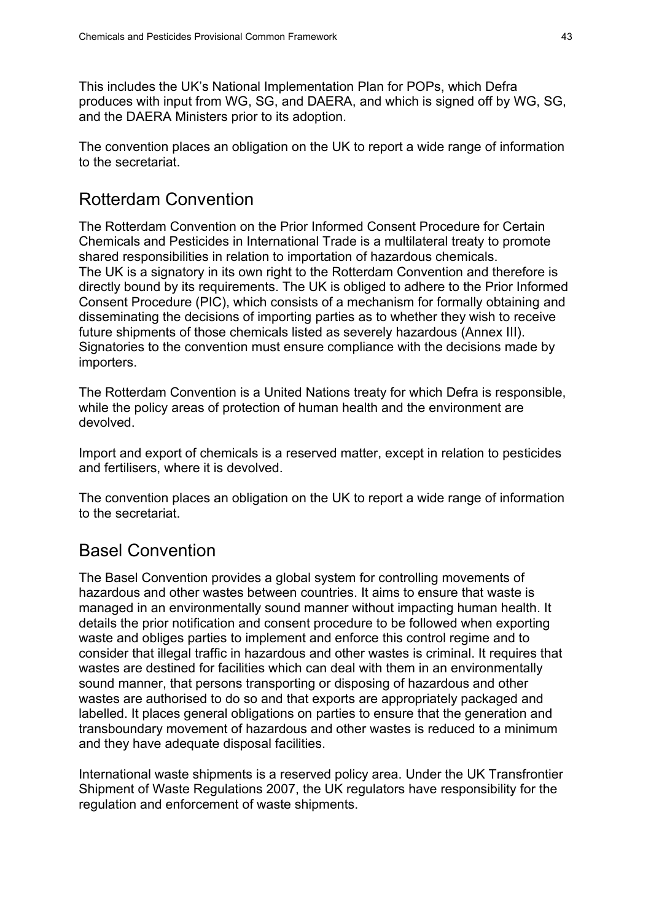This includes the UK's National Implementation Plan for POPs, which Defra produces with input from WG, SG, and DAERA, and which is signed off by WG, SG, and the DAERA Ministers prior to its adoption.

The convention places an obligation on the UK to report a wide range of information to the secretariat.

## Rotterdam Convention

The Rotterdam Convention on the Prior Informed Consent Procedure for Certain Chemicals and Pesticides in International Trade is a multilateral treaty to promote shared responsibilities in relation to importation of hazardous chemicals.
The UK is a signatory in its own right to the Rotterdam Convention and therefore is directly bound by its requirements. The UK is obliged to adhere to the Prior Informed Consent Procedure (PIC), which consists of a mechanism for formally obtaining and disseminating the decisions of importing parties as to whether they wish to receive future shipments of those chemicals listed as severely hazardous (Annex III). Signatories to the convention must ensure compliance with the decisions made by importers.

The Rotterdam Convention is a United Nations treaty for which Defra is responsible, while the policy areas of protection of human health and the environment are devolved.

Import and export of chemicals is a reserved matter, except in relation to pesticides and fertilisers, where it is devolved.

The convention places an obligation on the UK to report a wide range of information to the secretariat.

## Basel Convention

The Basel Convention provides a global system for controlling movements of hazardous and other wastes between countries. It aims to ensure that waste is managed in an environmentally sound manner without impacting human health. It details the prior notification and consent procedure to be followed when exporting waste and obliges parties to implement and enforce this control regime and to consider that illegal traffic in hazardous and other wastes is criminal. It requires that wastes are destined for facilities which can deal with them in an environmentally sound manner, that persons transporting or disposing of hazardous and other wastes are authorised to do so and that exports are appropriately packaged and labelled. It places general obligations on parties to ensure that the generation and transboundary movement of hazardous and other wastes is reduced to a minimum and they have adequate disposal facilities.

International waste shipments is a reserved policy area. Under the UK Transfrontier Shipment of Waste Regulations 2007, the UK regulators have responsibility for the regulation and enforcement of waste shipments.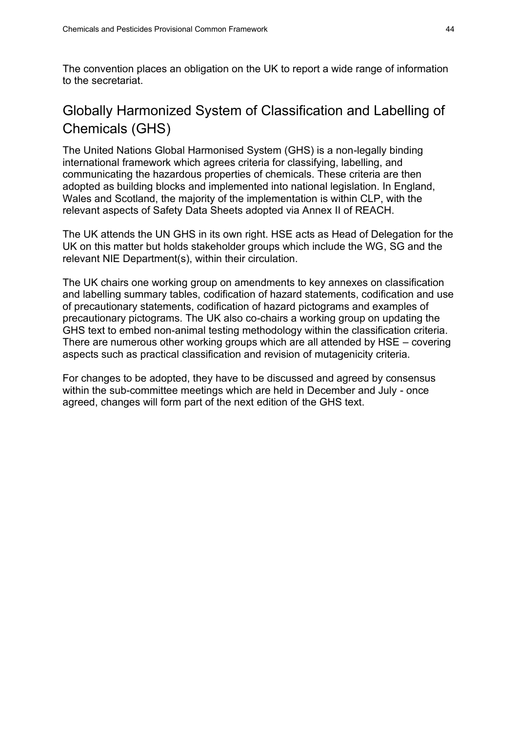The convention places an obligation on the UK to report a wide range of information to the secretariat.

## Globally Harmonized System of Classification and Labelling of Chemicals (GHS)

The United Nations Global Harmonised System (GHS) is a non-legally binding international framework which agrees criteria for classifying, labelling, and communicating the hazardous properties of chemicals. These criteria are then adopted as building blocks and implemented into national legislation. In England, Wales and Scotland, the majority of the implementation is within CLP, with the relevant aspects of Safety Data Sheets adopted via Annex II of REACH.

The UK attends the UN GHS in its own right. HSE acts as Head of Delegation for the UK on this matter but holds stakeholder groups which include the WG, SG and the relevant NIE Department(s), within their circulation.

The UK chairs one working group on amendments to key annexes on classification and labelling summary tables, codification of hazard statements, codification and use of precautionary statements, codification of hazard pictograms and examples of precautionary pictograms. The UK also co-chairs a working group on updating the GHS text to embed non-animal testing methodology within the classification criteria. There are numerous other working groups which are all attended by HSE – covering aspects such as practical classification and revision of mutagenicity criteria.

For changes to be adopted, they have to be discussed and agreed by consensus within the sub-committee meetings which are held in December and July - once agreed, changes will form part of the next edition of the GHS text.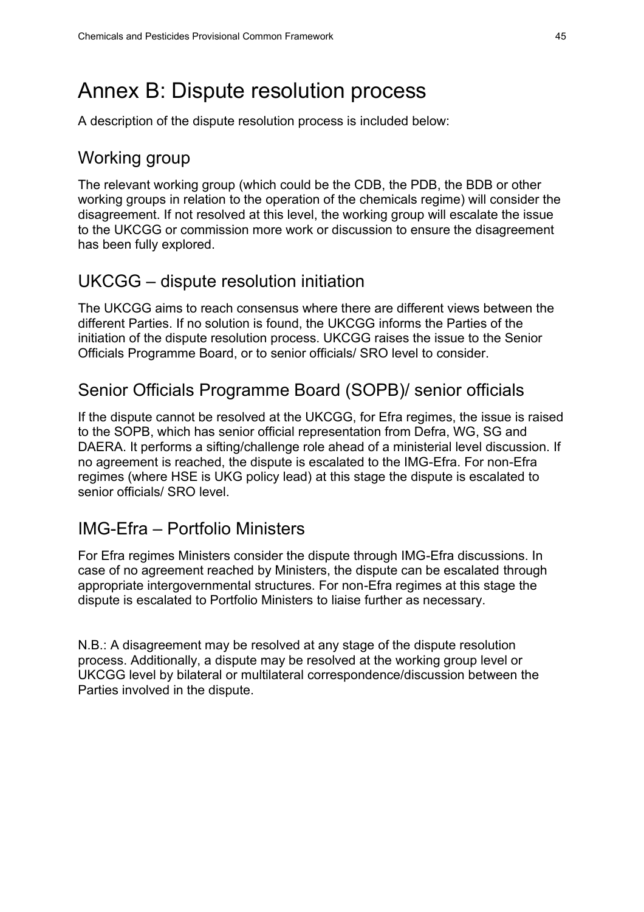# Annex B: Dispute resolution process

A description of the dispute resolution process is included below:

## Working group

The relevant working group (which could be the CDB, the PDB, the BDB or other working groups in relation to the operation of the chemicals regime) will consider the disagreement. If not resolved at this level, the working group will escalate the issue to the UKCGG or commission more work or discussion to ensure the disagreement has been fully explored.

## UKCGG – dispute resolution initiation

The UKCGG aims to reach consensus where there are different views between the different Parties. If no solution is found, the UKCGG informs the Parties of the initiation of the dispute resolution process. UKCGG raises the issue to the Senior Officials Programme Board, or to senior officials/ SRO level to consider.

## Senior Officials Programme Board (SOPB)/ senior officials

If the dispute cannot be resolved at the UKCGG, for Efra regimes, the issue is raised to the SOPB, which has senior official representation from Defra, WG, SG and DAERA. It performs a sifting/challenge role ahead of a ministerial level discussion. If no agreement is reached, the dispute is escalated to the IMG-Efra. For non-Efra regimes (where HSE is UKG policy lead) at this stage the dispute is escalated to senior officials/ SRO level.

## IMG-Efra – Portfolio Ministers

For Efra regimes Ministers consider the dispute through IMG-Efra discussions. In case of no agreement reached by Ministers, the dispute can be escalated through appropriate intergovernmental structures. For non-Efra regimes at this stage the dispute is escalated to Portfolio Ministers to liaise further as necessary.

N.B.: A disagreement may be resolved at any stage of the dispute resolution process. Additionally, a dispute may be resolved at the working group level or UKCGG level by bilateral or multilateral correspondence/discussion between the Parties involved in the dispute.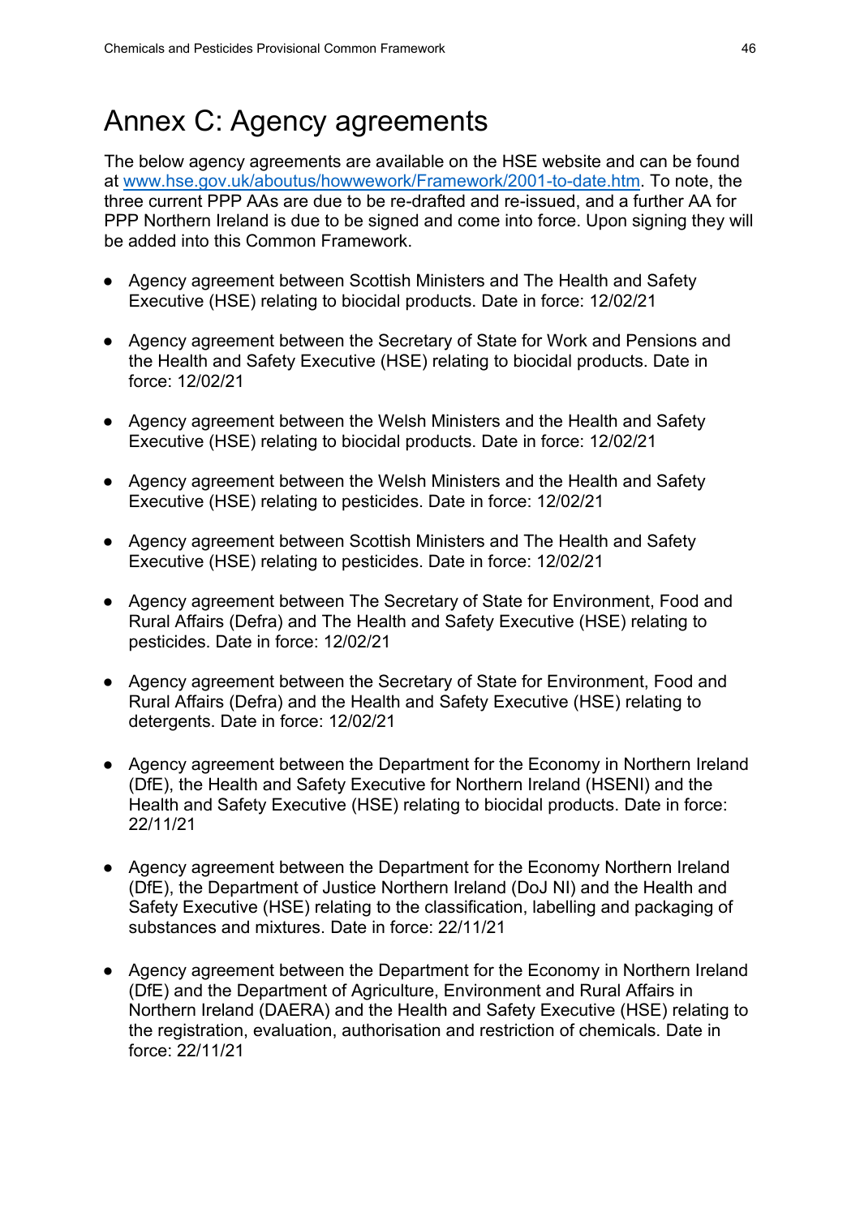# Annex C: Agency agreements

The below agency agreements are available on the HSE website and can be found at [www.hse.gov.uk/aboutus/howwework/Framework/2001-to-date.htm](www.hse.gov.uk/aboutus/howwework/Framework/2001-to-date.htm). To note, the three current PPP AAs are due to be re-drafted and re-issued, and a further AA for PPP Northern Ireland is due to be signed and come into force. Upon signing they will be added into this Common Framework.

- Agency agreement between Scottish Ministers and The Health and Safety Executive (HSE) relating to biocidal products. Date in force: 12/02/21
- Agency agreement between the Secretary of State for Work and Pensions and the Health and Safety Executive (HSE) relating to biocidal products. Date in force: 12/02/21
- Agency agreement between the Welsh Ministers and the Health and Safety Executive (HSE) relating to biocidal products. Date in force: 12/02/21
- Agency agreement between the Welsh Ministers and the Health and Safety Executive (HSE) relating to pesticides. Date in force: 12/02/21
- Agency agreement between Scottish Ministers and The Health and Safety Executive (HSE) relating to pesticides. Date in force: 12/02/21
- Agency agreement between The Secretary of State for Environment, Food and Rural Affairs (Defra) and The Health and Safety Executive (HSE) relating to pesticides. Date in force: 12/02/21
- Agency agreement between the Secretary of State for Environment, Food and Rural Affairs (Defra) and the Health and Safety Executive (HSE) relating to detergents. Date in force: 12/02/21
- Agency agreement between the Department for the Economy in Northern Ireland (DfE), the Health and Safety Executive for Northern Ireland (HSENI) and the Health and Safety Executive (HSE) relating to biocidal products. Date in force: 22/11/21
- Agency agreement between the Department for the Economy Northern Ireland (DfE), the Department of Justice Northern Ireland (DoJ NI) and the Health and Safety Executive (HSE) relating to the classification, labelling and packaging of substances and mixtures. Date in force: 22/11/21
- Agency agreement between the Department for the Economy in Northern Ireland (DfE) and the Department of Agriculture, Environment and Rural Affairs in Northern Ireland (DAERA) and the Health and Safety Executive (HSE) relating to the registration, evaluation, authorisation and restriction of chemicals. Date in force: 22/11/21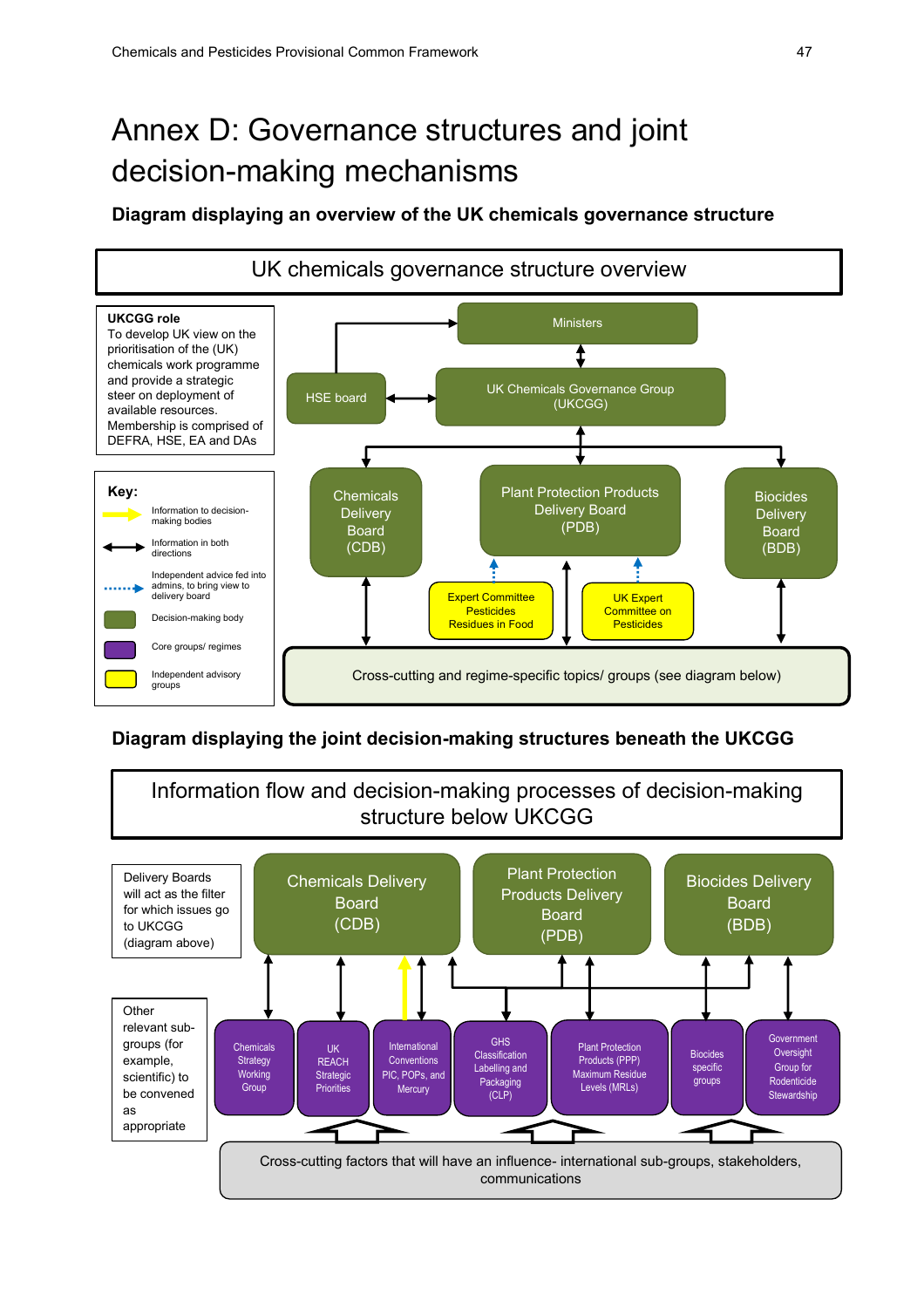# Annex D: Governance structures and joint decision-making mechanisms

**Diagram displaying an overview of the UK chemicals governance structure**

UK chemicals governance structure overview

**UKCGG role**
To develop UK view on the prioritisation of the (UK) chemicals work programme and provide a strategic steer on deployment of available resources. Membership is comprised of DEFRA, HSE, EA and DAs

**Key:**

- Information to decision-making bodies
- Information in both directions
- Independent advice fed into admins, to bring view to delivery board
- Decision-making body
- Core groups/ regimes
- Independent advisory groups

Ministers

HSE board

UK Chemicals Governance Group (UKCGG)

Chemicals Delivery Board (CDB)

Plant Protection Products Delivery Board (PDB)

Biocides Delivery Board (BDB)

Expert Committee Pesticides Residues in Food

UK Expert Committee on Pesticides

Cross-cutting and regime-specific topics/ groups (see diagram below)

**Diagram displaying the joint decision-making structures beneath the UKCGG**

Information flow and decision-making processes of decision-making structure below UKCGG

Delivery Boards will act as the filter for which issues go to UKCGG (diagram above)

Other relevant sub-groups (for example, scientific) to be convened as appropriate

Chemicals Delivery Board (CDB)

Plant Protection Products Delivery Board (PDB)

Biocides Delivery Board (BDB)

Chemicals Strategy Working Group

UK REACH Strategic Priorities

International Conventions PIC, POPs, and Mercury

GHS Classification Labelling and Packaging (CLP)

Plant Protection Products (PPP) Maximum Residue Levels (MRLs)

Biocides specific groups

Government Oversight Group for Rodenticide Stewardship

Cross-cutting factors that will have an influence- international sub-groups, stakeholders, communications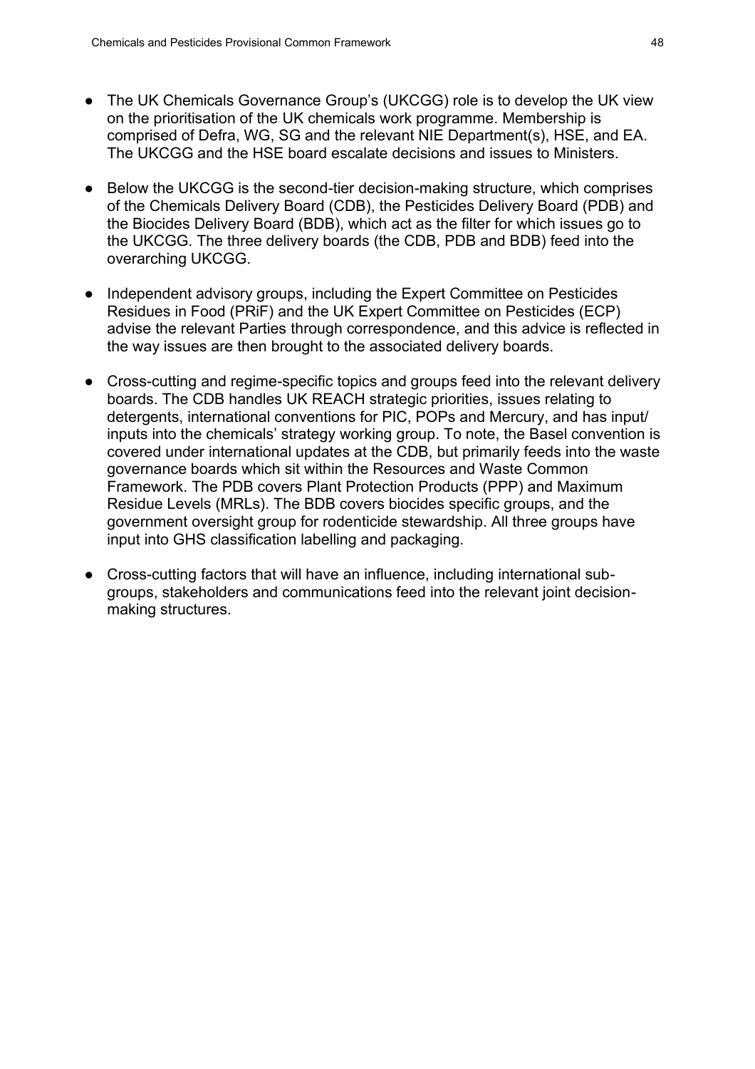- The UK Chemicals Governance Group's (UKCGG) role is to develop the UK view on the prioritisation of the UK chemicals work programme. Membership is comprised of Defra, WG, SG and the relevant NIE Department(s), HSE, and EA. The UKCGG and the HSE board escalate decisions and issues to Ministers.

- Below the UKCGG is the second-tier decision-making structure, which comprises of the Chemicals Delivery Board (CDB), the Pesticides Delivery Board (PDB) and the Biocides Delivery Board (BDB), which act as the filter for which issues go to the UKCGG. The three delivery boards (the CDB, PDB and BDB) feed into the overarching UKCGG.

- Independent advisory groups, including the Expert Committee on Pesticides Residues in Food (PRiF) and the UK Expert Committee on Pesticides (ECP) advise the relevant Parties through correspondence, and this advice is reflected in the way issues are then brought to the associated delivery boards.

- Cross-cutting and regime-specific topics and groups feed into the relevant delivery boards. The CDB handles UK REACH strategic priorities, issues relating to detergents, international conventions for PIC, POPs and Mercury, and has input/ inputs into the chemicals' strategy working group. To note, the Basel convention is covered under international updates at the CDB, but primarily feeds into the waste governance boards which sit within the Resources and Waste Common Framework. The PDB covers Plant Protection Products (PPP) and Maximum Residue Levels (MRLs). The BDB covers biocides specific groups, and the government oversight group for rodenticide stewardship. All three groups have input into GHS classification labelling and packaging.

- Cross-cutting factors that will have an influence, including international sub-groups, stakeholders and communications feed into the relevant joint decision-making structures.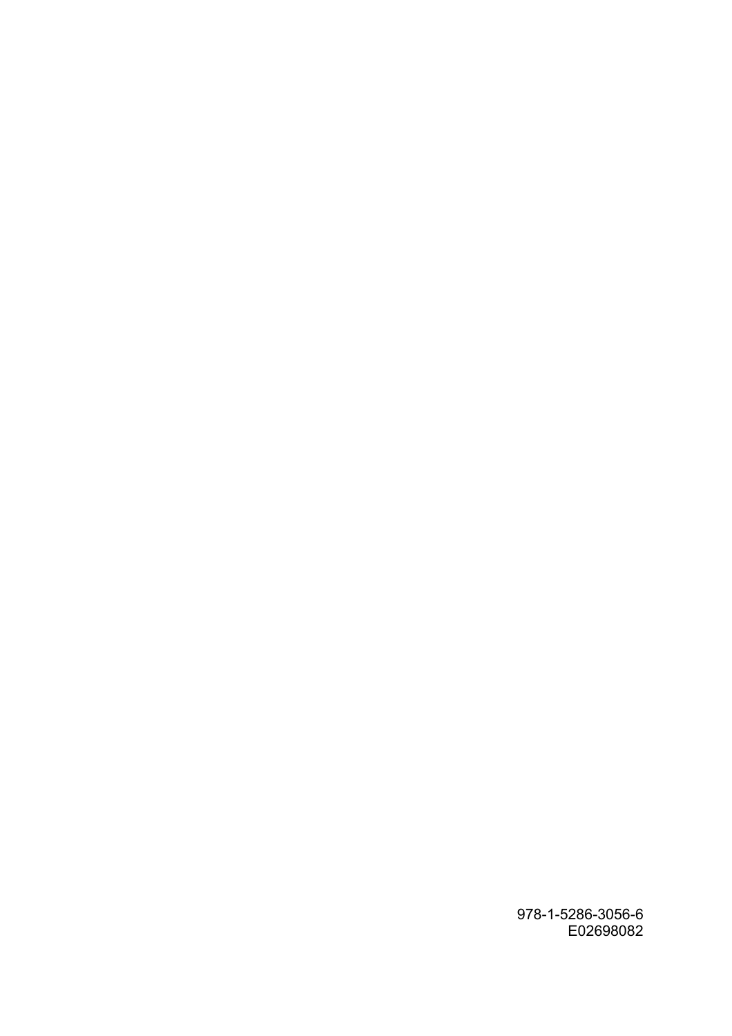978-1-5286-3056-6
E02698082